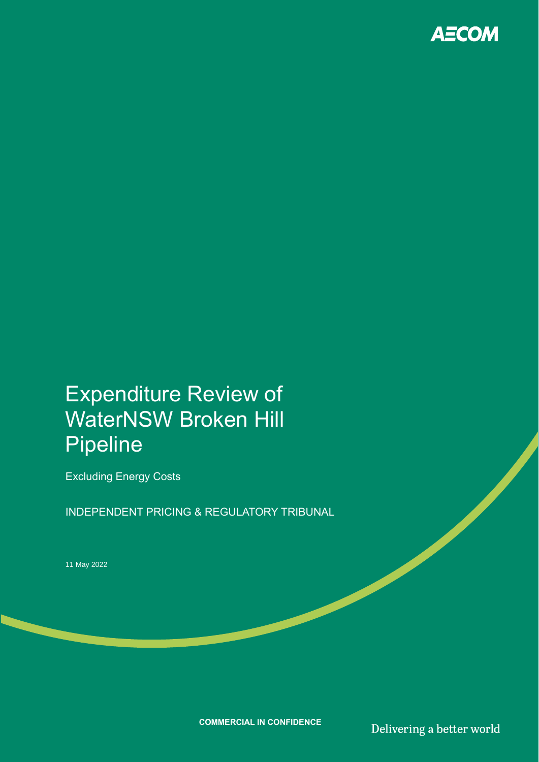AECOM

# Expenditure Review of WaterNSW Broken Hill Pipeline

Excluding Energy Costs

INDEPENDENT PRICING & REGULATORY TRIBUNAL

11 May 2022

**COMMERCIAL IN CONFIDENCE**

Delivering a better world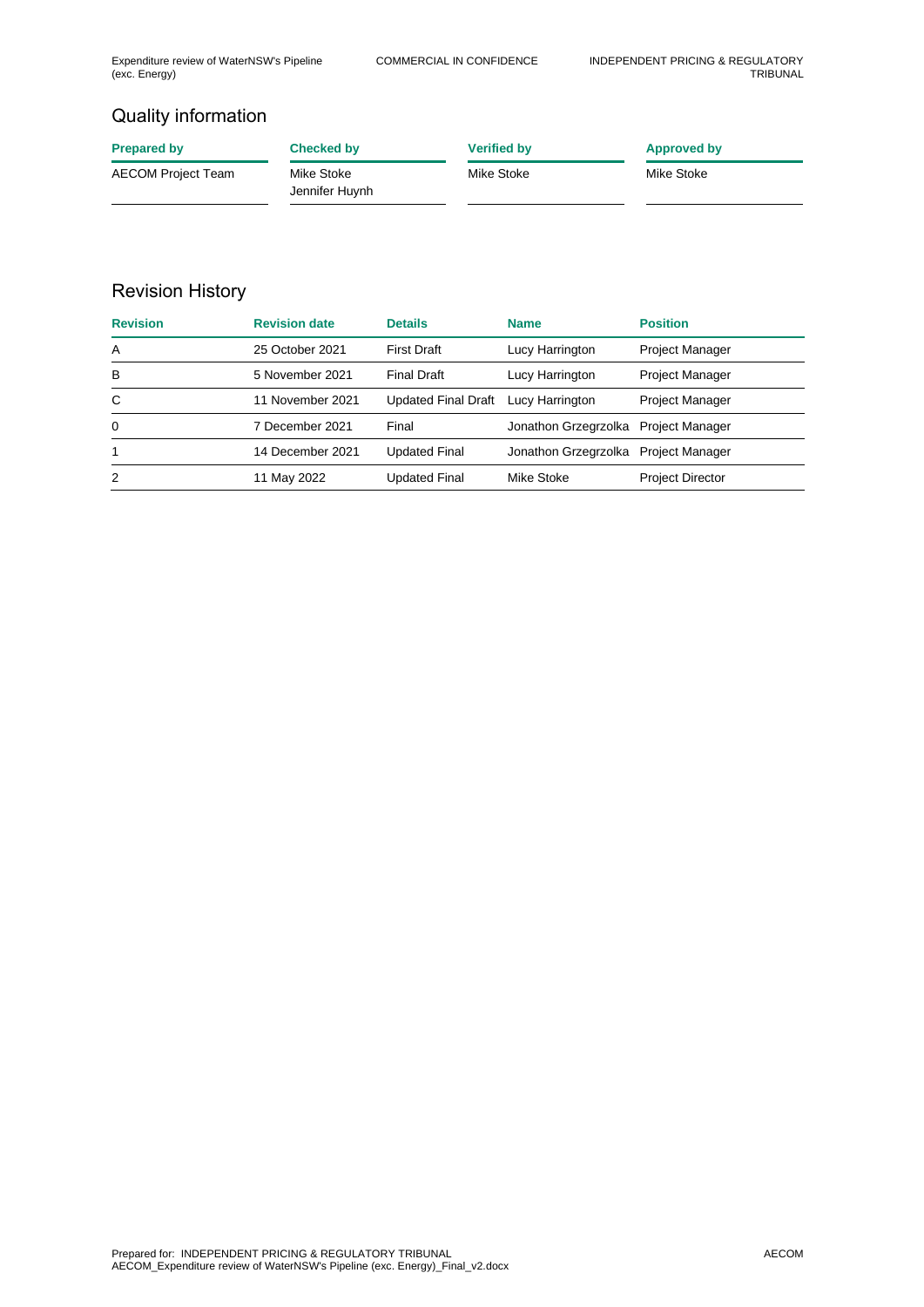## Quality information

| Prepared by | Checked by | Verified by | Approved by |
|---|---|---|---|
| AECOM Project Team | Mike Stoke<br>Jennifer Huynh | Mike Stoke | Mike Stoke |

## Revision History

| Revision | Revision date | Details | Name | Position |
|---|---|---|---|---|
| A | 25 October 2021 | First Draft | Lucy Harrington | Project Manager |
| B | 5 November 2021 | Final Draft | Lucy Harrington | Project Manager |
| C | 11 November 2021 | Updated Final Draft | Lucy Harrington | Project Manager |
| 0 | 7 December 2021 | Final | Jonathon Grzegrzolka | Project Manager |
| 1 | 14 December 2021 | Updated Final | Jonathon Grzegrzolka | Project Manager |
| 2 | 11 May 2022 | Updated Final | Mike Stoke | Project Director |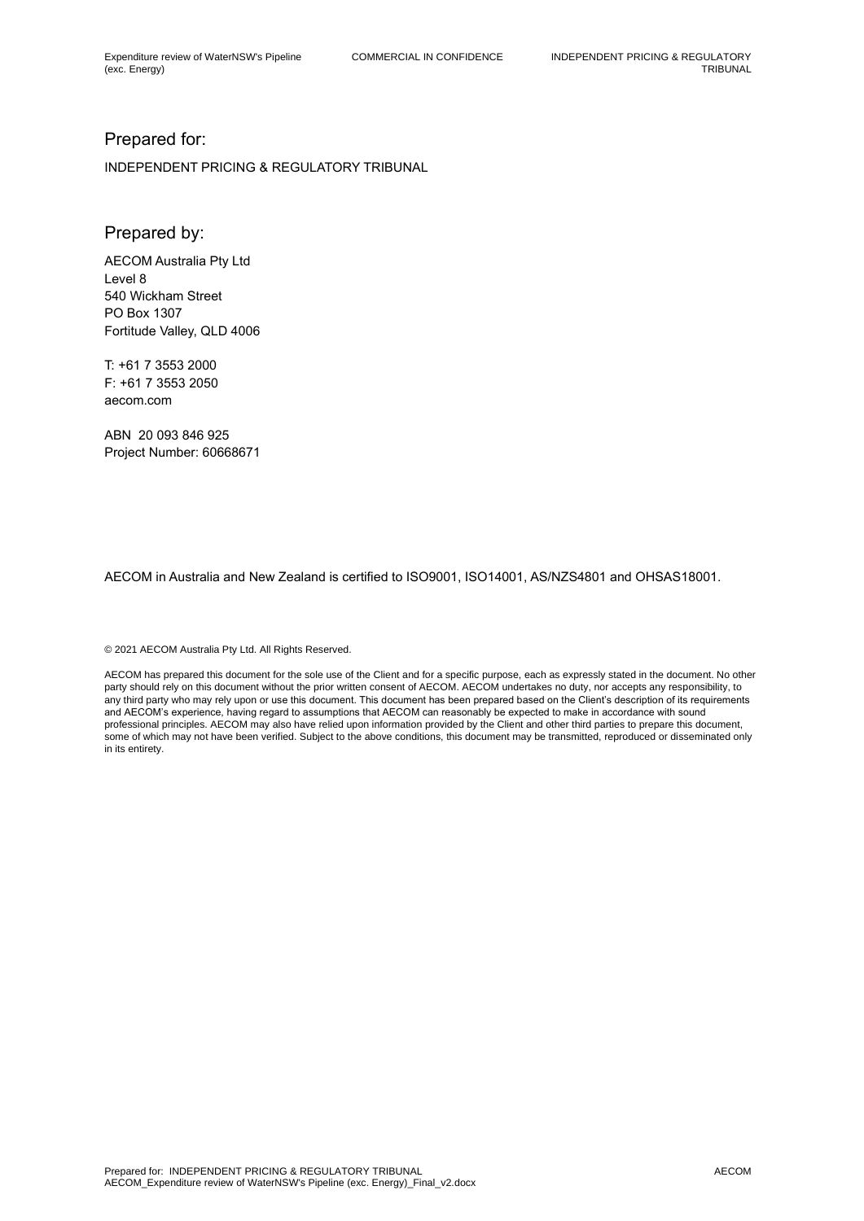## Prepared for:

INDEPENDENT PRICING & REGULATORY TRIBUNAL

## Prepared by:

AECOM Australia Pty Ltd
Level 8
540 Wickham Street
PO Box 1307
Fortitude Valley, QLD 4006

T: +61 7 3553 2000
F: +61 7 3553 2050
aecom.com

ABN 20 093 846 925
Project Number: 60668671

AECOM in Australia and New Zealand is certified to ISO9001, ISO14001, AS/NZS4801 and OHSAS18001.

© 2021 AECOM Australia Pty Ltd. All Rights Reserved.

AECOM has prepared this document for the sole use of the Client and for a specific purpose, each as expressly stated in the document. No other party should rely on this document without the prior written consent of AECOM. AECOM undertakes no duty, nor accepts any responsibility, to any third party who may rely upon or use this document. This document has been prepared based on the Client's description of its requirements and AECOM's experience, having regard to assumptions that AECOM can reasonably be expected to make in accordance with sound professional principles. AECOM may also have relied upon information provided by the Client and other third parties to prepare this document, some of which may not have been verified. Subject to the above conditions, this document may be transmitted, reproduced or disseminated only in its entirety.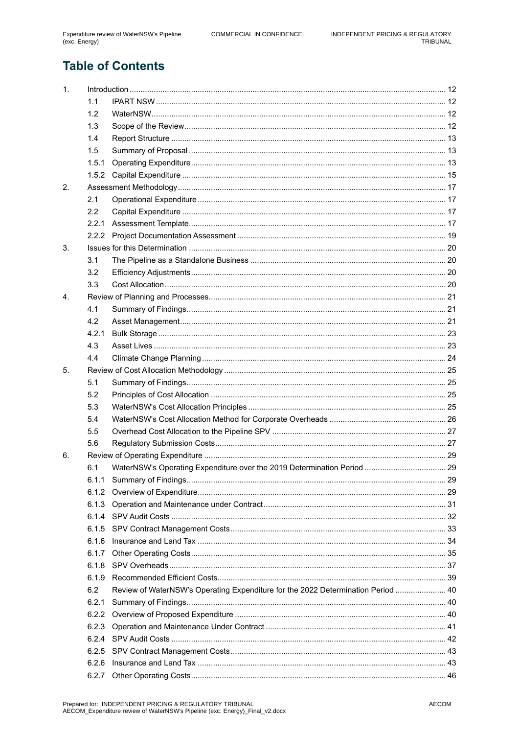# Table of Contents

| | | | |
|---|---|---|---|
| 1. | | Introduction | 12 |
| | 1.1 | IPART NSW | 12 |
| | 1.2 | WaterNSW | 12 |
| | 1.3 | Scope of the Review | 12 |
| | 1.4 | Report Structure | 13 |
| | 1.5 | Summary of Proposal | 13 |
| | 1.5.1 | Operating Expenditure | 13 |
| | 1.5.2 | Capital Expenditure | 15 |
| 2. | | Assessment Methodology | 17 |
| | 2.1 | Operational Expenditure | 17 |
| | 2.2 | Capital Expenditure | 17 |
| | 2.2.1 | Assessment Template | 17 |
| | 2.2.2 | Project Documentation Assessment | 19 |
| 3. | | Issues for this Determination | 20 |
| | 3.1 | The Pipeline as a Standalone Business | 20 |
| | 3.2 | Efficiency Adjustments | 20 |
| | 3.3 | Cost Allocation | 20 |
| 4. | | Review of Planning and Processes | 21 |
| | 4.1 | Summary of Findings | 21 |
| | 4.2 | Asset Management | 21 |
| | 4.2.1 | Bulk Storage | 23 |
| | 4.3 | Asset Lives | 23 |
| | 4.4 | Climate Change Planning | 24 |
| 5. | | Review of Cost Allocation Methodology | 25 |
| | 5.1 | Summary of Findings | 25 |
| | 5.2 | Principles of Cost Allocation | 25 |
| | 5.3 | WaterNSW's Cost Allocation Principles | 25 |
| | 5.4 | WaterNSW's Cost Allocation Method for Corporate Overheads | 26 |
| | 5.5 | Overhead Cost Allocation to the Pipeline SPV | 27 |
| | 5.6 | Regulatory Submission Costs | 27 |
| 6. | | Review of Operating Expenditure | 29 |
| | 6.1 | WaterNSW's Operating Expenditure over the 2019 Determination Period | 29 |
| | 6.1.1 | Summary of Findings | 29 |
| | 6.1.2 | Overview of Expenditure | 29 |
| | 6.1.3 | Operation and Maintenance under Contract | 31 |
| | 6.1.4 | SPV Audit Costs | 32 |
| | 6.1.5 | SPV Contract Management Costs | 33 |
| | 6.1.6 | Insurance and Land Tax | 34 |
| | 6.1.7 | Other Operating Costs | 35 |
| | 6.1.8 | SPV Overheads | 37 |
| | 6.1.9 | Recommended Efficient Costs | 39 |
| | 6.2 | Review of WaterNSW's Operating Expenditure for the 2022 Determination Period | 40 |
| | 6.2.1 | Summary of Findings | 40 |
| | 6.2.2 | Overview of Proposed Expenditure | 40 |
| | 6.2.3 | Operation and Maintenance Under Contract | 41 |
| | 6.2.4 | SPV Audit Costs | 42 |
| | 6.2.5 | SPV Contract Management Costs | 43 |
| | 6.2.6 | Insurance and Land Tax | 43 |
| | 6.2.7 | Other Operating Costs | 46 |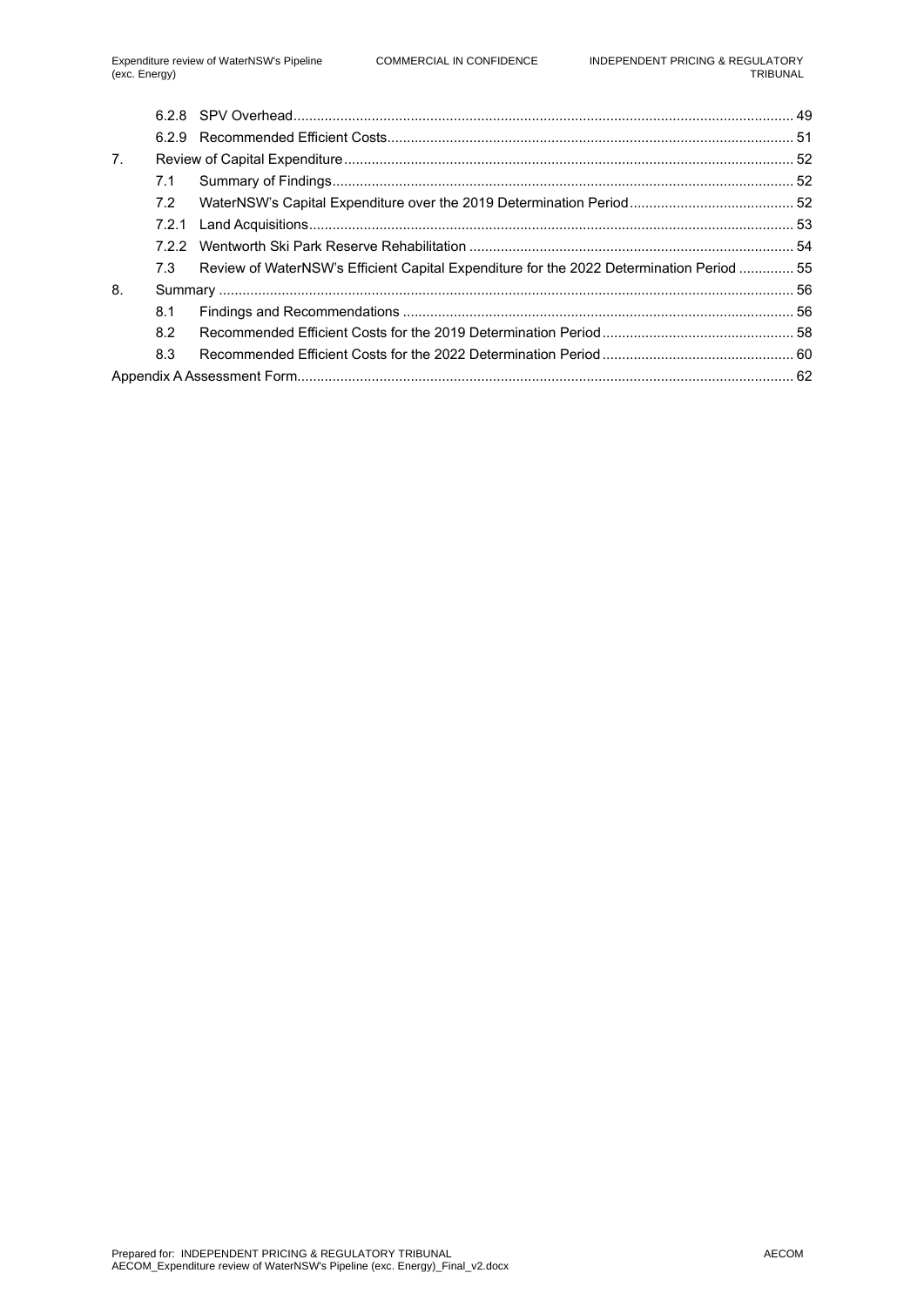| | | | |
|---|---|---|---|
| | 6.2.8 | SPV Overhead | 49 |
| | 6.2.9 | Recommended Efficient Costs | 51 |
| 7. | | Review of Capital Expenditure | 52 |
| | 7.1 | Summary of Findings | 52 |
| | 7.2 | WaterNSW's Capital Expenditure over the 2019 Determination Period | 52 |
| | 7.2.1 | Land Acquisitions | 53 |
| | 7.2.2 | Wentworth Ski Park Reserve Rehabilitation | 54 |
| | 7.3 | Review of WaterNSW's Efficient Capital Expenditure for the 2022 Determination Period | 55 |
| 8. | | Summary | 56 |
| | 8.1 | Findings and Recommendations | 56 |
| | 8.2 | Recommended Efficient Costs for the 2019 Determination Period | 58 |
| | 8.3 | Recommended Efficient Costs for the 2022 Determination Period | 60 |
| Appendix A Assessment Form | | | 62 |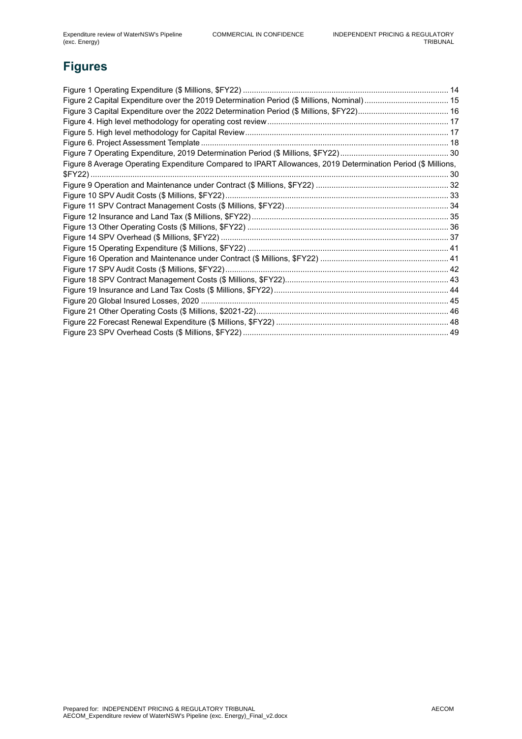# Figures

Figure 1 Operating Expenditure ($ Millions, $FY22) .......... 14
Figure 2 Capital Expenditure over the 2019 Determination Period ($ Millions, Nominal) .......... 15
Figure 3 Capital Expenditure over the 2022 Determination Period ($ Millions, $FY22) .......... 16
Figure 4. High level methodology for operating cost review .......... 17
Figure 5. High level methodology for Capital Review .......... 17
Figure 6. Project Assessment Template .......... 18
Figure 7 Operating Expenditure, 2019 Determination Period ($ Millions, $FY22) .......... 30
Figure 8 Average Operating Expenditure Compared to IPART Allowances, 2019 Determination Period ($ Millions, $FY22) .......... 30
Figure 9 Operation and Maintenance under Contract ($ Millions, $FY22) .......... 32
Figure 10 SPV Audit Costs ($ Millions, $FY22) .......... 33
Figure 11 SPV Contract Management Costs ($ Millions, $FY22) .......... 34
Figure 12 Insurance and Land Tax ($ Millions, $FY22) .......... 35
Figure 13 Other Operating Costs ($ Millions, $FY22) .......... 36
Figure 14 SPV Overhead ($ Millions, $FY22) .......... 37
Figure 15 Operating Expenditure ($ Millions, $FY22) .......... 41
Figure 16 Operation and Maintenance under Contract ($ Millions, $FY22) .......... 41
Figure 17 SPV Audit Costs ($ Millions, $FY22) .......... 42
Figure 18 SPV Contract Management Costs ($ Millions, $FY22) .......... 43
Figure 19 Insurance and Land Tax Costs ($ Millions, $FY22) .......... 44
Figure 20 Global Insured Losses, 2020 .......... 45
Figure 21 Other Operating Costs ($ Millions, $2021-22) .......... 46
Figure 22 Forecast Renewal Expenditure ($ Millions, $FY22) .......... 48
Figure 23 SPV Overhead Costs ($ Millions, $FY22) .......... 49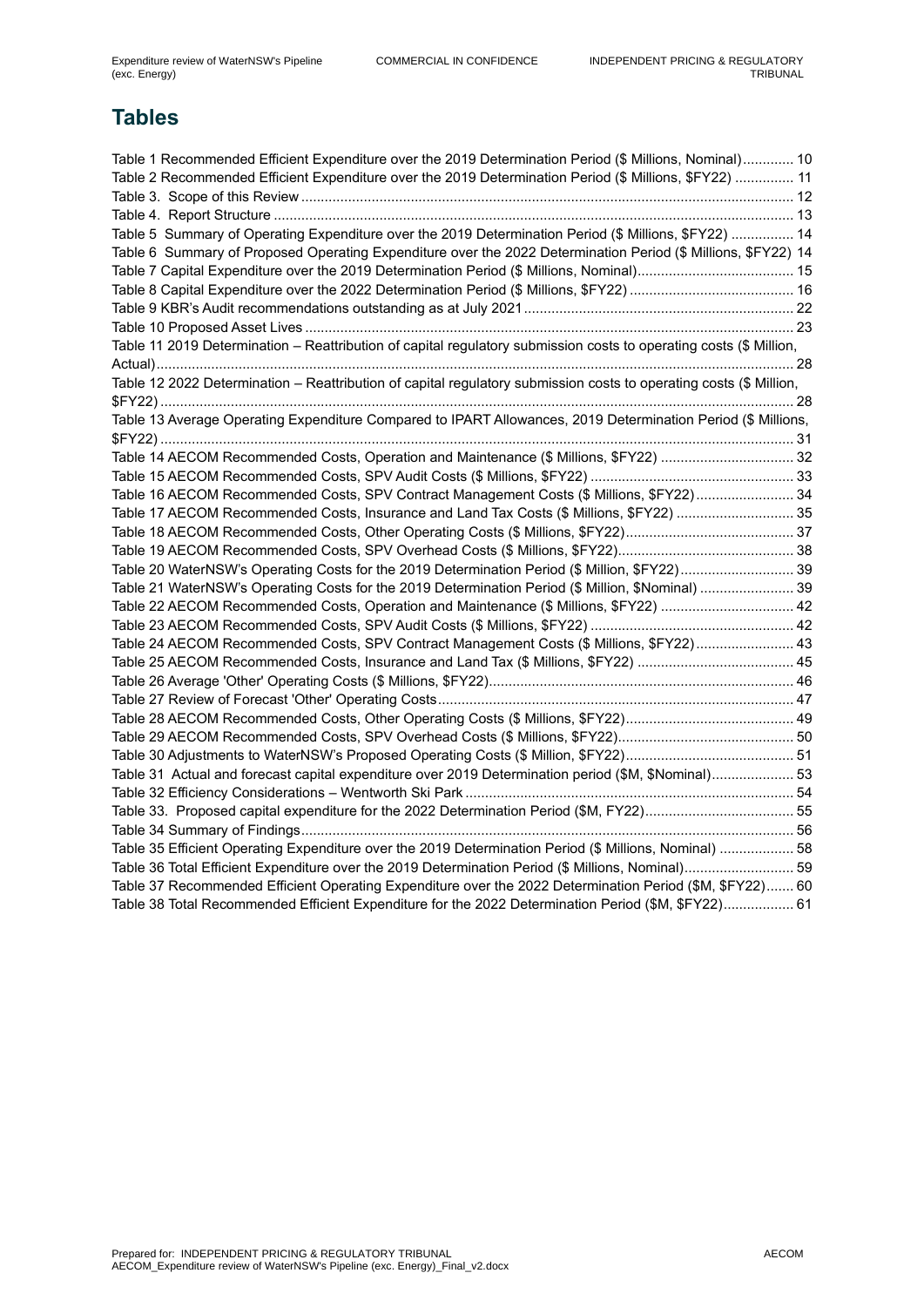# Tables

Table 1 Recommended Efficient Expenditure over the 2019 Determination Period ($ Millions, Nominal) ............. 10
Table 2 Recommended Efficient Expenditure over the 2019 Determination Period ($ Millions, $FY22) ............... 11
Table 3. Scope of this Review ............................................................................................................................. 12
Table 4. Report Structure .................................................................................................................................... 13
Table 5 Summary of Operating Expenditure over the 2019 Determination Period ($ Millions, $FY22) ................ 14
Table 6 Summary of Proposed Operating Expenditure over the 2022 Determination Period ($ Millions, $FY22) 14
Table 7 Capital Expenditure over the 2019 Determination Period ($ Millions, Nominal)........................................ 15
Table 8 Capital Expenditure over the 2022 Determination Period ($ Millions, $FY22) .......................................... 16
Table 9 KBR's Audit recommendations outstanding as at July 2021..................................................................... 22
Table 10 Proposed Asset Lives ............................................................................................................................. 23
Table 11 2019 Determination – Reattribution of capital regulatory submission costs to operating costs ($ Million, Actual)................................................................................................................................................................. 28
Table 12 2022 Determination – Reattribution of capital regulatory submission costs to operating costs ($ Million, $FY22) ................................................................................................................................................................ 28
Table 13 Average Operating Expenditure Compared to IPART Allowances, 2019 Determination Period ($ Millions, $FY22) ................................................................................................................................................................ 31
Table 14 AECOM Recommended Costs, Operation and Maintenance ($ Millions, $FY22) .................................. 32
Table 15 AECOM Recommended Costs, SPV Audit Costs ($ Millions, $FY22) .................................................... 33
Table 16 AECOM Recommended Costs, SPV Contract Management Costs ($ Millions, $FY22)......................... 34
Table 17 AECOM Recommended Costs, Insurance and Land Tax Costs ($ Millions, $FY22) .............................. 35
Table 18 AECOM Recommended Costs, Other Operating Costs ($ Millions, $FY22)........................................... 37
Table 19 AECOM Recommended Costs, SPV Overhead Costs ($ Millions, $FY22)............................................. 38
Table 20 WaterNSW's Operating Costs for the 2019 Determination Period ($ Million, $FY22)............................. 39
Table 21 WaterNSW's Operating Costs for the 2019 Determination Period ($ Million, $Nominal) ........................ 39
Table 22 AECOM Recommended Costs, Operation and Maintenance ($ Millions, $FY22) .................................. 42
Table 23 AECOM Recommended Costs, SPV Audit Costs ($ Millions, $FY22) .................................................... 42
Table 24 AECOM Recommended Costs, SPV Contract Management Costs ($ Millions, $FY22)......................... 43
Table 25 AECOM Recommended Costs, Insurance and Land Tax ($ Millions, $FY22) ........................................ 45
Table 26 Average 'Other' Operating Costs ($ Millions, $FY22)............................................................................. 46
Table 27 Review of Forecast 'Other' Operating Costs............................................................................................ 47
Table 28 AECOM Recommended Costs, Other Operating Costs ($ Millions, $FY22)........................................... 49
Table 29 AECOM Recommended Costs, SPV Overhead Costs ($ Millions, $FY22)............................................. 50
Table 30 Adjustments to WaterNSW's Proposed Operating Costs ($ Million, $FY22)........................................... 51
Table 31 Actual and forecast capital expenditure over 2019 Determination period ($M, $Nominal)..................... 53
Table 32 Efficiency Considerations – Wentworth Ski Park .................................................................................... 54
Table 33. Proposed capital expenditure for the 2022 Determination Period ($M, FY22)....................................... 55
Table 34 Summary of Findings.............................................................................................................................. 56
Table 35 Efficient Operating Expenditure over the 2019 Determination Period ($ Millions, Nominal) ................... 58
Table 36 Total Efficient Expenditure over the 2019 Determination Period ($ Millions, Nominal)............................ 59
Table 37 Recommended Efficient Operating Expenditure over the 2022 Determination Period ($M, $FY22)....... 60
Table 38 Total Recommended Efficient Expenditure for the 2022 Determination Period ($M, $FY22).................. 61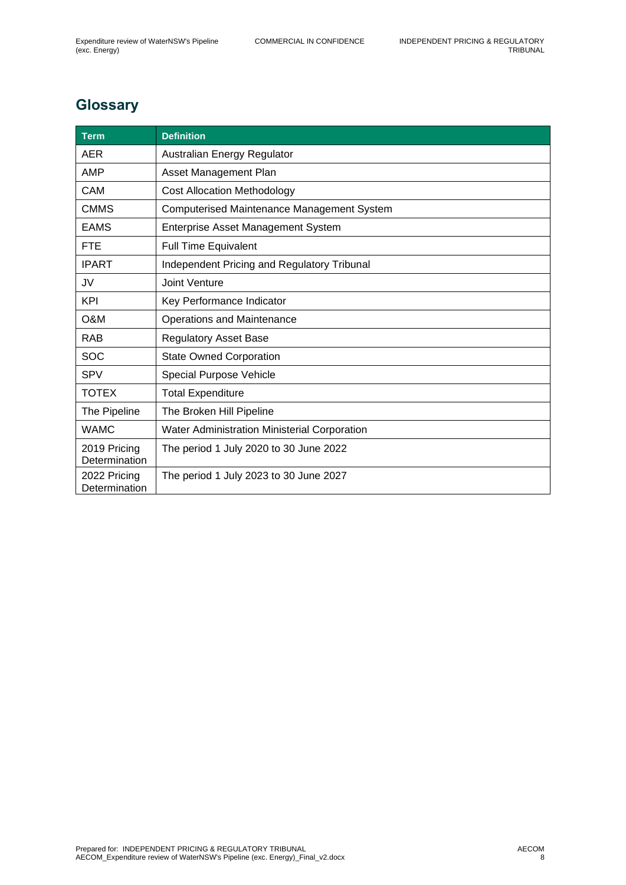## Glossary

| Term | Definition |
| --- | --- |
| AER | Australian Energy Regulator |
| AMP | Asset Management Plan |
| CAM | Cost Allocation Methodology |
| CMMS | Computerised Maintenance Management System |
| EAMS | Enterprise Asset Management System |
| FTE | Full Time Equivalent |
| IPART | Independent Pricing and Regulatory Tribunal |
| JV | Joint Venture |
| KPI | Key Performance Indicator |
| O&M | Operations and Maintenance |
| RAB | Regulatory Asset Base |
| SOC | State Owned Corporation |
| SPV | Special Purpose Vehicle |
| TOTEX | Total Expenditure |
| The Pipeline | The Broken Hill Pipeline |
| WAMC | Water Administration Ministerial Corporation |
| 2019 Pricing Determination | The period 1 July 2020 to 30 June 2022 |
| 2022 Pricing Determination | The period 1 July 2023 to 30 June 2027 |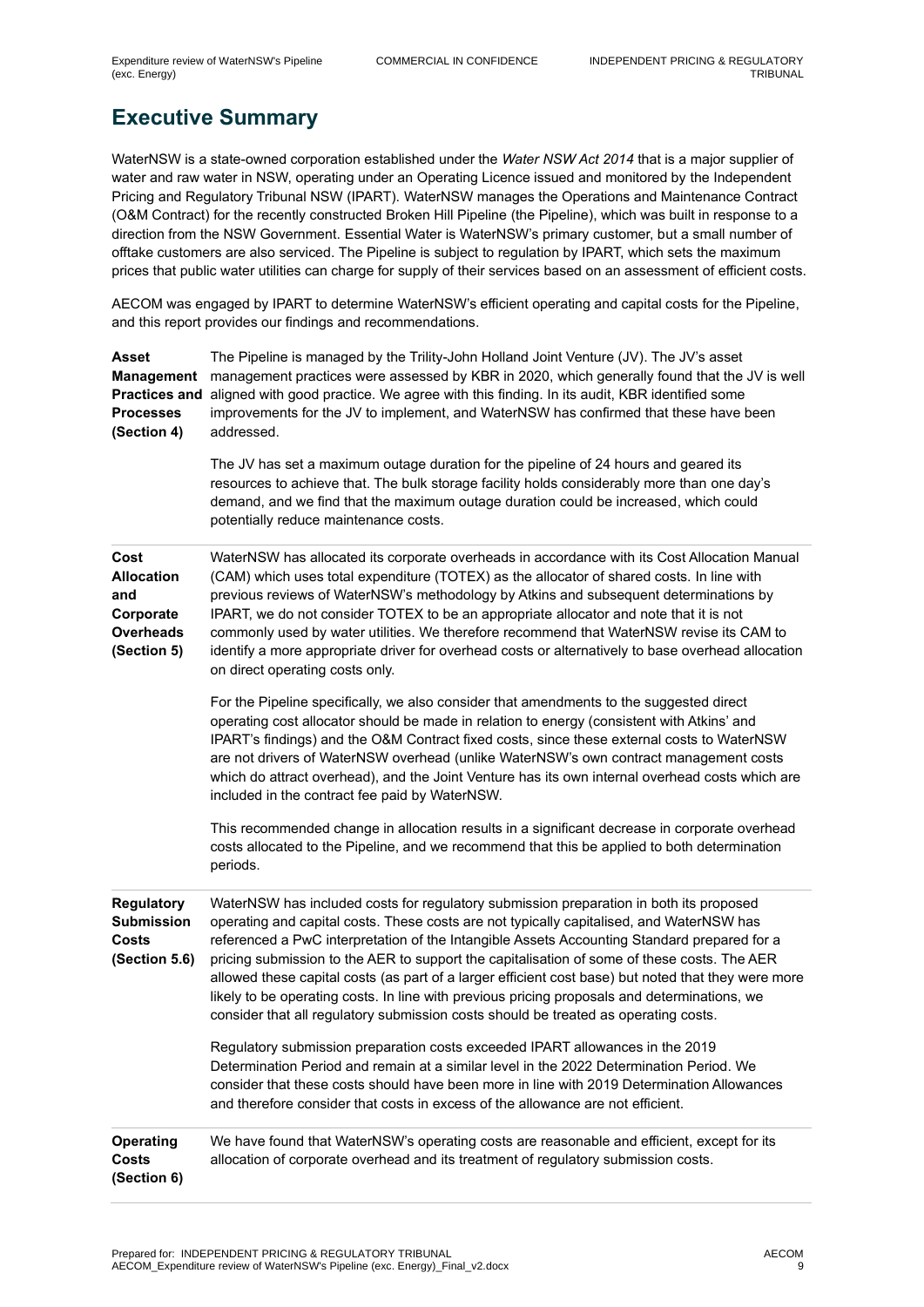# Executive Summary

WaterNSW is a state-owned corporation established under the *Water NSW Act 2014* that is a major supplier of water and raw water in NSW, operating under an Operating Licence issued and monitored by the Independent Pricing and Regulatory Tribunal NSW (IPART). WaterNSW manages the Operations and Maintenance Contract (O&M Contract) for the recently constructed Broken Hill Pipeline (the Pipeline), which was built in response to a direction from the NSW Government. Essential Water is WaterNSW's primary customer, but a small number of offtake customers are also serviced. The Pipeline is subject to regulation by IPART, which sets the maximum prices that public water utilities can charge for supply of their services based on an assessment of efficient costs.

AECOM was engaged by IPART to determine WaterNSW's efficient operating and capital costs for the Pipeline, and this report provides our findings and recommendations.

| | |
|---|---|
| **Asset Management Practices and Processes (Section 4)** | The Pipeline is managed by the Trility-John Holland Joint Venture (JV). The JV's asset management practices were assessed by KBR in 2020, which generally found that the JV is well aligned with good practice. We agree with this finding. In its audit, KBR identified some improvements for the JV to implement, and WaterNSW has confirmed that these have been addressed.<br><br>The JV has set a maximum outage duration for the pipeline of 24 hours and geared its resources to achieve that. The bulk storage facility holds considerably more than one day's demand, and we find that the maximum outage duration could be increased, which could potentially reduce maintenance costs. |
| **Cost Allocation and Corporate Overheads (Section 5)** | WaterNSW has allocated its corporate overheads in accordance with its Cost Allocation Manual (CAM) which uses total expenditure (TOTEX) as the allocator of shared costs. In line with previous reviews of WaterNSW's methodology by Atkins and subsequent determinations by IPART, we do not consider TOTEX to be an appropriate allocator and note that it is not commonly used by water utilities. We therefore recommend that WaterNSW revise its CAM to identify a more appropriate driver for overhead costs or alternatively to base overhead allocation on direct operating costs only.<br><br>For the Pipeline specifically, we also consider that amendments to the suggested direct operating cost allocator should be made in relation to energy (consistent with Atkins' and IPART's findings) and the O&M Contract fixed costs, since these external costs to WaterNSW are not drivers of WaterNSW overhead (unlike WaterNSW's own contract management costs which do attract overhead), and the Joint Venture has its own internal overhead costs which are included in the contract fee paid by WaterNSW.<br><br>This recommended change in allocation results in a significant decrease in corporate overhead costs allocated to the Pipeline, and we recommend that this be applied to both determination periods. |
| **Regulatory Submission Costs (Section 5.6)** | WaterNSW has included costs for regulatory submission preparation in both its proposed operating and capital costs. These costs are not typically capitalised, and WaterNSW has referenced a PwC interpretation of the Intangible Assets Accounting Standard prepared for a pricing submission to the AER to support the capitalisation of some of these costs. The AER allowed these capital costs (as part of a larger efficient cost base) but noted that they were more likely to be operating costs. In line with previous pricing proposals and determinations, we consider that all regulatory submission costs should be treated as operating costs.<br><br>Regulatory submission preparation costs exceeded IPART allowances in the 2019 Determination Period and remain at a similar level in the 2022 Determination Period. We consider that these costs should have been more in line with 2019 Determination Allowances and therefore consider that costs in excess of the allowance are not efficient. |
| **Operating Costs (Section 6)** | We have found that WaterNSW's operating costs are reasonable and efficient, except for its allocation of corporate overhead and its treatment of regulatory submission costs. |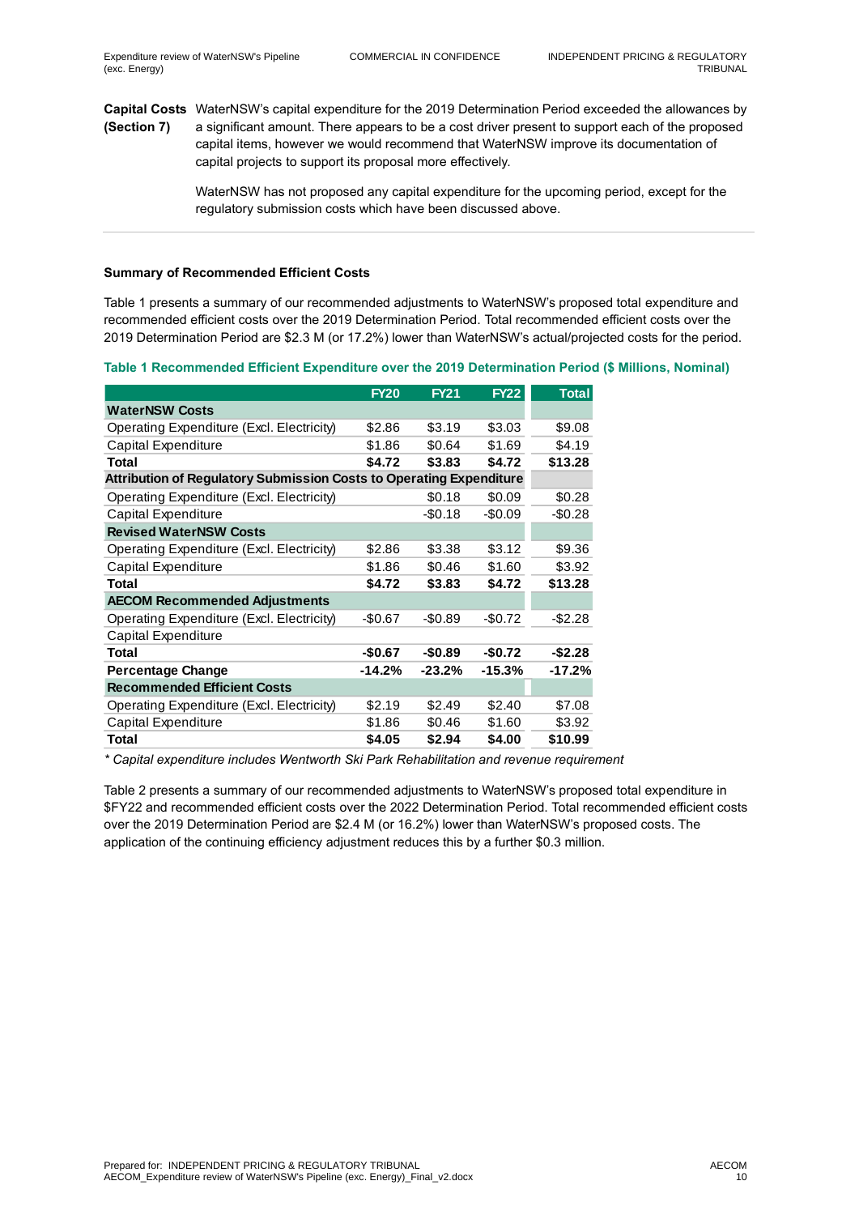| **Capital Costs (Section 7)** | WaterNSW's capital expenditure for the 2019 Determination Period exceeded the allowances by a significant amount. There appears to be a cost driver present to support each of the proposed capital items, however we would recommend that WaterNSW improve its documentation of capital projects to support its proposal more effectively.<br><br>WaterNSW has not proposed any capital expenditure for the upcoming period, except for the regulatory submission costs which have been discussed above. |
|---|---|

**Summary of Recommended Efficient Costs**

Table 1 presents a summary of our recommended adjustments to WaterNSW's proposed total expenditure and recommended efficient costs over the 2019 Determination Period. Total recommended efficient costs over the 2019 Determination Period are $2.3 M (or 17.2%) lower than WaterNSW's actual/projected costs for the period.

**Table 1 Recommended Efficient Expenditure over the 2019 Determination Period ($ Millions, Nominal)**

| | FY20 | FY21 | FY22 | Total |
|---|---|---|---|---|
| **WaterNSW Costs** | | | | |
| Operating Expenditure (Excl. Electricity) | $2.86 | $3.19 | $3.03 | $9.08 |
| Capital Expenditure | $1.86 | $0.64 | $1.69 | $4.19 |
| **Total** | **$4.72** | **$3.83** | **$4.72** | **$13.28** |
| **Attribution of Regulatory Submission Costs to Operating Expenditure** | | | | |
| Operating Expenditure (Excl. Electricity) | | $0.18 | $0.09 | $0.28 |
| Capital Expenditure | | -$0.18 | -$0.09 | -$0.28 |
| **Revised WaterNSW Costs** | | | | |
| Operating Expenditure (Excl. Electricity) | $2.86 | $3.38 | $3.12 | $9.36 |
| Capital Expenditure | $1.86 | $0.46 | $1.60 | $3.92 |
| **Total** | **$4.72** | **$3.83** | **$4.72** | **$13.28** |
| **AECOM Recommended Adjustments** | | | | |
| Operating Expenditure (Excl. Electricity) | -$0.67 | -$0.89 | -$0.72 | -$2.28 |
| Capital Expenditure | | | | |
| **Total** | **-$0.67** | **-$0.89** | **-$0.72** | **-$2.28** |
| **Percentage Change** | **-14.2%** | **-23.2%** | **-15.3%** | **-17.2%** |
| **Recommended Efficient Costs** | | | | |
| Operating Expenditure (Excl. Electricity) | $2.19 | $2.49 | $2.40 | $7.08 |
| Capital Expenditure | $1.86 | $0.46 | $1.60 | $3.92 |
| **Total** | **$4.05** | **$2.94** | **$4.00** | **$10.99** |

*\* Capital expenditure includes Wentworth Ski Park Rehabilitation and revenue requirement*

Table 2 presents a summary of our recommended adjustments to WaterNSW's proposed total expenditure in $FY22 and recommended efficient costs over the 2022 Determination Period. Total recommended efficient costs over the 2019 Determination Period are $2.4 M (or 16.2%) lower than WaterNSW's proposed costs. The application of the continuing efficiency adjustment reduces this by a further $0.3 million.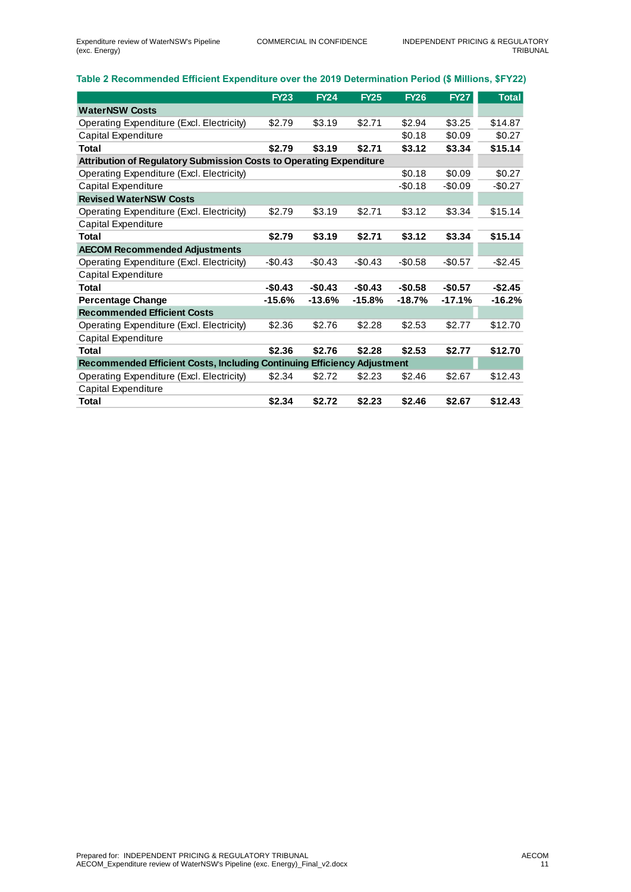**Table 2 Recommended Efficient Expenditure over the 2019 Determination Period ($ Millions, $FY22)**

| | FY23 | FY24 | FY25 | FY26 | FY27 | Total |
|---|---|---|---|---|---|---|
| **WaterNSW Costs** | | | | | | |
| Operating Expenditure (Excl. Electricity) | $2.79 | $3.19 | $2.71 | $2.94 | $3.25 | $14.87 |
| Capital Expenditure | | | | $0.18 | $0.09 | $0.27 |
| **Total** | **$2.79** | **$3.19** | **$2.71** | **$3.12** | **$3.34** | **$15.14** |
| **Attribution of Regulatory Submission Costs to Operating Expenditure** | | | | | | |
| Operating Expenditure (Excl. Electricity) | | | | $0.18 | $0.09 | $0.27 |
| Capital Expenditure | | | | -$0.18 | -$0.09 | -$0.27 |
| **Revised WaterNSW Costs** | | | | | | |
| Operating Expenditure (Excl. Electricity) | $2.79 | $3.19 | $2.71 | $3.12 | $3.34 | $15.14 |
| Capital Expenditure | | | | | | |
| **Total** | **$2.79** | **$3.19** | **$2.71** | **$3.12** | **$3.34** | **$15.14** |
| **AECOM Recommended Adjustments** | | | | | | |
| Operating Expenditure (Excl. Electricity) | -$0.43 | -$0.43 | -$0.43 | -$0.58 | -$0.57 | -$2.45 |
| Capital Expenditure | | | | | | |
| **Total** | **-$0.43** | **-$0.43** | **-$0.43** | **-$0.58** | **-$0.57** | **-$2.45** |
| **Percentage Change** | **-15.6%** | **-13.6%** | **-15.8%** | **-18.7%** | **-17.1%** | **-16.2%** |
| **Recommended Efficient Costs** | | | | | | |
| Operating Expenditure (Excl. Electricity) | $2.36 | $2.76 | $2.28 | $2.53 | $2.77 | $12.70 |
| Capital Expenditure | | | | | | |
| **Total** | **$2.36** | **$2.76** | **$2.28** | **$2.53** | **$2.77** | **$12.70** |
| **Recommended Efficient Costs, Including Continuing Efficiency Adjustment** | | | | | | |
| Operating Expenditure (Excl. Electricity) | $2.34 | $2.72 | $2.23 | $2.46 | $2.67 | $12.43 |
| Capital Expenditure | | | | | | |
| **Total** | **$2.34** | **$2.72** | **$2.23** | **$2.46** | **$2.67** | **$12.43** |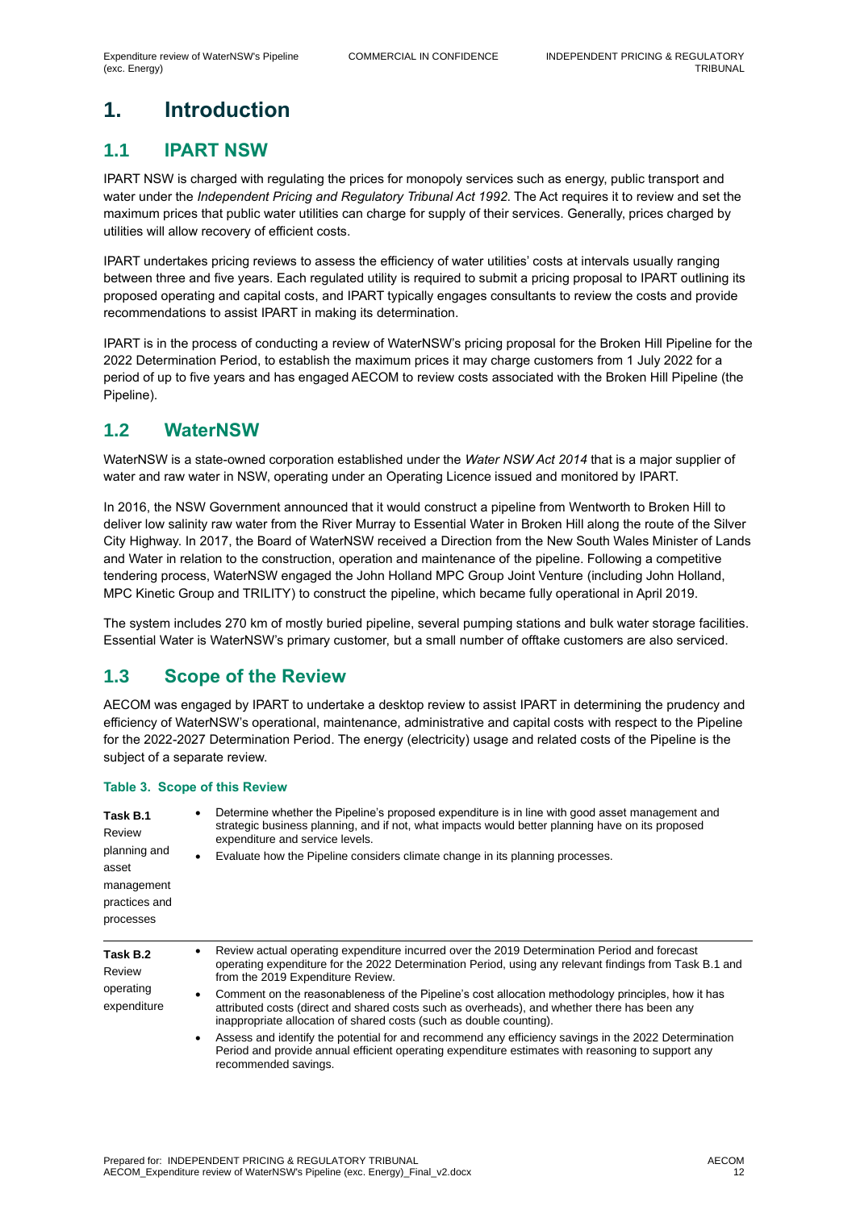# 1. Introduction

## 1.1 IPART NSW

IPART NSW is charged with regulating the prices for monopoly services such as energy, public transport and water under the *Independent Pricing and Regulatory Tribunal Act 1992*. The Act requires it to review and set the maximum prices that public water utilities can charge for supply of their services. Generally, prices charged by utilities will allow recovery of efficient costs.

IPART undertakes pricing reviews to assess the efficiency of water utilities' costs at intervals usually ranging between three and five years. Each regulated utility is required to submit a pricing proposal to IPART outlining its proposed operating and capital costs, and IPART typically engages consultants to review the costs and provide recommendations to assist IPART in making its determination.

IPART is in the process of conducting a review of WaterNSW's pricing proposal for the Broken Hill Pipeline for the 2022 Determination Period, to establish the maximum prices it may charge customers from 1 July 2022 for a period of up to five years and has engaged AECOM to review costs associated with the Broken Hill Pipeline (the Pipeline).

## 1.2 WaterNSW

WaterNSW is a state-owned corporation established under the *Water NSW Act 2014* that is a major supplier of water and raw water in NSW, operating under an Operating Licence issued and monitored by IPART.

In 2016, the NSW Government announced that it would construct a pipeline from Wentworth to Broken Hill to deliver low salinity raw water from the River Murray to Essential Water in Broken Hill along the route of the Silver City Highway. In 2017, the Board of WaterNSW received a Direction from the New South Wales Minister of Lands and Water in relation to the construction, operation and maintenance of the pipeline. Following a competitive tendering process, WaterNSW engaged the John Holland MPC Group Joint Venture (including John Holland, MPC Kinetic Group and TRILITY) to construct the pipeline, which became fully operational in April 2019.

The system includes 270 km of mostly buried pipeline, several pumping stations and bulk water storage facilities. Essential Water is WaterNSW's primary customer, but a small number of offtake customers are also serviced.

## 1.3 Scope of the Review

AECOM was engaged by IPART to undertake a desktop review to assist IPART in determining the prudency and efficiency of WaterNSW's operational, maintenance, administrative and capital costs with respect to the Pipeline for the 2022-2027 Determination Period. The energy (electricity) usage and related costs of the Pipeline is the subject of a separate review.

**Table 3. Scope of this Review**

| Task | Scope |
|---|---|
| **Task B.1** Review planning and asset management practices and processes | • Determine whether the Pipeline's proposed expenditure is in line with good asset management and strategic business planning, and if not, what impacts would better planning have on its proposed expenditure and service levels.<br>• Evaluate how the Pipeline considers climate change in its planning processes. |
| **Task B.2** Review operating expenditure | • Review actual operating expenditure incurred over the 2019 Determination Period and forecast operating expenditure for the 2022 Determination Period, using any relevant findings from Task B.1 and from the 2019 Expenditure Review.<br>• Comment on the reasonableness of the Pipeline's cost allocation methodology principles, how it has attributed costs (direct and shared costs such as overheads), and whether there has been any inappropriate allocation of shared costs (such as double counting).<br>• Assess and identify the potential for and recommend any efficiency savings in the 2022 Determination Period and provide annual efficient operating expenditure estimates with reasoning to support any recommended savings. |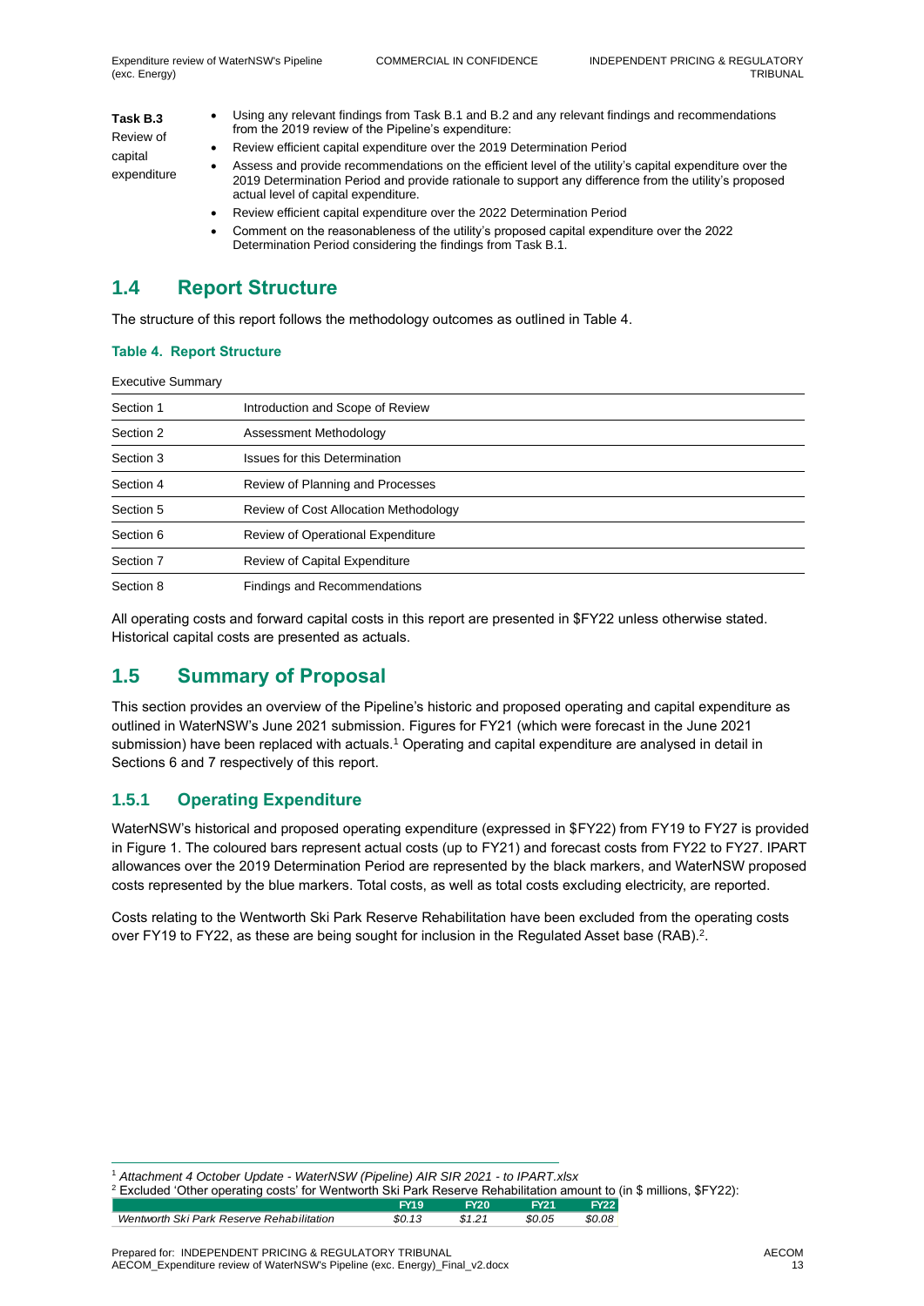| **Task B.3** Review of capital expenditure | • Using any relevant findings from Task B.1 and B.2 and any relevant findings and recommendations from the 2019 review of the Pipeline's expenditure: • Review efficient capital expenditure over the 2019 Determination Period • Assess and provide recommendations on the efficient level of the utility's capital expenditure over the 2019 Determination Period and provide rationale to support any difference from the utility's proposed actual level of capital expenditure. • Review efficient capital expenditure over the 2022 Determination Period • Comment on the reasonableness of the utility's proposed capital expenditure over the 2022 Determination Period considering the findings from Task B.1. |
|---|---|

## 1.4 Report Structure

The structure of this report follows the methodology outcomes as outlined in Table 4.

**Table 4. Report Structure**

| Executive Summary | |
|---|---|
| Section 1 | Introduction and Scope of Review |
| Section 2 | Assessment Methodology |
| Section 3 | Issues for this Determination |
| Section 4 | Review of Planning and Processes |
| Section 5 | Review of Cost Allocation Methodology |
| Section 6 | Review of Operational Expenditure |
| Section 7 | Review of Capital Expenditure |
| Section 8 | Findings and Recommendations |

All operating costs and forward capital costs in this report are presented in $FY22 unless otherwise stated. Historical capital costs are presented as actuals.

## 1.5 Summary of Proposal

This section provides an overview of the Pipeline's historic and proposed operating and capital expenditure as outlined in WaterNSW's June 2021 submission. Figures for FY21 (which were forecast in the June 2021 submission) have been replaced with actuals.[1] Operating and capital expenditure are analysed in detail in Sections 6 and 7 respectively of this report.

### 1.5.1 Operating Expenditure

WaterNSW's historical and proposed operating expenditure (expressed in $FY22) from FY19 to FY27 is provided in Figure 1. The coloured bars represent actual costs (up to FY21) and forecast costs from FY22 to FY27. IPART allowances over the 2019 Determination Period are represented by the black markers, and WaterNSW proposed costs represented by the blue markers. Total costs, as well as total costs excluding electricity, are reported.

Costs relating to the Wentworth Ski Park Reserve Rehabilitation have been excluded from the operating costs over FY19 to FY22, as these are being sought for inclusion in the Regulated Asset base (RAB).[2].

---

[1] *Attachment 4 October Update - WaterNSW (Pipeline) AIR SIR 2021 - to IPART.xlsx*

[2] Excluded 'Other operating costs' for Wentworth Ski Park Reserve Rehabilitation amount to (in $ millions, $FY22):

| | FY19 | FY20 | FY21 | FY22 |
|---|---|---|---|---|
| *Wentworth Ski Park Reserve Rehabilitation* | *$0.13* | *$1.21* | *$0.05* | *$0.08* |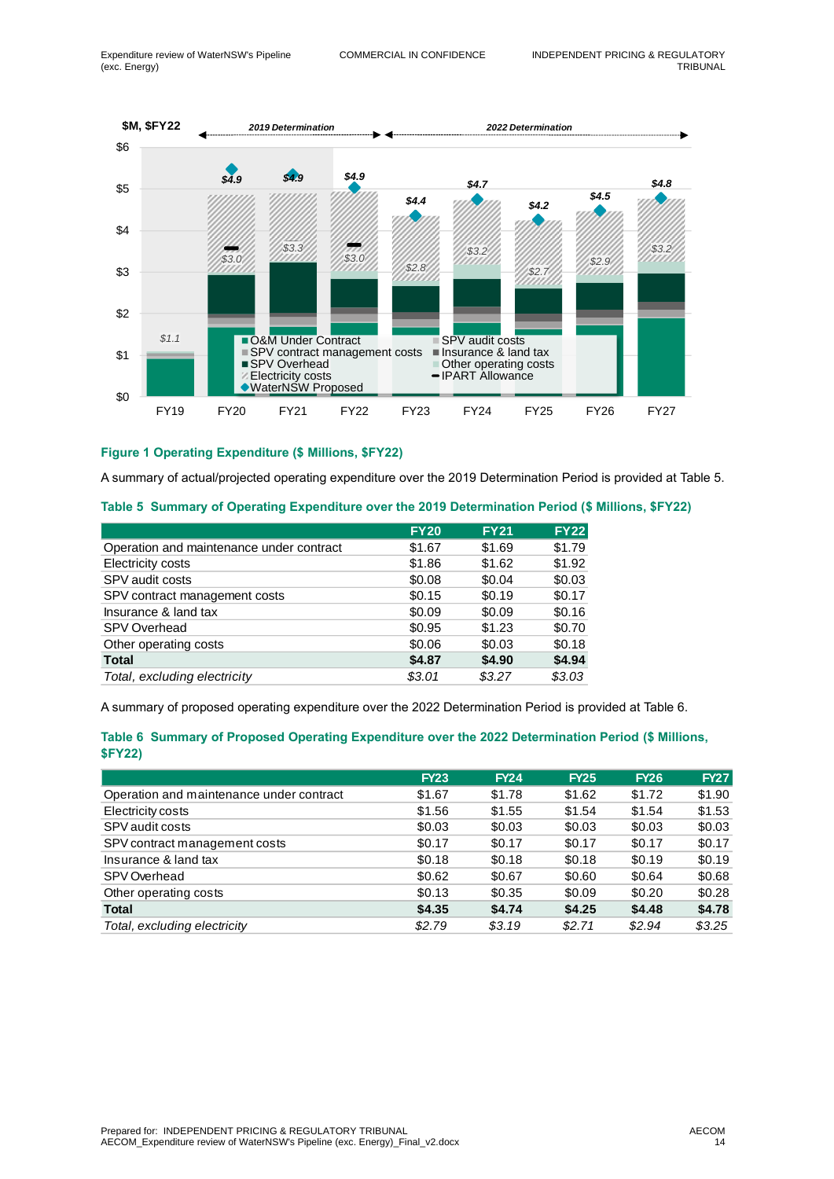Figure 1 Operating Expenditure ($ Millions, $FY22)

A summary of actual/projected operating expenditure over the 2019 Determination Period is provided at Table 5.

**Table 5 Summary of Operating Expenditure over the 2019 Determination Period ($ Millions, $FY22)**

| | FY20 | FY21 | FY22 |
|---|---|---|---|
| Operation and maintenance under contract | $1.67 | $1.69 | $1.79 |
| Electricity costs | $1.86 | $1.62 | $1.92 |
| SPV audit costs | $0.08 | $0.04 | $0.03 |
| SPV contract management costs | $0.15 | $0.19 | $0.17 |
| Insurance & land tax | $0.09 | $0.09 | $0.16 |
| SPV Overhead | $0.95 | $1.23 | $0.70 |
| Other operating costs | $0.06 | $0.03 | $0.18 |
| **Total** | **$4.87** | **$4.90** | **$4.94** |
| *Total, excluding electricity* | *$3.01* | *$3.27* | *$3.03* |

A summary of proposed operating expenditure over the 2022 Determination Period is provided at Table 6.

**Table 6 Summary of Proposed Operating Expenditure over the 2022 Determination Period ($ Millions, $FY22)**

| | FY23 | FY24 | FY25 | FY26 | FY27 |
|---|---|---|---|---|---|
| Operation and maintenance under contract | $1.67 | $1.78 | $1.62 | $1.72 | $1.90 |
| Electricity costs | $1.56 | $1.55 | $1.54 | $1.54 | $1.53 |
| SPV audit costs | $0.03 | $0.03 | $0.03 | $0.03 | $0.03 |
| SPV contract management costs | $0.17 | $0.17 | $0.17 | $0.17 | $0.17 |
| Insurance & land tax | $0.18 | $0.18 | $0.18 | $0.19 | $0.19 |
| SPV Overhead | $0.62 | $0.67 | $0.60 | $0.64 | $0.68 |
| Other operating costs | $0.13 | $0.35 | $0.09 | $0.20 | $0.28 |
| **Total** | **$4.35** | **$4.74** | **$4.25** | **$4.48** | **$4.78** |
| *Total, excluding electricity* | *$2.79* | *$3.19* | *$2.71* | *$2.94* | *$3.25* |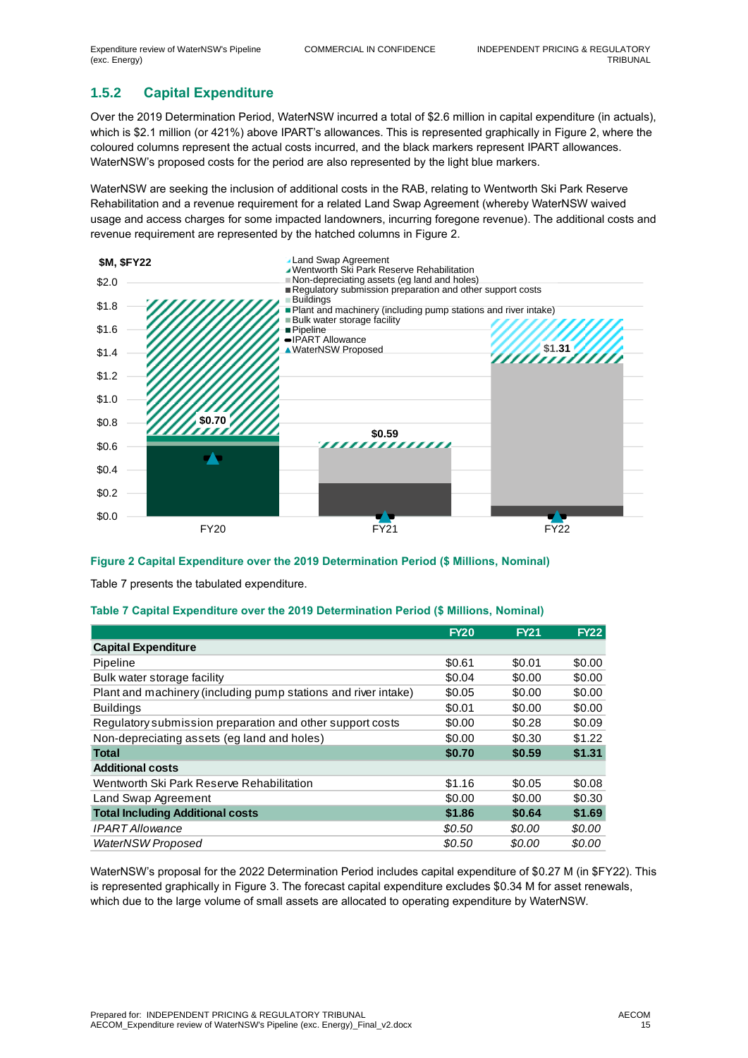### 1.5.2 Capital Expenditure

Over the 2019 Determination Period, WaterNSW incurred a total of $2.6 million in capital expenditure (in actuals), which is $2.1 million (or 421%) above IPART's allowances. This is represented graphically in Figure 2, where the coloured columns represent the actual costs incurred, and the black markers represent IPART allowances. WaterNSW's proposed costs for the period are also represented by the light blue markers.

WaterNSW are seeking the inclusion of additional costs in the RAB, relating to Wentworth Ski Park Reserve Rehabilitation and a revenue requirement for a related Land Swap Agreement (whereby WaterNSW waived usage and access charges for some impacted landowners, incurring foregone revenue). The additional costs and revenue requirement are represented by the hatched columns in Figure 2.

**Figure 2 Capital Expenditure over the 2019 Determination Period ($ Millions, Nominal)**

Table 7 presents the tabulated expenditure.

**Table 7 Capital Expenditure over the 2019 Determination Period ($ Millions, Nominal)**

| | FY20 | FY21 | FY22 |
|---|---|---|---|
| **Capital Expenditure** | | | |
| Pipeline | $0.61 | $0.01 | $0.00 |
| Bulk water storage facility | $0.04 | $0.00 | $0.00 |
| Plant and machinery (including pump stations and river intake) | $0.05 | $0.00 | $0.00 |
| Buildings | $0.01 | $0.00 | $0.00 |
| Regulatory submission preparation and other support costs | $0.00 | $0.28 | $0.09 |
| Non-depreciating assets (eg land and holes) | $0.00 | $0.30 | $1.22 |
| **Total** | **$0.70** | **$0.59** | **$1.31** |
| **Additional costs** | | | |
| Wentworth Ski Park Reserve Rehabilitation | $1.16 | $0.05 | $0.08 |
| Land Swap Agreement | $0.00 | $0.00 | $0.30 |
| **Total Including Additional costs** | **$1.86** | **$0.64** | **$1.69** |
| *IPART Allowance* | *$0.50* | *$0.00* | *$0.00* |
| *WaterNSW Proposed* | *$0.50* | *$0.00* | *$0.00* |

WaterNSW's proposal for the 2022 Determination Period includes capital expenditure of $0.27 M (in $FY22). This is represented graphically in Figure 3. The forecast capital expenditure excludes $0.34 M for asset renewals, which due to the large volume of small assets are allocated to operating expenditure by WaterNSW.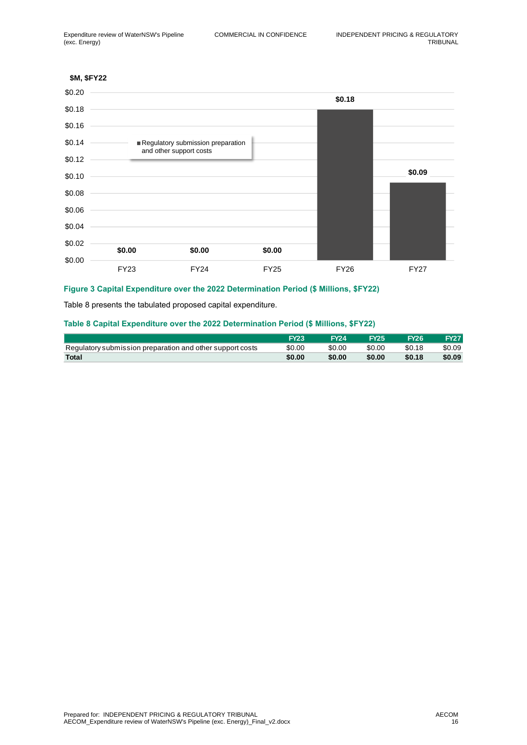**Figure 3 Capital Expenditure over the 2022 Determination Period ($ Millions, $FY22)**

Table 8 presents the tabulated proposed capital expenditure.

**Table 8 Capital Expenditure over the 2022 Determination Period ($ Millions, $FY22)**

| | FY23 | FY24 | FY25 | FY26 | FY27 |
|---|---|---|---|---|---|
| Regulatory submission preparation and other support costs | $0.00 | $0.00 | $0.00 | $0.18 | $0.09 |
| **Total** | **$0.00** | **$0.00** | **$0.00** | **$0.18** | **$0.09** |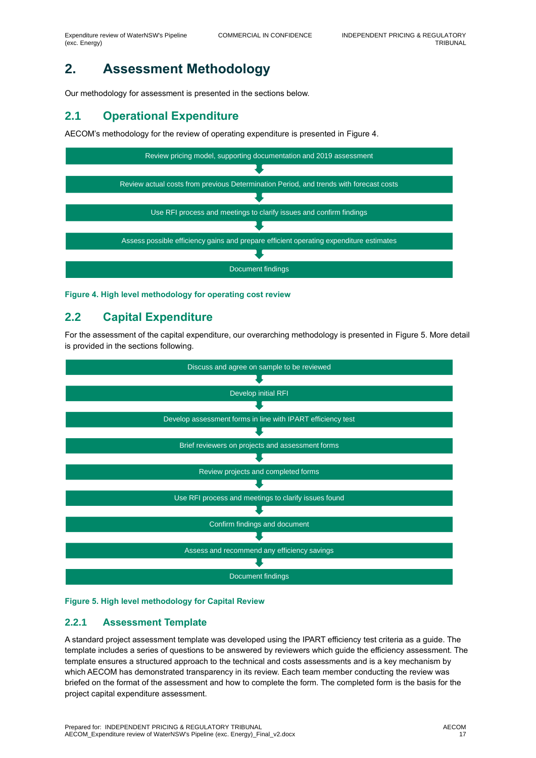# 2. Assessment Methodology

Our methodology for assessment is presented in the sections below.

## 2.1 Operational Expenditure

AECOM's methodology for the review of operating expenditure is presented in Figure 4.

Review pricing model, supporting documentation and 2019 assessment

↓

Review actual costs from previous Determination Period, and trends with forecast costs

↓

Use RFI process and meetings to clarify issues and confirm findings

↓

Assess possible efficiency gains and prepare efficient operating expenditure estimates

↓

Document findings

**Figure 4. High level methodology for operating cost review**

## 2.2 Capital Expenditure

For the assessment of the capital expenditure, our overarching methodology is presented in Figure 5. More detail is provided in the sections following.

Discuss and agree on sample to be reviewed

↓

Develop initial RFI

↓

Develop assessment forms in line with IPART efficiency test

↓

Brief reviewers on projects and assessment forms

↓

Review projects and completed forms

↓

Use RFI process and meetings to clarify issues found

↓

Confirm findings and document

↓

Assess and recommend any efficiency savings

↓

Document findings

**Figure 5. High level methodology for Capital Review**

### 2.2.1 Assessment Template

A standard project assessment template was developed using the IPART efficiency test criteria as a guide. The template includes a series of questions to be answered by reviewers which guide the efficiency assessment. The template ensures a structured approach to the technical and costs assessments and is a key mechanism by which AECOM has demonstrated transparency in its review. Each team member conducting the review was briefed on the format of the assessment and how to complete the form. The completed form is the basis for the project capital expenditure assessment.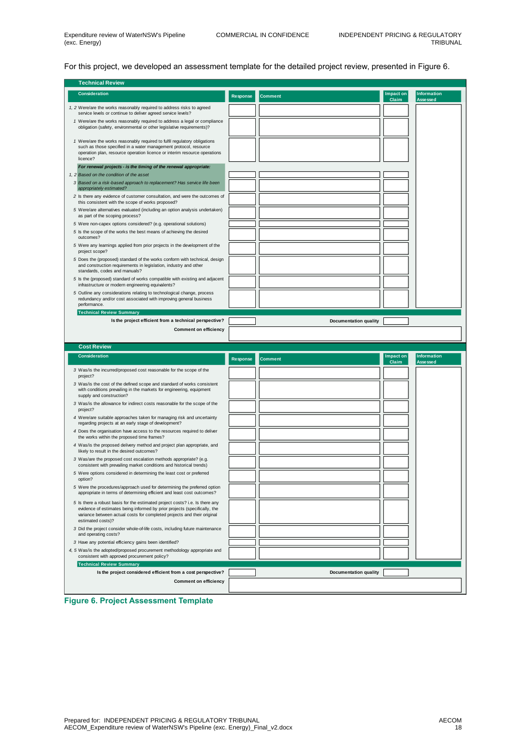For this project, we developed an assessment template for the detailed project review, presented in Figure 6.

**Technical Review**

| | Consideration | Response | Comment | Impact on Claim | Information Assessed |
|---|---|---|---|---|---|
| 1, 2 | Were/are the works reasonably required to address risks to agreed service levels or continue to deliver agreed service levels? | | | | |
| 1 | Were/are the works reasonably required to address a legal or compliance obligation (safety, environmental or other legislative requirements)? | | | | |
| 1 | Were/are the works reasonably required to fulfil regulatory obligations such as those specified in a water management protocol, resource operation plan, resource operation licence or interim resource operations licence? | | | | |
| | *For renewal projects - is the timing of the renewal appropriate:* | | | | |
| 1, 2 | *Based on the condition of the asset* | | | | |
| 3 | *Based on a risk-based approach to replacement? Has service life been appropriately estimated?* | | | | |
| 2 | Is there any evidence of customer consultation, and were the outcomes of this consistent with the scope of works proposed? | | | | |
| 5 | Were/are alternatives evaluated (including an option analysis undertaken) as part of the scoping process? | | | | |
| 5 | Were non-capex options considered? (e.g. operational solutions) | | | | |
| 5 | Is the scope of the works the best means of achieving the desired outcomes? | | | | |
| 5 | Were any learnings applied from prior projects in the development of the project scope? | | | | |
| 5 | Does the (proposed) standard of the works conform with technical, design and construction requirements in legislation, industry and other standards, codes and manuals? | | | | |
| 5 | Is the (proposed) standard of works compatible with existing and adjacent infrastructure or modern engineering equivalents? | | | | |
| 5 | Outline any considerations relating to technological change, process redundancy and/or cost associated with improving general business performance. | | | | |

**Technical Review Summary**

| | | | |
|---|---|---|---|
| Is the project efficient from a technical perspective? | | Documentation quality | |
| Comment on efficiency | | | |

**Cost Review**

| | Consideration | Response | Comment | Impact on Claim | Information Assessed |
|---|---|---|---|---|---|
| 3 | Was/is the incurred/proposed cost reasonable for the scope of the project? | | | | |
| 3 | Was/is the cost of the defined scope and standard of works consistent with conditions prevailing in the markets for engineering, equipment supply and construction? | | | | |
| 3 | Was/is the allowance for indirect costs reasonable for the scope of the project? | | | | |
| 4 | Were/are suitable approaches taken for managing risk and uncertainty regarding projects at an early stage of development? | | | | |
| 4 | Does the organisation have access to the resources required to deliver the works within the proposed time frames? | | | | |
| 4 | Was/is the proposed delivery method and project plan appropriate, and likely to result in the desired outcomes? | | | | |
| 3 | Was/are the proposed cost escalation methods appropriate? (e.g. consistent with prevailing market conditions and historical trends) | | | | |
| 5 | Were options considered in determining the least cost or preferred option? | | | | |
| 5 | Were the procedures/approach used for determining the preferred option appropriate in terms of determining efficient and least cost outcomes? | | | | |
| 5 | Is there a robust basis for the estimated project costs? i.e. Is there any evidence of estimates being informed by prior projects (specifically, the variance between actual costs for completed projects and their original estimated costs)? | | | | |
| 3 | Did the project consider whole-of-life costs, including future maintenance and operating costs? | | | | |
| 3 | Have any potential efficiency gains been identified? | | | | |
| 4, 5 | Was/is the adopted/proposed procurement methodology appropriate and consistent with approved procurement policy? | | | | |

**Technical Review Summary**

| | | | |
|---|---|---|---|
| Is the project considered efficient from a cost perspective? | | Documentation quality | |
| Comment on efficiency | | | |

**Figure 6. Project Assessment Template**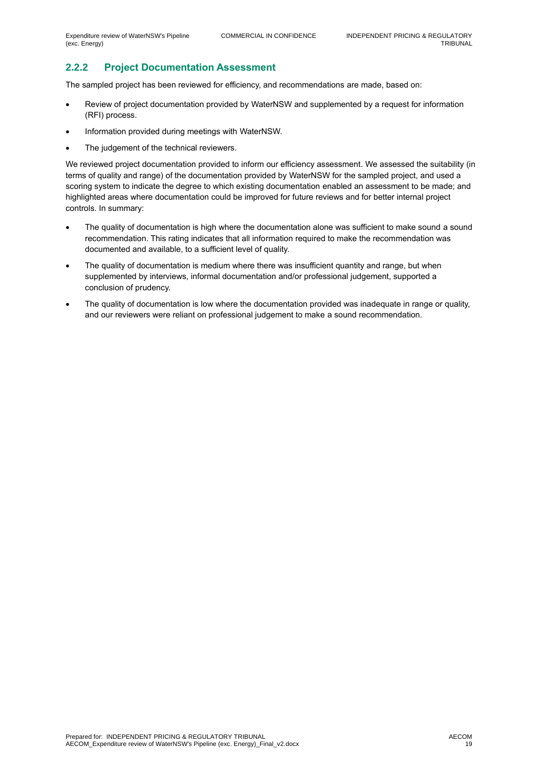### 2.2.2 Project Documentation Assessment

The sampled project has been reviewed for efficiency, and recommendations are made, based on:

- Review of project documentation provided by WaterNSW and supplemented by a request for information (RFI) process.
- Information provided during meetings with WaterNSW.
- The judgement of the technical reviewers.

We reviewed project documentation provided to inform our efficiency assessment. We assessed the suitability (in terms of quality and range) of the documentation provided by WaterNSW for the sampled project, and used a scoring system to indicate the degree to which existing documentation enabled an assessment to be made; and highlighted areas where documentation could be improved for future reviews and for better internal project controls. In summary:

- The quality of documentation is high where the documentation alone was sufficient to make sound a sound recommendation. This rating indicates that all information required to make the recommendation was documented and available, to a sufficient level of quality.
- The quality of documentation is medium where there was insufficient quantity and range, but when supplemented by interviews, informal documentation and/or professional judgement, supported a conclusion of prudency.
- The quality of documentation is low where the documentation provided was inadequate in range or quality, and our reviewers were reliant on professional judgement to make a sound recommendation.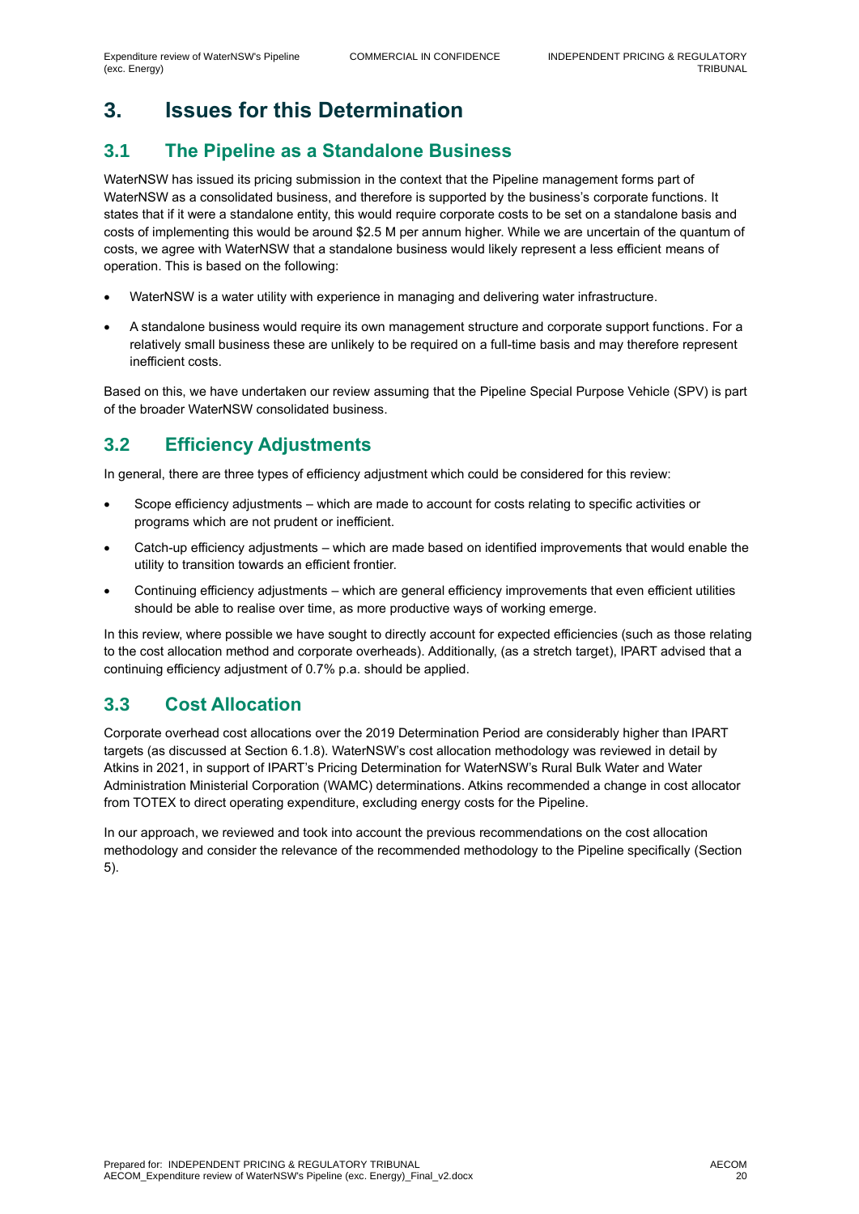# 3. Issues for this Determination

## 3.1 The Pipeline as a Standalone Business

WaterNSW has issued its pricing submission in the context that the Pipeline management forms part of WaterNSW as a consolidated business, and therefore is supported by the business's corporate functions. It states that if it were a standalone entity, this would require corporate costs to be set on a standalone basis and costs of implementing this would be around $2.5 M per annum higher. While we are uncertain of the quantum of costs, we agree with WaterNSW that a standalone business would likely represent a less efficient means of operation. This is based on the following:

- WaterNSW is a water utility with experience in managing and delivering water infrastructure.
- A standalone business would require its own management structure and corporate support functions. For a relatively small business these are unlikely to be required on a full-time basis and may therefore represent inefficient costs.

Based on this, we have undertaken our review assuming that the Pipeline Special Purpose Vehicle (SPV) is part of the broader WaterNSW consolidated business.

## 3.2 Efficiency Adjustments

In general, there are three types of efficiency adjustment which could be considered for this review:

- Scope efficiency adjustments – which are made to account for costs relating to specific activities or programs which are not prudent or inefficient.
- Catch-up efficiency adjustments – which are made based on identified improvements that would enable the utility to transition towards an efficient frontier.
- Continuing efficiency adjustments – which are general efficiency improvements that even efficient utilities should be able to realise over time, as more productive ways of working emerge.

In this review, where possible we have sought to directly account for expected efficiencies (such as those relating to the cost allocation method and corporate overheads). Additionally, (as a stretch target), IPART advised that a continuing efficiency adjustment of 0.7% p.a. should be applied.

## 3.3 Cost Allocation

Corporate overhead cost allocations over the 2019 Determination Period are considerably higher than IPART targets (as discussed at Section 6.1.8). WaterNSW's cost allocation methodology was reviewed in detail by Atkins in 2021, in support of IPART's Pricing Determination for WaterNSW's Rural Bulk Water and Water Administration Ministerial Corporation (WAMC) determinations. Atkins recommended a change in cost allocator from TOTEX to direct operating expenditure, excluding energy costs for the Pipeline.

In our approach, we reviewed and took into account the previous recommendations on the cost allocation methodology and consider the relevance of the recommended methodology to the Pipeline specifically (Section 5).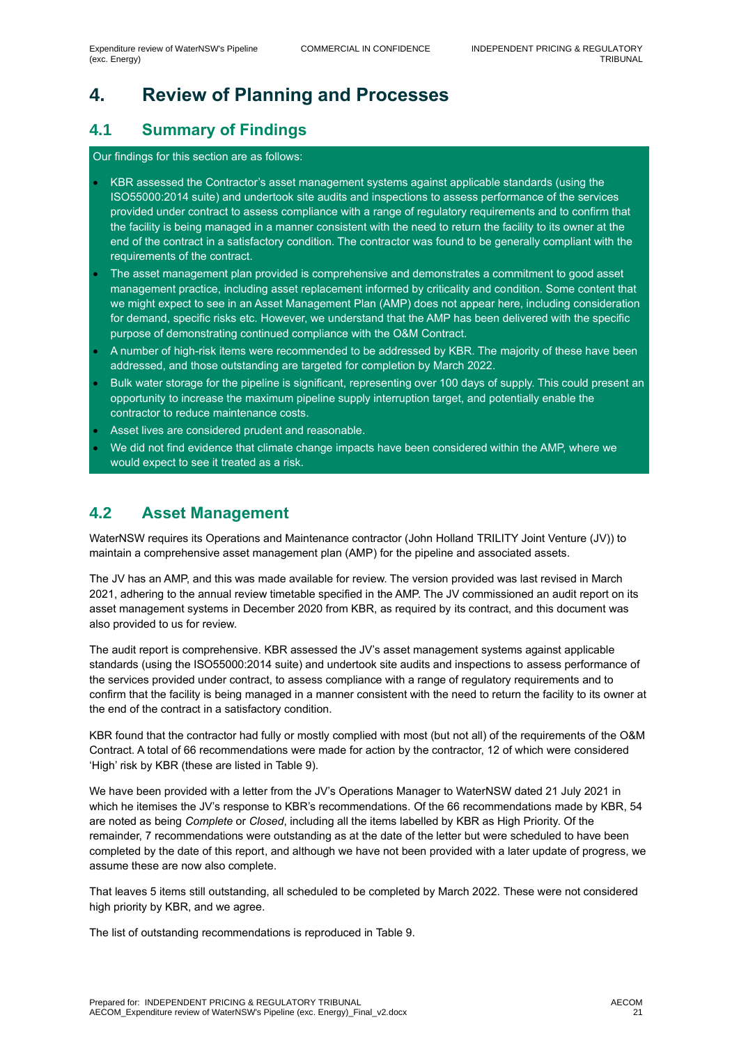# 4. Review of Planning and Processes

## 4.1 Summary of Findings

Our findings for this section are as follows:

- KBR assessed the Contractor's asset management systems against applicable standards (using the ISO55000:2014 suite) and undertook site audits and inspections to assess performance of the services provided under contract to assess compliance with a range of regulatory requirements and to confirm that the facility is being managed in a manner consistent with the need to return the facility to its owner at the end of the contract in a satisfactory condition. The contractor was found to be generally compliant with the requirements of the contract.
- The asset management plan provided is comprehensive and demonstrates a commitment to good asset management practice, including asset replacement informed by criticality and condition. Some content that we might expect to see in an Asset Management Plan (AMP) does not appear here, including consideration for demand, specific risks etc. However, we understand that the AMP has been delivered with the specific purpose of demonstrating continued compliance with the O&M Contract.
- A number of high-risk items were recommended to be addressed by KBR. The majority of these have been addressed, and those outstanding are targeted for completion by March 2022.
- Bulk water storage for the pipeline is significant, representing over 100 days of supply. This could present an opportunity to increase the maximum pipeline supply interruption target, and potentially enable the contractor to reduce maintenance costs.
- Asset lives are considered prudent and reasonable.
- We did not find evidence that climate change impacts have been considered within the AMP, where we would expect to see it treated as a risk.

## 4.2 Asset Management

WaterNSW requires its Operations and Maintenance contractor (John Holland TRILITY Joint Venture (JV)) to maintain a comprehensive asset management plan (AMP) for the pipeline and associated assets.

The JV has an AMP, and this was made available for review. The version provided was last revised in March 2021, adhering to the annual review timetable specified in the AMP. The JV commissioned an audit report on its asset management systems in December 2020 from KBR, as required by its contract, and this document was also provided to us for review.

The audit report is comprehensive. KBR assessed the JV's asset management systems against applicable standards (using the ISO55000:2014 suite) and undertook site audits and inspections to assess performance of the services provided under contract, to assess compliance with a range of regulatory requirements and to confirm that the facility is being managed in a manner consistent with the need to return the facility to its owner at the end of the contract in a satisfactory condition.

KBR found that the contractor had fully or mostly complied with most (but not all) of the requirements of the O&M Contract. A total of 66 recommendations were made for action by the contractor, 12 of which were considered 'High' risk by KBR (these are listed in Table 9).

We have been provided with a letter from the JV's Operations Manager to WaterNSW dated 21 July 2021 in which he itemises the JV's response to KBR's recommendations. Of the 66 recommendations made by KBR, 54 are noted as being *Complete* or *Closed*, including all the items labelled by KBR as High Priority. Of the remainder, 7 recommendations were outstanding as at the date of the letter but were scheduled to have been completed by the date of this report, and although we have not been provided with a later update of progress, we assume these are now also complete.

That leaves 5 items still outstanding, all scheduled to be completed by March 2022. These were not considered high priority by KBR, and we agree.

The list of outstanding recommendations is reproduced in Table 9.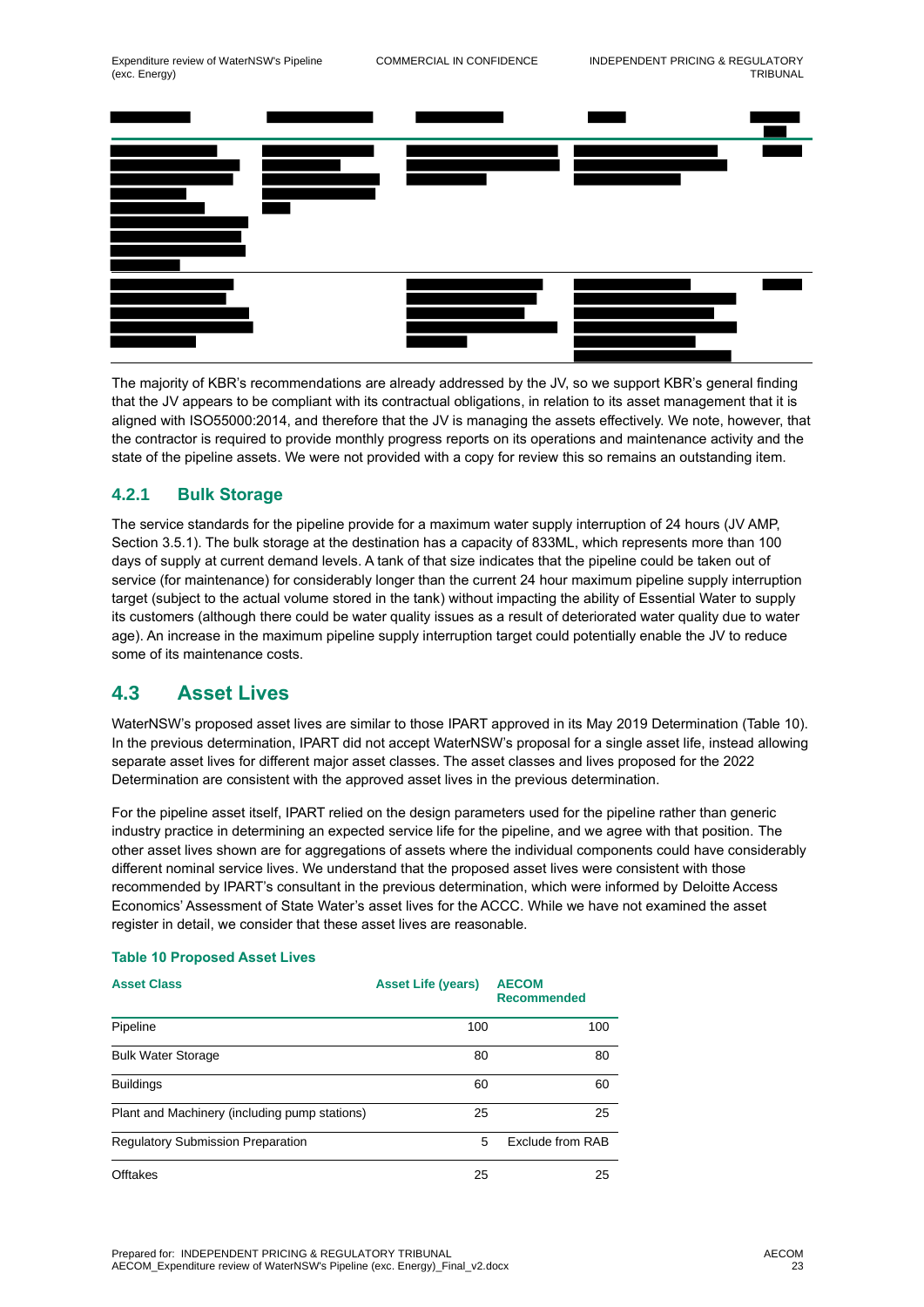The majority of KBR's recommendations are already addressed by the JV, so we support KBR's general finding that the JV appears to be compliant with its contractual obligations, in relation to its asset management that it is aligned with ISO55000:2014, and therefore that the JV is managing the assets effectively. We note, however, that the contractor is required to provide monthly progress reports on its operations and maintenance activity and the state of the pipeline assets. We were not provided with a copy for review this so remains an outstanding item.

### 4.2.1 Bulk Storage

The service standards for the pipeline provide for a maximum water supply interruption of 24 hours (JV AMP, Section 3.5.1). The bulk storage at the destination has a capacity of 833ML, which represents more than 100 days of supply at current demand levels. A tank of that size indicates that the pipeline could be taken out of service (for maintenance) for considerably longer than the current 24 hour maximum pipeline supply interruption target (subject to the actual volume stored in the tank) without impacting the ability of Essential Water to supply its customers (although there could be water quality issues as a result of deteriorated water quality due to water age). An increase in the maximum pipeline supply interruption target could potentially enable the JV to reduce some of its maintenance costs.

## 4.3 Asset Lives

WaterNSW's proposed asset lives are similar to those IPART approved in its May 2019 Determination (Table 10). In the previous determination, IPART did not accept WaterNSW's proposal for a single asset life, instead allowing separate asset lives for different major asset classes. The asset classes and lives proposed for the 2022 Determination are consistent with the approved asset lives in the previous determination.

For the pipeline asset itself, IPART relied on the design parameters used for the pipeline rather than generic industry practice in determining an expected service life for the pipeline, and we agree with that position. The other asset lives shown are for aggregations of assets where the individual components could have considerably different nominal service lives. We understand that the proposed asset lives were consistent with those recommended by IPART's consultant in the previous determination, which were informed by Deloitte Access Economics' Assessment of State Water's asset lives for the ACCC. While we have not examined the asset register in detail, we consider that these asset lives are reasonable.

**Table 10 Proposed Asset Lives**

| Asset Class | Asset Life (years) | AECOM Recommended |
|---|---|---|
| Pipeline | 100 | 100 |
| Bulk Water Storage | 80 | 80 |
| Buildings | 60 | 60 |
| Plant and Machinery (including pump stations) | 25 | 25 |
| Regulatory Submission Preparation | 5 | Exclude from RAB |
| Offtakes | 25 | 25 |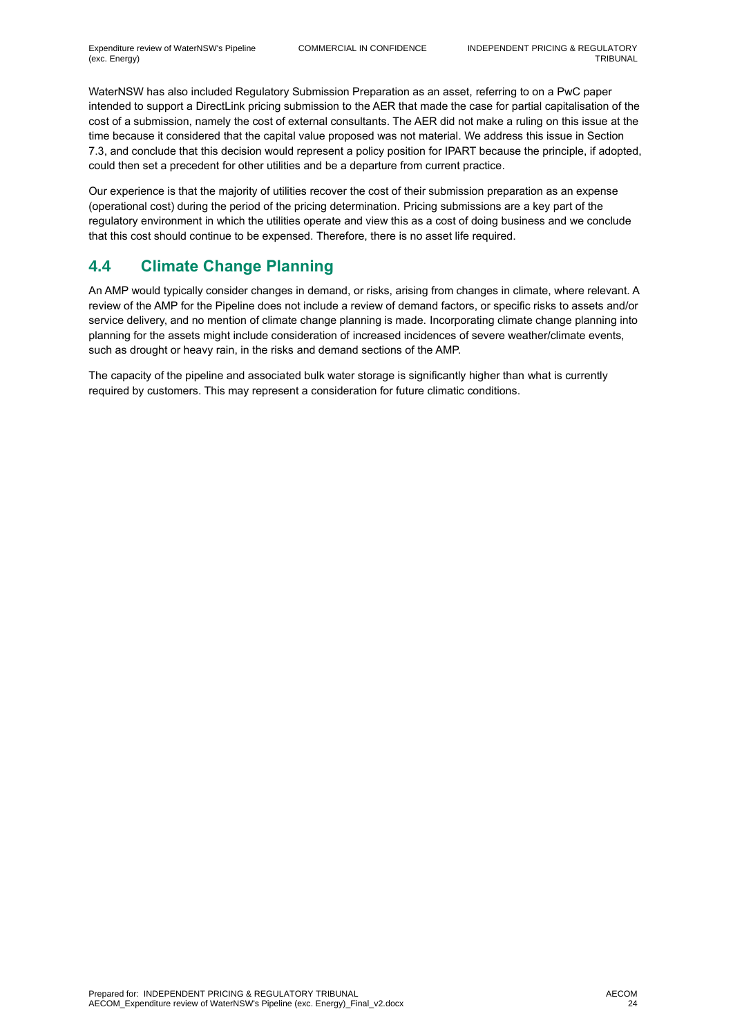WaterNSW has also included Regulatory Submission Preparation as an asset, referring to on a PwC paper intended to support a DirectLink pricing submission to the AER that made the case for partial capitalisation of the cost of a submission, namely the cost of external consultants. The AER did not make a ruling on this issue at the time because it considered that the capital value proposed was not material. We address this issue in Section 7.3, and conclude that this decision would represent a policy position for IPART because the principle, if adopted, could then set a precedent for other utilities and be a departure from current practice.

Our experience is that the majority of utilities recover the cost of their submission preparation as an expense (operational cost) during the period of the pricing determination. Pricing submissions are a key part of the regulatory environment in which the utilities operate and view this as a cost of doing business and we conclude that this cost should continue to be expensed. Therefore, there is no asset life required.

## 4.4 Climate Change Planning

An AMP would typically consider changes in demand, or risks, arising from changes in climate, where relevant. A review of the AMP for the Pipeline does not include a review of demand factors, or specific risks to assets and/or service delivery, and no mention of climate change planning is made. Incorporating climate change planning into planning for the assets might include consideration of increased incidences of severe weather/climate events, such as drought or heavy rain, in the risks and demand sections of the AMP.

The capacity of the pipeline and associated bulk water storage is significantly higher than what is currently required by customers. This may represent a consideration for future climatic conditions.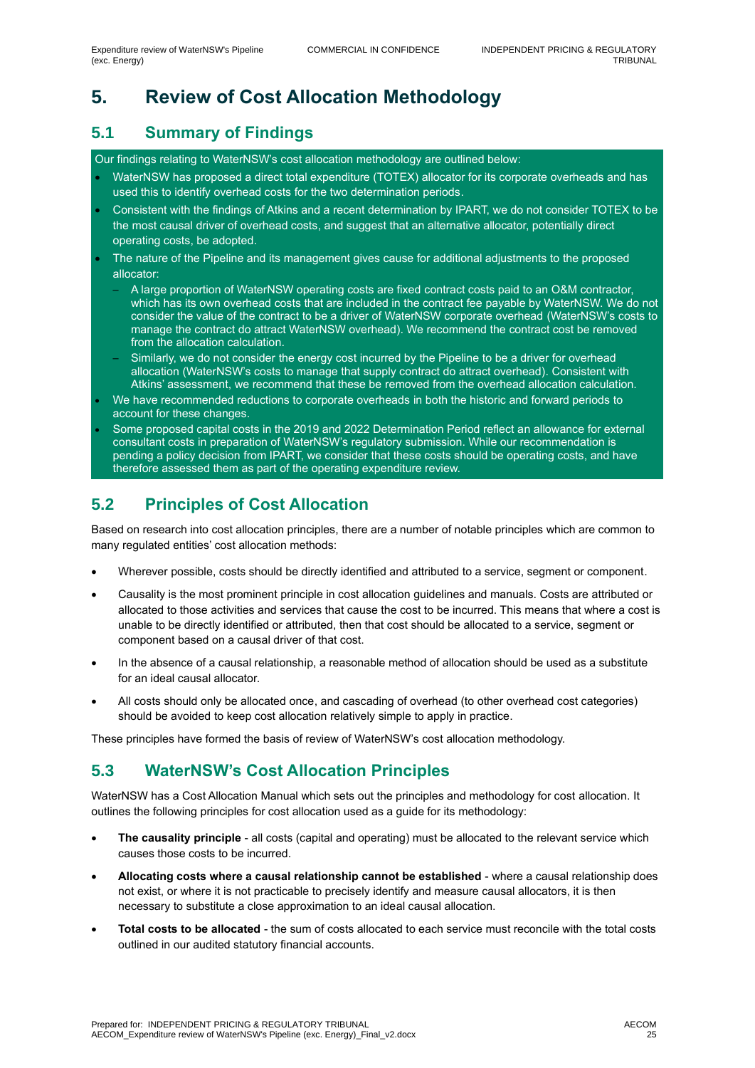# 5. Review of Cost Allocation Methodology

## 5.1 Summary of Findings

Our findings relating to WaterNSW's cost allocation methodology are outlined below:

- WaterNSW has proposed a direct total expenditure (TOTEX) allocator for its corporate overheads and has used this to identify overhead costs for the two determination periods.
- Consistent with the findings of Atkins and a recent determination by IPART, we do not consider TOTEX to be the most causal driver of overhead costs, and suggest that an alternative allocator, potentially direct operating costs, be adopted.
- The nature of the Pipeline and its management gives cause for additional adjustments to the proposed allocator:
  - A large proportion of WaterNSW operating costs are fixed contract costs paid to an O&M contractor, which has its own overhead costs that are included in the contract fee payable by WaterNSW. We do not consider the value of the contract to be a driver of WaterNSW corporate overhead (WaterNSW's costs to manage the contract do attract WaterNSW overhead). We recommend the contract cost be removed from the allocation calculation.
  - Similarly, we do not consider the energy cost incurred by the Pipeline to be a driver for overhead allocation (WaterNSW's costs to manage that supply contract do attract overhead). Consistent with Atkins' assessment, we recommend that these be removed from the overhead allocation calculation.
- We have recommended reductions to corporate overheads in both the historic and forward periods to account for these changes.
- Some proposed capital costs in the 2019 and 2022 Determination Period reflect an allowance for external consultant costs in preparation of WaterNSW's regulatory submission. While our recommendation is pending a policy decision from IPART, we consider that these costs should be operating costs, and have therefore assessed them as part of the operating expenditure review.

## 5.2 Principles of Cost Allocation

Based on research into cost allocation principles, there are a number of notable principles which are common to many regulated entities' cost allocation methods:

- Wherever possible, costs should be directly identified and attributed to a service, segment or component.
- Causality is the most prominent principle in cost allocation guidelines and manuals. Costs are attributed or allocated to those activities and services that cause the cost to be incurred. This means that where a cost is unable to be directly identified or attributed, then that cost should be allocated to a service, segment or component based on a causal driver of that cost.
- In the absence of a causal relationship, a reasonable method of allocation should be used as a substitute for an ideal causal allocator.
- All costs should only be allocated once, and cascading of overhead (to other overhead cost categories) should be avoided to keep cost allocation relatively simple to apply in practice.

These principles have formed the basis of review of WaterNSW's cost allocation methodology.

## 5.3 WaterNSW's Cost Allocation Principles

WaterNSW has a Cost Allocation Manual which sets out the principles and methodology for cost allocation. It outlines the following principles for cost allocation used as a guide for its methodology:

- **The causality principle** - all costs (capital and operating) must be allocated to the relevant service which causes those costs to be incurred.
- **Allocating costs where a causal relationship cannot be established** - where a causal relationship does not exist, or where it is not practicable to precisely identify and measure causal allocators, it is then necessary to substitute a close approximation to an ideal causal allocation.
- **Total costs to be allocated** - the sum of costs allocated to each service must reconcile with the total costs outlined in our audited statutory financial accounts.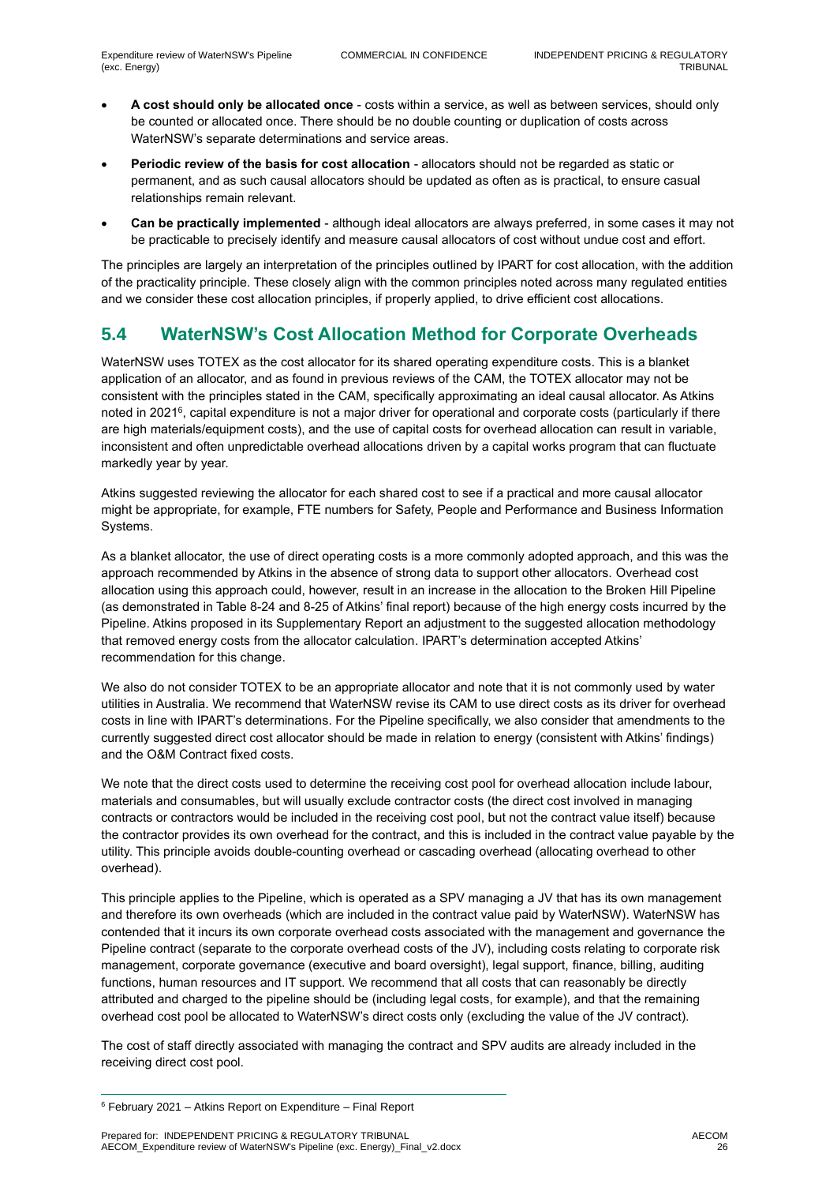- **A cost should only be allocated once** - costs within a service, as well as between services, should only be counted or allocated once. There should be no double counting or duplication of costs across WaterNSW's separate determinations and service areas.
- **Periodic review of the basis for cost allocation** - allocators should not be regarded as static or permanent, and as such causal allocators should be updated as often as is practical, to ensure casual relationships remain relevant.
- **Can be practically implemented** - although ideal allocators are always preferred, in some cases it may not be practicable to precisely identify and measure causal allocators of cost without undue cost and effort.

The principles are largely an interpretation of the principles outlined by IPART for cost allocation, with the addition of the practicality principle. These closely align with the common principles noted across many regulated entities and we consider these cost allocation principles, if properly applied, to drive efficient cost allocations.

## 5.4 WaterNSW's Cost Allocation Method for Corporate Overheads

WaterNSW uses TOTEX as the cost allocator for its shared operating expenditure costs. This is a blanket application of an allocator, and as found in previous reviews of the CAM, the TOTEX allocator may not be consistent with the principles stated in the CAM, specifically approximating an ideal causal allocator. As Atkins noted in 2021[6], capital expenditure is not a major driver for operational and corporate costs (particularly if there are high materials/equipment costs), and the use of capital costs for overhead allocation can result in variable, inconsistent and often unpredictable overhead allocations driven by a capital works program that can fluctuate markedly year by year.

Atkins suggested reviewing the allocator for each shared cost to see if a practical and more causal allocator might be appropriate, for example, FTE numbers for Safety, People and Performance and Business Information Systems.

As a blanket allocator, the use of direct operating costs is a more commonly adopted approach, and this was the approach recommended by Atkins in the absence of strong data to support other allocators. Overhead cost allocation using this approach could, however, result in an increase in the allocation to the Broken Hill Pipeline (as demonstrated in Table 8-24 and 8-25 of Atkins' final report) because of the high energy costs incurred by the Pipeline. Atkins proposed in its Supplementary Report an adjustment to the suggested allocation methodology that removed energy costs from the allocator calculation. IPART's determination accepted Atkins' recommendation for this change.

We also do not consider TOTEX to be an appropriate allocator and note that it is not commonly used by water utilities in Australia. We recommend that WaterNSW revise its CAM to use direct costs as its driver for overhead costs in line with IPART's determinations. For the Pipeline specifically, we also consider that amendments to the currently suggested direct cost allocator should be made in relation to energy (consistent with Atkins' findings) and the O&M Contract fixed costs.

We note that the direct costs used to determine the receiving cost pool for overhead allocation include labour, materials and consumables, but will usually exclude contractor costs (the direct cost involved in managing contracts or contractors would be included in the receiving cost pool, but not the contract value itself) because the contractor provides its own overhead for the contract, and this is included in the contract value payable by the utility. This principle avoids double-counting overhead or cascading overhead (allocating overhead to other overhead).

This principle applies to the Pipeline, which is operated as a SPV managing a JV that has its own management and therefore its own overheads (which are included in the contract value paid by WaterNSW). WaterNSW has contended that it incurs its own corporate overhead costs associated with the management and governance the Pipeline contract (separate to the corporate overhead costs of the JV), including costs relating to corporate risk management, corporate governance (executive and board oversight), legal support, finance, billing, auditing functions, human resources and IT support. We recommend that all costs that can reasonably be directly attributed and charged to the pipeline should be (including legal costs, for example), and that the remaining overhead cost pool be allocated to WaterNSW's direct costs only (excluding the value of the JV contract).

The cost of staff directly associated with managing the contract and SPV audits are already included in the receiving direct cost pool.

[6] February 2021 – Atkins Report on Expenditure – Final Report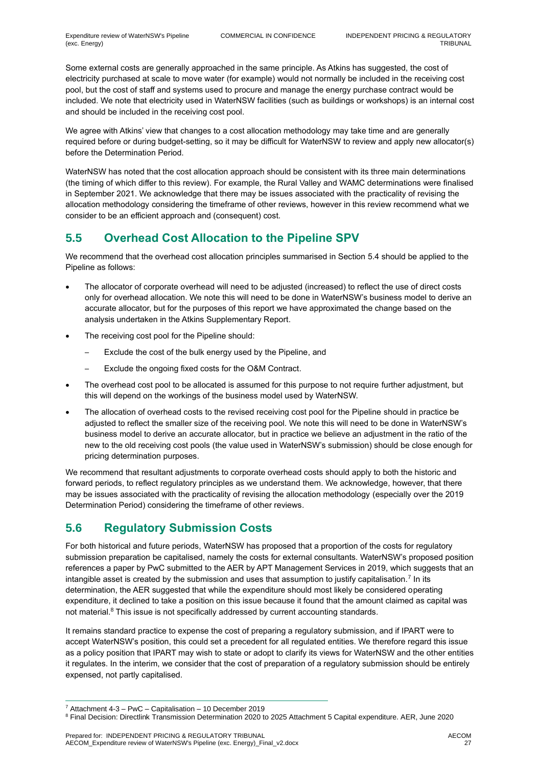Some external costs are generally approached in the same principle. As Atkins has suggested, the cost of electricity purchased at scale to move water (for example) would not normally be included in the receiving cost pool, but the cost of staff and systems used to procure and manage the energy purchase contract would be included. We note that electricity used in WaterNSW facilities (such as buildings or workshops) is an internal cost and should be included in the receiving cost pool.

We agree with Atkins' view that changes to a cost allocation methodology may take time and are generally required before or during budget-setting, so it may be difficult for WaterNSW to review and apply new allocator(s) before the Determination Period.

WaterNSW has noted that the cost allocation approach should be consistent with its three main determinations (the timing of which differ to this review). For example, the Rural Valley and WAMC determinations were finalised in September 2021. We acknowledge that there may be issues associated with the practicality of revising the allocation methodology considering the timeframe of other reviews, however in this review recommend what we consider to be an efficient approach and (consequent) cost.

## 5.5 Overhead Cost Allocation to the Pipeline SPV

We recommend that the overhead cost allocation principles summarised in Section 5.4 should be applied to the Pipeline as follows:

- The allocator of corporate overhead will need to be adjusted (increased) to reflect the use of direct costs only for overhead allocation. We note this will need to be done in WaterNSW's business model to derive an accurate allocator, but for the purposes of this report we have approximated the change based on the analysis undertaken in the Atkins Supplementary Report.
- The receiving cost pool for the Pipeline should:
  - Exclude the cost of the bulk energy used by the Pipeline, and
  - Exclude the ongoing fixed costs for the O&M Contract.
- The overhead cost pool to be allocated is assumed for this purpose to not require further adjustment, but this will depend on the workings of the business model used by WaterNSW.
- The allocation of overhead costs to the revised receiving cost pool for the Pipeline should in practice be adjusted to reflect the smaller size of the receiving pool. We note this will need to be done in WaterNSW's business model to derive an accurate allocator, but in practice we believe an adjustment in the ratio of the new to the old receiving cost pools (the value used in WaterNSW's submission) should be close enough for pricing determination purposes.

We recommend that resultant adjustments to corporate overhead costs should apply to both the historic and forward periods, to reflect regulatory principles as we understand them. We acknowledge, however, that there may be issues associated with the practicality of revising the allocation methodology (especially over the 2019 Determination Period) considering the timeframe of other reviews.

## 5.6 Regulatory Submission Costs

For both historical and future periods, WaterNSW has proposed that a proportion of the costs for regulatory submission preparation be capitalised, namely the costs for external consultants. WaterNSW's proposed position references a paper by PwC submitted to the AER by APT Management Services in 2019, which suggests that an intangible asset is created by the submission and uses that assumption to justify capitalisation.[7] In its determination, the AER suggested that while the expenditure should most likely be considered operating expenditure, it declined to take a position on this issue because it found that the amount claimed as capital was not material.[8] This issue is not specifically addressed by current accounting standards.

It remains standard practice to expense the cost of preparing a regulatory submission, and if IPART were to accept WaterNSW's position, this could set a precedent for all regulated entities. We therefore regard this issue as a policy position that IPART may wish to state or adopt to clarify its views for WaterNSW and the other entities it regulates. In the interim, we consider that the cost of preparation of a regulatory submission should be entirely expensed, not partly capitalised.

[7] Attachment 4-3 – PwC – Capitalisation – 10 December 2019

[8] Final Decision: Directlink Transmission Determination 2020 to 2025 Attachment 5 Capital expenditure. AER, June 2020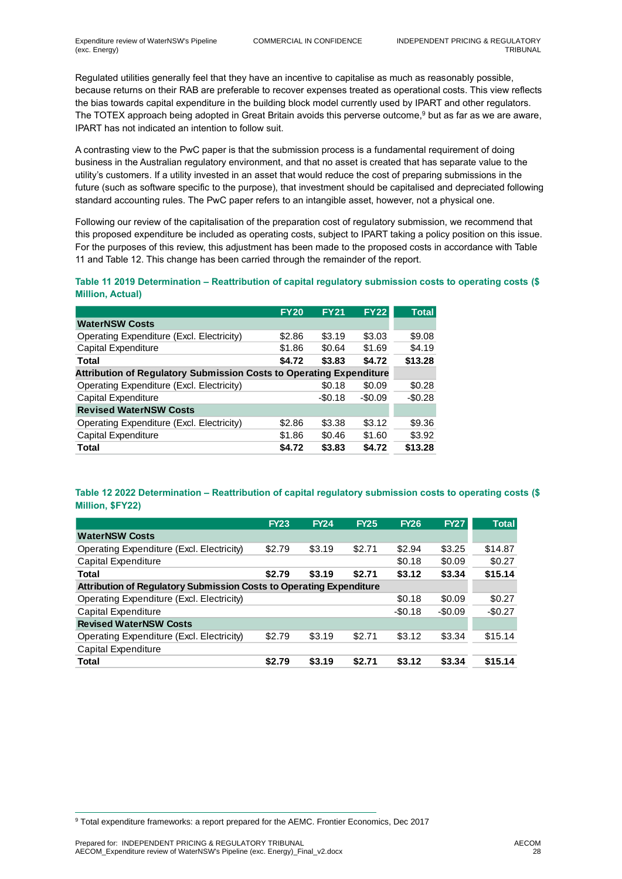Regulated utilities generally feel that they have an incentive to capitalise as much as reasonably possible, because returns on their RAB are preferable to recover expenses treated as operational costs. This view reflects the bias towards capital expenditure in the building block model currently used by IPART and other regulators. The TOTEX approach being adopted in Great Britain avoids this perverse outcome,[9] but as far as we are aware, IPART has not indicated an intention to follow suit.

A contrasting view to the PwC paper is that the submission process is a fundamental requirement of doing business in the Australian regulatory environment, and that no asset is created that has separate value to the utility's customers. If a utility invested in an asset that would reduce the cost of preparing submissions in the future (such as software specific to the purpose), that investment should be capitalised and depreciated following standard accounting rules. The PwC paper refers to an intangible asset, however, not a physical one.

Following our review of the capitalisation of the preparation cost of regulatory submission, we recommend that this proposed expenditure be included as operating costs, subject to IPART taking a policy position on this issue. For the purposes of this review, this adjustment has been made to the proposed costs in accordance with Table 11 and Table 12. This change has been carried through the remainder of the report.

**Table 11 2019 Determination – Reattribution of capital regulatory submission costs to operating costs ($ Million, Actual)**

| | FY20 | FY21 | FY22 | Total |
|---|---|---|---|---|
| **WaterNSW Costs** | | | | |
| Operating Expenditure (Excl. Electricity) | $2.86 | $3.19 | $3.03 | $9.08 |
| Capital Expenditure | $1.86 | $0.64 | $1.69 | $4.19 |
| **Total** | **$4.72** | **$3.83** | **$4.72** | **$13.28** |
| **Attribution of Regulatory Submission Costs to Operating Expenditure** | | | | |
| Operating Expenditure (Excl. Electricity) | | $0.18 | $0.09 | $0.28 |
| Capital Expenditure | | -$0.18 | -$0.09 | -$0.28 |
| **Revised WaterNSW Costs** | | | | |
| Operating Expenditure (Excl. Electricity) | $2.86 | $3.38 | $3.12 | $9.36 |
| Capital Expenditure | $1.86 | $0.46 | $1.60 | $3.92 |
| **Total** | **$4.72** | **$3.83** | **$4.72** | **$13.28** |

**Table 12 2022 Determination – Reattribution of capital regulatory submission costs to operating costs ($ Million, $FY22)**

| | FY23 | FY24 | FY25 | FY26 | FY27 | Total |
|---|---|---|---|---|---|---|
| **WaterNSW Costs** | | | | | | |
| Operating Expenditure (Excl. Electricity) | $2.79 | $3.19 | $2.71 | $2.94 | $3.25 | $14.87 |
| Capital Expenditure | | | | $0.18 | $0.09 | $0.27 |
| **Total** | **$2.79** | **$3.19** | **$2.71** | **$3.12** | **$3.34** | **$15.14** |
| **Attribution of Regulatory Submission Costs to Operating Expenditure** | | | | | | |
| Operating Expenditure (Excl. Electricity) | | | | $0.18 | $0.09 | $0.27 |
| Capital Expenditure | | | | -$0.18 | -$0.09 | -$0.27 |
| **Revised WaterNSW Costs** | | | | | | |
| Operating Expenditure (Excl. Electricity) | $2.79 | $3.19 | $2.71 | $3.12 | $3.34 | $15.14 |
| Capital Expenditure | | | | | | |
| **Total** | **$2.79** | **$3.19** | **$2.71** | **$3.12** | **$3.34** | **$15.14** |

[9] Total expenditure frameworks: a report prepared for the AEMC. Frontier Economics, Dec 2017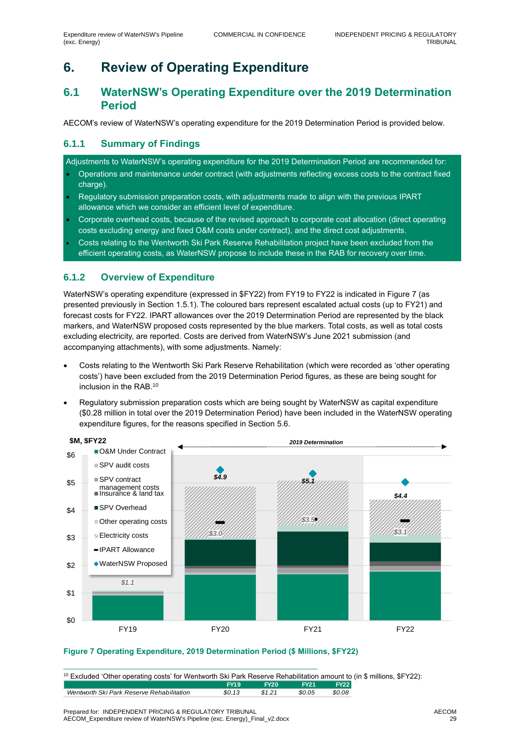# 6. Review of Operating Expenditure

## 6.1 WaterNSW's Operating Expenditure over the 2019 Determination Period

AECOM's review of WaterNSW's operating expenditure for the 2019 Determination Period is provided below.

### 6.1.1 Summary of Findings

Adjustments to WaterNSW's operating expenditure for the 2019 Determination Period are recommended for:

- Operations and maintenance under contract (with adjustments reflecting excess costs to the contract fixed charge).
- Regulatory submission preparation costs, with adjustments made to align with the previous IPART allowance which we consider an efficient level of expenditure.
- Corporate overhead costs, because of the revised approach to corporate cost allocation (direct operating costs excluding energy and fixed O&M costs under contract), and the direct cost adjustments.
- Costs relating to the Wentworth Ski Park Reserve Rehabilitation project have been excluded from the efficient operating costs, as WaterNSW propose to include these in the RAB for recovery over time.

### 6.1.2 Overview of Expenditure

WaterNSW's operating expenditure (expressed in $FY22) from FY19 to FY22 is indicated in Figure 7 (as presented previously in Section 1.5.1). The coloured bars represent escalated actual costs (up to FY21) and forecast costs for FY22. IPART allowances over the 2019 Determination Period are represented by the black markers, and WaterNSW proposed costs represented by the blue markers. Total costs, as well as total costs excluding electricity, are reported. Costs are derived from WaterNSW's June 2021 submission (and accompanying attachments), with some adjustments. Namely:

- Costs relating to the Wentworth Ski Park Reserve Rehabilitation (which were recorded as 'other operating costs') have been excluded from the 2019 Determination Period figures, as these are being sought for inclusion in the RAB.[10]
- Regulatory submission preparation costs which are being sought by WaterNSW as capital expenditure ($0.28 million in total over the 2019 Determination Period) have been included in the WaterNSW operating expenditure figures, for the reasons specified in Section 5.6.

**Figure 7 Operating Expenditure, 2019 Determination Period ($ Millions, $FY22)**

[10] Excluded 'Other operating costs' for Wentworth Ski Park Reserve Rehabilitation amount to (in $ millions, $FY22):

| | FY19 | FY20 | FY21 | FY22 |
|---|---|---|---|---|
| *Wentworth Ski Park Reserve Rehabilitation* | *$0.13* | *$1.21* | *$0.05* | *$0.08* |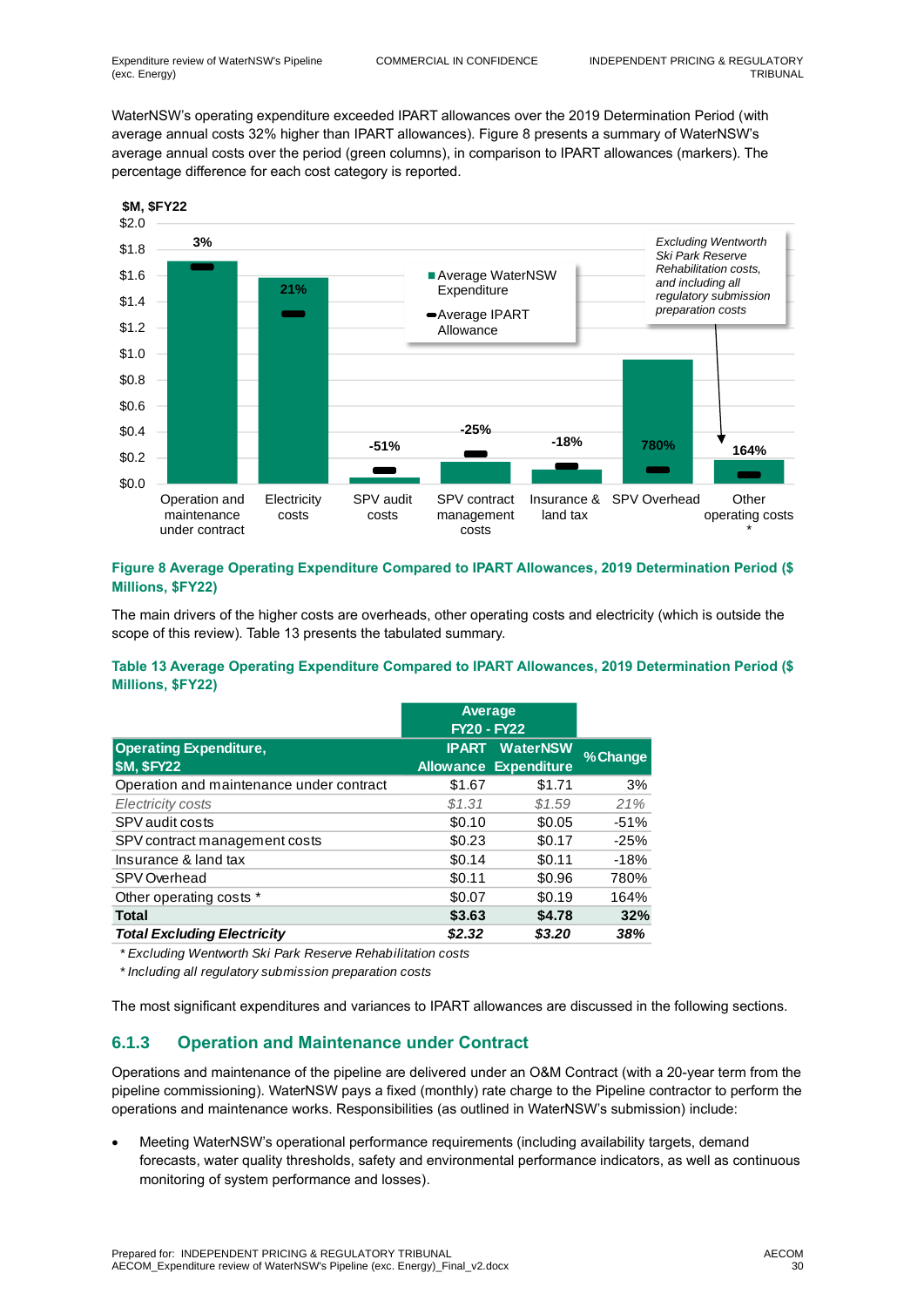WaterNSW's operating expenditure exceeded IPART allowances over the 2019 Determination Period (with average annual costs 32% higher than IPART allowances). Figure 8 presents a summary of WaterNSW's average annual costs over the period (green columns), in comparison to IPART allowances (markers). The percentage difference for each cost category is reported.

**Figure 8 Average Operating Expenditure Compared to IPART Allowances, 2019 Determination Period ($ Millions, $FY22)**

The main drivers of the higher costs are overheads, other operating costs and electricity (which is outside the scope of this review). Table 13 presents the tabulated summary.

**Table 13 Average Operating Expenditure Compared to IPART Allowances, 2019 Determination Period ($ Millions, $FY22)**

| Operating Expenditure, $M, $FY22 | Average FY20 - FY22 IPART Allowance | Average FY20 - FY22 WaterNSW Expenditure | % Change |
|---|---|---|---|
| Operation and maintenance under contract | $1.67 | $1.71 | 3% |
| *Electricity costs* | *$1.31* | *$1.59* | *21%* |
| SPV audit costs | $0.10 | $0.05 | -51% |
| SPV contract management costs | $0.23 | $0.17 | -25% |
| Insurance & land tax | $0.14 | $0.11 | -18% |
| SPV Overhead | $0.11 | $0.96 | 780% |
| Other operating costs * | $0.07 | $0.19 | 164% |
| **Total** | **$3.63** | **$4.78** | **32%** |
| ***Total Excluding Electricity*** | ***$2.32*** | ***$3.20*** | ***38%*** |

*\* Excluding Wentworth Ski Park Reserve Rehabilitation costs*

*\* Including all regulatory submission preparation costs*

The most significant expenditures and variances to IPART allowances are discussed in the following sections.

### 6.1.3 Operation and Maintenance under Contract

Operations and maintenance of the pipeline are delivered under an O&M Contract (with a 20-year term from the pipeline commissioning). WaterNSW pays a fixed (monthly) rate charge to the Pipeline contractor to perform the operations and maintenance works. Responsibilities (as outlined in WaterNSW's submission) include:

- Meeting WaterNSW's operational performance requirements (including availability targets, demand forecasts, water quality thresholds, safety and environmental performance indicators, as well as continuous monitoring of system performance and losses).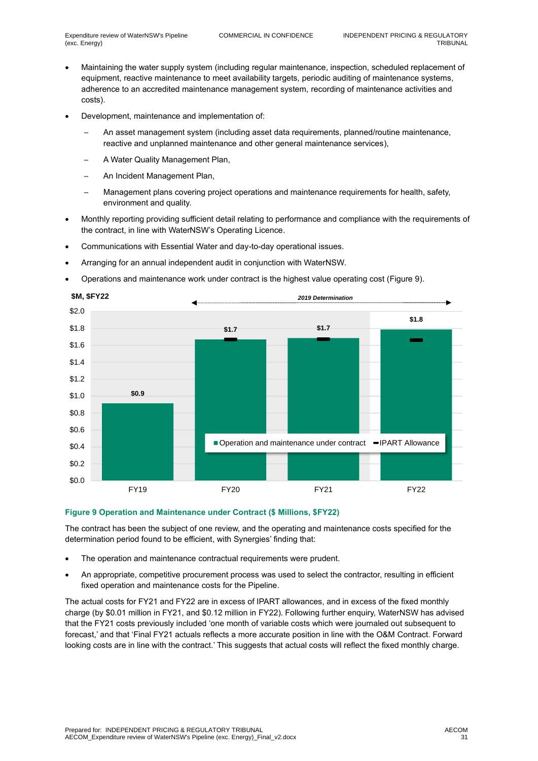- Maintaining the water supply system (including regular maintenance, inspection, scheduled replacement of equipment, reactive maintenance to meet availability targets, periodic auditing of maintenance systems, adherence to an accredited maintenance management system, recording of maintenance activities and costs).
- Development, maintenance and implementation of:
  - An asset management system (including asset data requirements, planned/routine maintenance, reactive and unplanned maintenance and other general maintenance services),
  - A Water Quality Management Plan,
  - An Incident Management Plan,
  - Management plans covering project operations and maintenance requirements for health, safety, environment and quality.
- Monthly reporting providing sufficient detail relating to performance and compliance with the requirements of the contract, in line with WaterNSW's Operating Licence.
- Communications with Essential Water and day-to-day operational issues.
- Arranging for an annual independent audit in conjunction with WaterNSW.
- Operations and maintenance work under contract is the highest value operating cost (Figure 9).

| $M, $FY22 | FY19 | FY20 | FY21 | FY22 |
|---|---|---|---|---|
| Operation and maintenance under contract | $0.9 | $1.7 | $1.7 | $1.8 |

*2019 Determination: FY20–FY22*

**Figure 9 Operation and Maintenance under Contract ($ Millions, $FY22)**

The contract has been the subject of one review, and the operating and maintenance costs specified for the determination period found to be efficient, with Synergies' finding that:

- The operation and maintenance contractual requirements were prudent.
- An appropriate, competitive procurement process was used to select the contractor, resulting in efficient fixed operation and maintenance costs for the Pipeline.

The actual costs for FY21 and FY22 are in excess of IPART allowances, and in excess of the fixed monthly charge (by $0.01 million in FY21, and $0.12 million in FY22). Following further enquiry, WaterNSW has advised that the FY21 costs previously included 'one month of variable costs which were journaled out subsequent to forecast,' and that 'Final FY21 actuals reflects a more accurate position in line with the O&M Contract. Forward looking costs are in line with the contract.' This suggests that actual costs will reflect the fixed monthly charge.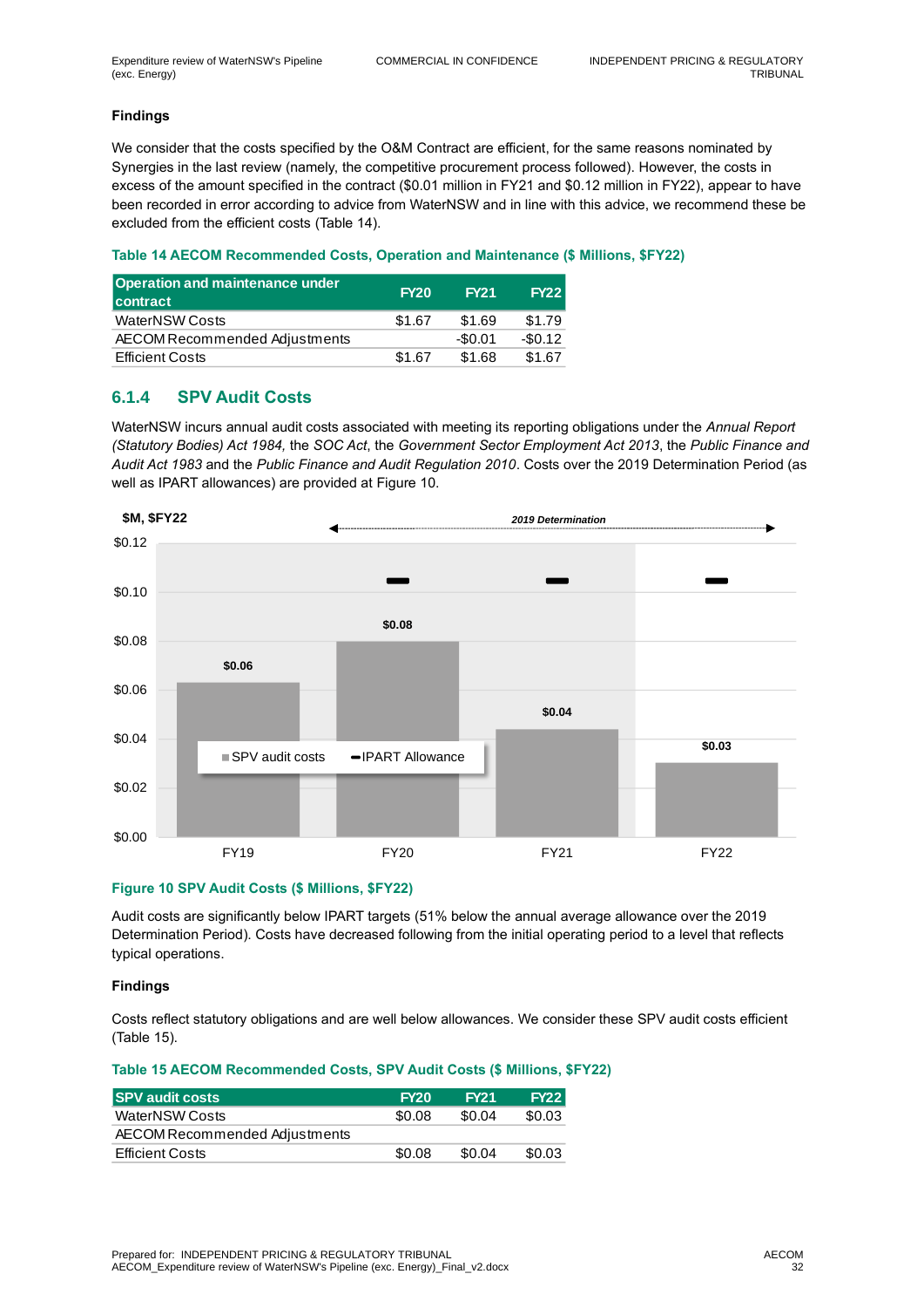**Findings**

We consider that the costs specified by the O&M Contract are efficient, for the same reasons nominated by Synergies in the last review (namely, the competitive procurement process followed). However, the costs in excess of the amount specified in the contract ($0.01 million in FY21 and $0.12 million in FY22), appear to have been recorded in error according to advice from WaterNSW and in line with this advice, we recommend these be excluded from the efficient costs (Table 14).

**Table 14 AECOM Recommended Costs, Operation and Maintenance ($ Millions, $FY22)**

| Operation and maintenance under contract | FY20 | FY21 | FY22 |
|---|---|---|---|
| WaterNSW Costs | $1.67 | $1.69 | $1.79 |
| AECOM Recommended Adjustments | | -$0.01 | -$0.12 |
| Efficient Costs | $1.67 | $1.68 | $1.67 |

### 6.1.4 SPV Audit Costs

WaterNSW incurs annual audit costs associated with meeting its reporting obligations under the *Annual Report (Statutory Bodies) Act 1984,* the *SOC Act*, the *Government Sector Employment Act 2013*, the *Public Finance and Audit Act 1983* and the *Public Finance and Audit Regulation 2010*. Costs over the 2019 Determination Period (as well as IPART allowances) are provided at Figure 10.

**Figure 10 SPV Audit Costs ($ Millions, $FY22)**

Audit costs are significantly below IPART targets (51% below the annual average allowance over the 2019 Determination Period). Costs have decreased following from the initial operating period to a level that reflects typical operations.

**Findings**

Costs reflect statutory obligations and are well below allowances. We consider these SPV audit costs efficient (Table 15).

**Table 15 AECOM Recommended Costs, SPV Audit Costs ($ Millions, $FY22)**

| SPV audit costs | FY20 | FY21 | FY22 |
|---|---|---|---|
| WaterNSW Costs | $0.08 | $0.04 | $0.03 |
| AECOM Recommended Adjustments | | | |
| Efficient Costs | $0.08 | $0.04 | $0.03 |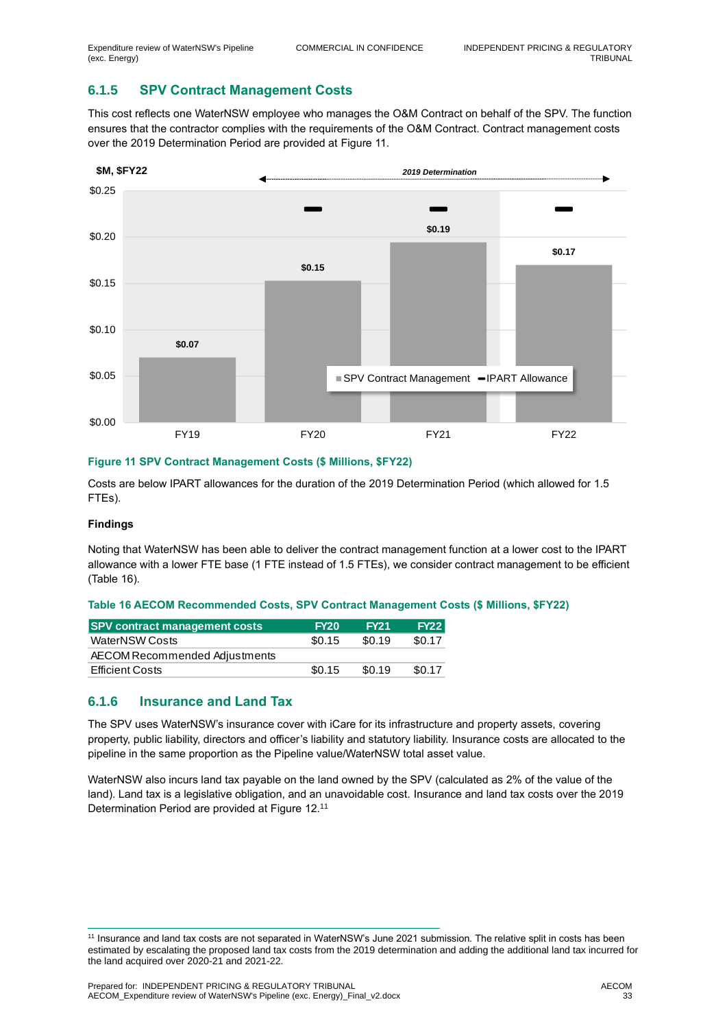### 6.1.5 SPV Contract Management Costs

This cost reflects one WaterNSW employee who manages the O&M Contract on behalf of the SPV. The function ensures that the contractor complies with the requirements of the O&M Contract. Contract management costs over the 2019 Determination Period are provided at Figure 11.

**Figure 11 SPV Contract Management Costs ($ Millions, $FY22)**

Costs are below IPART allowances for the duration of the 2019 Determination Period (which allowed for 1.5 FTEs).

**Findings**

Noting that WaterNSW has been able to deliver the contract management function at a lower cost to the IPART allowance with a lower FTE base (1 FTE instead of 1.5 FTEs), we consider contract management to be efficient (Table 16).

**Table 16 AECOM Recommended Costs, SPV Contract Management Costs ($ Millions, $FY22)**

| SPV contract management costs | FY20 | FY21 | FY22 |
|---|---|---|---|
| WaterNSW Costs | $0.15 | $0.19 | $0.17 |
| AECOM Recommended Adjustments | | | |
| Efficient Costs | $0.15 | $0.19 | $0.17 |

### 6.1.6 Insurance and Land Tax

The SPV uses WaterNSW's insurance cover with iCare for its infrastructure and property assets, covering property, public liability, directors and officer's liability and statutory liability. Insurance costs are allocated to the pipeline in the same proportion as the Pipeline value/WaterNSW total asset value.

WaterNSW also incurs land tax payable on the land owned by the SPV (calculated as 2% of the value of the land). Land tax is a legislative obligation, and an unavoidable cost. Insurance and land tax costs over the 2019 Determination Period are provided at Figure 12.[11]

[11] Insurance and land tax costs are not separated in WaterNSW's June 2021 submission. The relative split in costs has been estimated by escalating the proposed land tax costs from the 2019 determination and adding the additional land tax incurred for the land acquired over 2020-21 and 2021-22.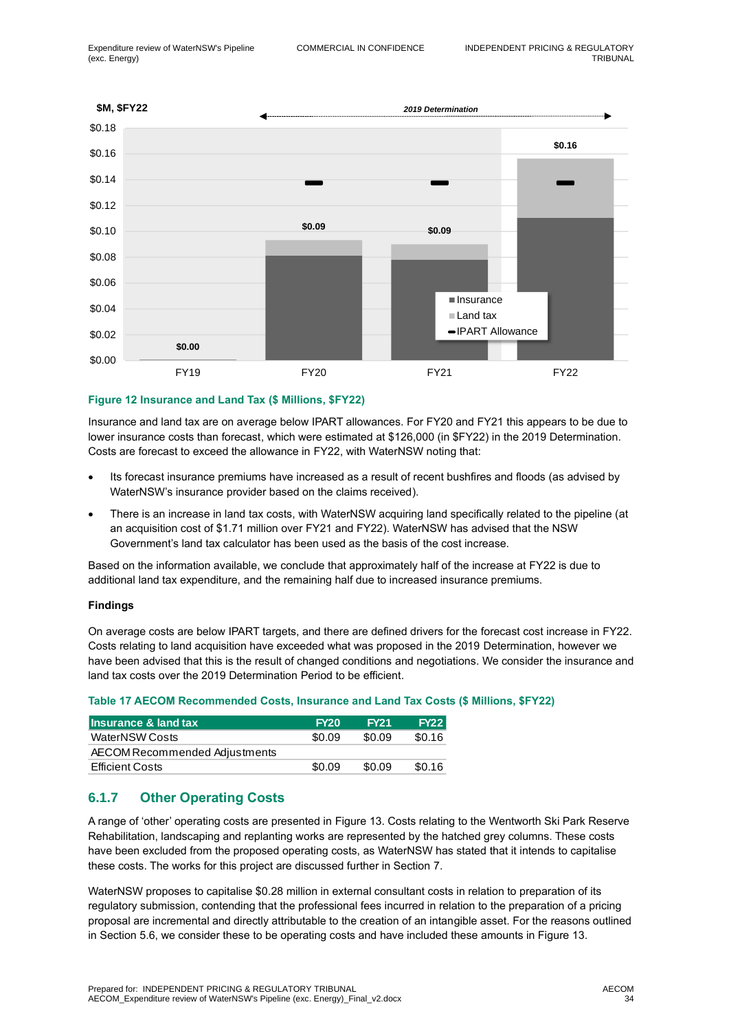Figure 12 Insurance and Land Tax ($ Millions, $FY22)

Insurance and land tax are on average below IPART allowances. For FY20 and FY21 this appears to be due to lower insurance costs than forecast, which were estimated at $126,000 (in $FY22) in the 2019 Determination. Costs are forecast to exceed the allowance in FY22, with WaterNSW noting that:

- Its forecast insurance premiums have increased as a result of recent bushfires and floods (as advised by WaterNSW's insurance provider based on the claims received).
- There is an increase in land tax costs, with WaterNSW acquiring land specifically related to the pipeline (at an acquisition cost of $1.71 million over FY21 and FY22). WaterNSW has advised that the NSW Government's land tax calculator has been used as the basis of the cost increase.

Based on the information available, we conclude that approximately half of the increase at FY22 is due to additional land tax expenditure, and the remaining half due to increased insurance premiums.

**Findings**

On average costs are below IPART targets, and there are defined drivers for the forecast cost increase in FY22. Costs relating to land acquisition have exceeded what was proposed in the 2019 Determination, however we have been advised that this is the result of changed conditions and negotiations. We consider the insurance and land tax costs over the 2019 Determination Period to be efficient.

Table 17 AECOM Recommended Costs, Insurance and Land Tax Costs ($ Millions, $FY22)

| Insurance & land tax | FY20 | FY21 | FY22 |
|---|---|---|---|
| WaterNSW Costs | $0.09 | $0.09 | $0.16 |
| AECOM Recommended Adjustments | | | |
| Efficient Costs | $0.09 | $0.09 | $0.16 |

### 6.1.7 Other Operating Costs

A range of 'other' operating costs are presented in Figure 13. Costs relating to the Wentworth Ski Park Reserve Rehabilitation, landscaping and replanting works are represented by the hatched grey columns. These costs have been excluded from the proposed operating costs, as WaterNSW has stated that it intends to capitalise these costs. The works for this project are discussed further in Section 7.

WaterNSW proposes to capitalise $0.28 million in external consultant costs in relation to preparation of its regulatory submission, contending that the professional fees incurred in relation to the preparation of a pricing proposal are incremental and directly attributable to the creation of an intangible asset. For the reasons outlined in Section 5.6, we consider these to be operating costs and have included these amounts in Figure 13.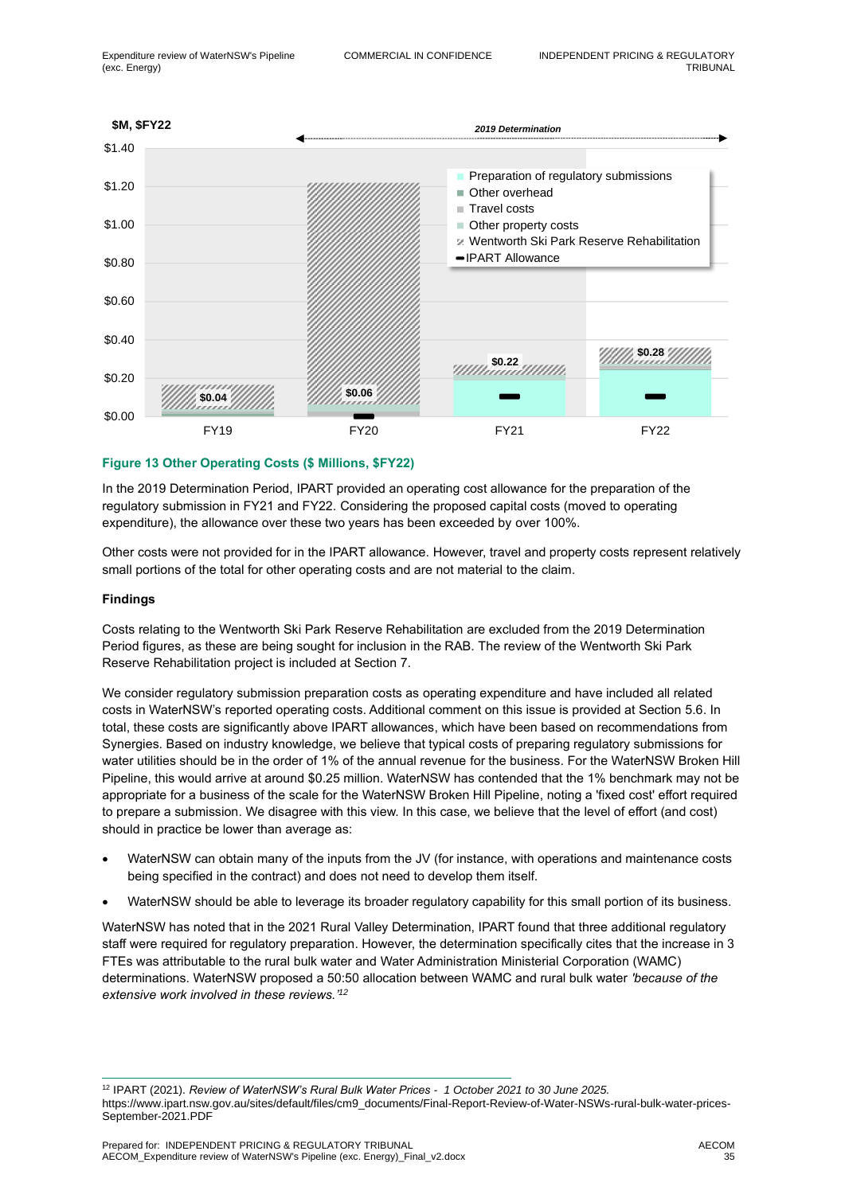**Figure 13 Other Operating Costs ($ Millions, $FY22)**

In the 2019 Determination Period, IPART provided an operating cost allowance for the preparation of the regulatory submission in FY21 and FY22. Considering the proposed capital costs (moved to operating expenditure), the allowance over these two years has been exceeded by over 100%.

Other costs were not provided for in the IPART allowance. However, travel and property costs represent relatively small portions of the total for other operating costs and are not material to the claim.

**Findings**

Costs relating to the Wentworth Ski Park Reserve Rehabilitation are excluded from the 2019 Determination Period figures, as these are being sought for inclusion in the RAB. The review of the Wentworth Ski Park Reserve Rehabilitation project is included at Section 7.

We consider regulatory submission preparation costs as operating expenditure and have included all related costs in WaterNSW's reported operating costs. Additional comment on this issue is provided at Section 5.6. In total, these costs are significantly above IPART allowances, which have been based on recommendations from Synergies. Based on industry knowledge, we believe that typical costs of preparing regulatory submissions for water utilities should be in the order of 1% of the annual revenue for the business. For the WaterNSW Broken Hill Pipeline, this would arrive at around $0.25 million. WaterNSW has contended that the 1% benchmark may not be appropriate for a business of the scale for the WaterNSW Broken Hill Pipeline, noting a 'fixed cost' effort required to prepare a submission. We disagree with this view. In this case, we believe that the level of effort (and cost) should in practice be lower than average as:

- WaterNSW can obtain many of the inputs from the JV (for instance, with operations and maintenance costs being specified in the contract) and does not need to develop them itself.
- WaterNSW should be able to leverage its broader regulatory capability for this small portion of its business.

WaterNSW has noted that in the 2021 Rural Valley Determination, IPART found that three additional regulatory staff were required for regulatory preparation. However, the determination specifically cites that the increase in 3 FTEs was attributable to the rural bulk water and Water Administration Ministerial Corporation (WAMC) determinations. WaterNSW proposed a 50:50 allocation between WAMC and rural bulk water *'because of the extensive work involved in these reviews.'*[12]

[12] IPART (2021). *Review of WaterNSW's Rural Bulk Water Prices - 1 October 2021 to 30 June 2025.* https://www.ipart.nsw.gov.au/sites/default/files/cm9_documents/Final-Report-Review-of-Water-NSWs-rural-bulk-water-prices-September-2021.PDF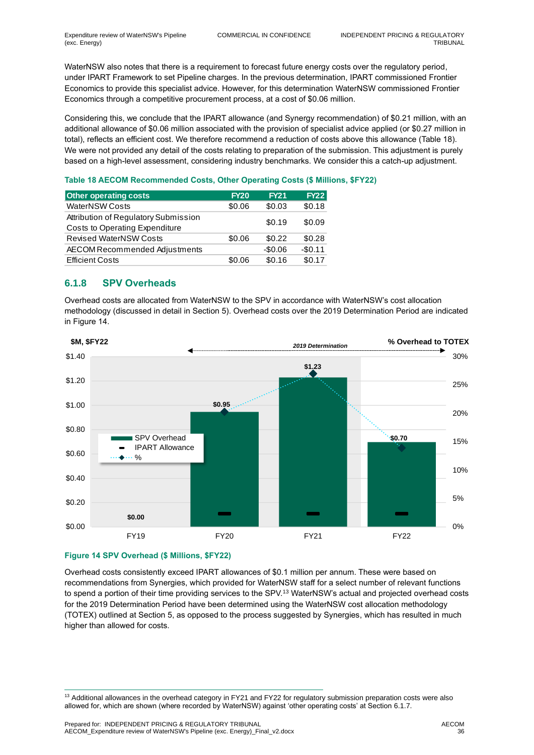WaterNSW also notes that there is a requirement to forecast future energy costs over the regulatory period, under IPART Framework to set Pipeline charges. In the previous determination, IPART commissioned Frontier Economics to provide this specialist advice. However, for this determination WaterNSW commissioned Frontier Economics through a competitive procurement process, at a cost of $0.06 million.

Considering this, we conclude that the IPART allowance (and Synergy recommendation) of $0.21 million, with an additional allowance of $0.06 million associated with the provision of specialist advice applied (or $0.27 million in total), reflects an efficient cost. We therefore recommend a reduction of costs above this allowance (Table 18). We were not provided any detail of the costs relating to preparation of the submission. This adjustment is purely based on a high-level assessment, considering industry benchmarks. We consider this a catch-up adjustment.

**Table 18 AECOM Recommended Costs, Other Operating Costs ($ Millions, $FY22)**

| Other operating costs | FY20 | FY21 | FY22 |
|---|---|---|---|
| WaterNSW Costs | $0.06 | $0.03 | $0.18 |
| Attribution of Regulatory Submission Costs to Operating Expenditure | | $0.19 | $0.09 |
| Revised WaterNSW Costs | $0.06 | $0.22 | $0.28 |
| AECOM Recommended Adjustments | | -$0.06 | -$0.11 |
| Efficient Costs | $0.06 | $0.16 | $0.17 |

### 6.1.8 SPV Overheads

Overhead costs are allocated from WaterNSW to the SPV in accordance with WaterNSW's cost allocation methodology (discussed in detail in Section 5). Overhead costs over the 2019 Determination Period are indicated in Figure 14.

| $M, $FY22 | FY19 | FY20 | FY21 | FY22 |
|---|---|---|---|---|
| SPV Overhead | $0.00 | $0.95 | $1.23 | $0.70 |

**Figure 14 SPV Overhead ($ Millions, $FY22)**

Overhead costs consistently exceed IPART allowances of $0.1 million per annum. These were based on recommendations from Synergies, which provided for WaterNSW staff for a select number of relevant functions to spend a portion of their time providing services to the SPV.[13] WaterNSW's actual and projected overhead costs for the 2019 Determination Period have been determined using the WaterNSW cost allocation methodology (TOTEX) outlined at Section 5, as opposed to the process suggested by Synergies, which has resulted in much higher than allowed for costs.

[13] Additional allowances in the overhead category in FY21 and FY22 for regulatory submission preparation costs were also allowed for, which are shown (where recorded by WaterNSW) against 'other operating costs' at Section 6.1.7.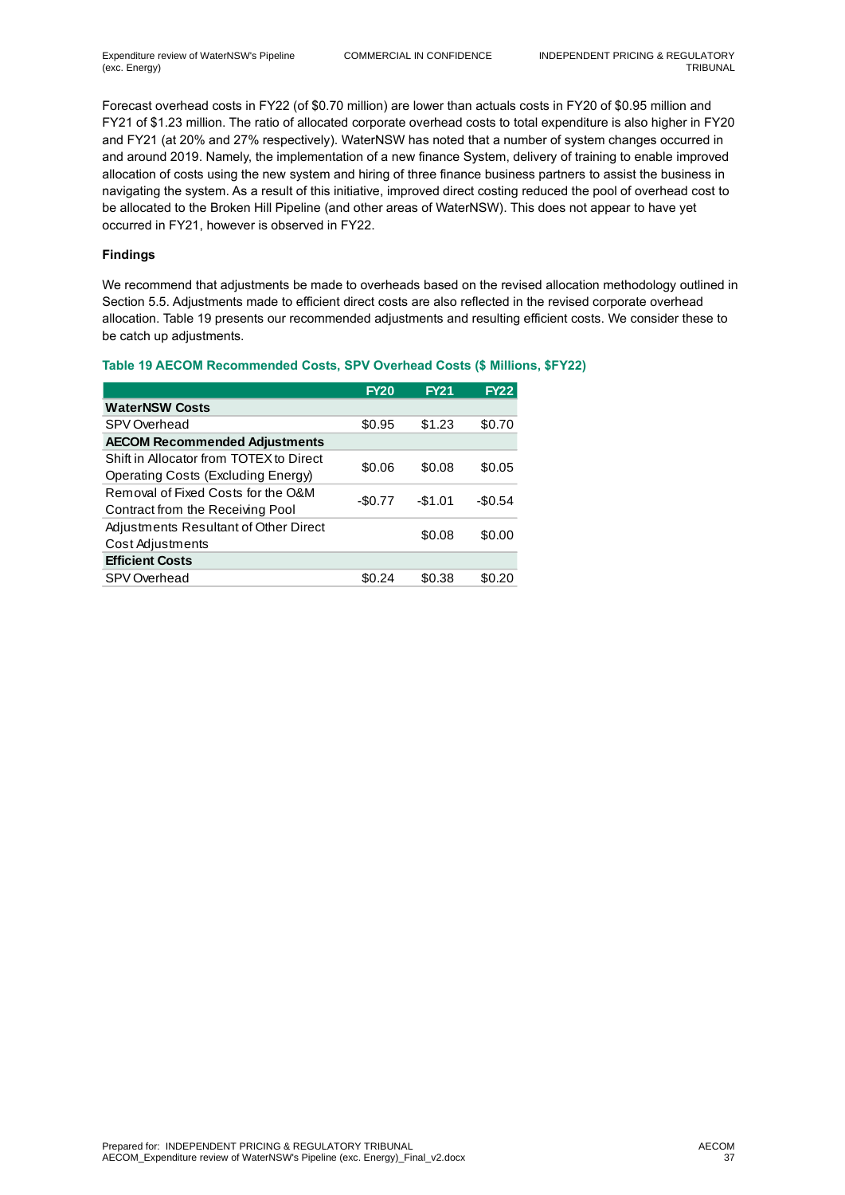Forecast overhead costs in FY22 (of $0.70 million) are lower than actuals costs in FY20 of $0.95 million and FY21 of $1.23 million. The ratio of allocated corporate overhead costs to total expenditure is also higher in FY20 and FY21 (at 20% and 27% respectively). WaterNSW has noted that a number of system changes occurred in and around 2019. Namely, the implementation of a new finance System, delivery of training to enable improved allocation of costs using the new system and hiring of three finance business partners to assist the business in navigating the system. As a result of this initiative, improved direct costing reduced the pool of overhead cost to be allocated to the Broken Hill Pipeline (and other areas of WaterNSW). This does not appear to have yet occurred in FY21, however is observed in FY22.

#### Findings

We recommend that adjustments be made to overheads based on the revised allocation methodology outlined in Section 5.5. Adjustments made to efficient direct costs are also reflected in the revised corporate overhead allocation. Table 19 presents our recommended adjustments and resulting efficient costs. We consider these to be catch up adjustments.

**Table 19 AECOM Recommended Costs, SPV Overhead Costs ($ Millions, $FY22)**

| | FY20 | FY21 | FY22 |
|---|---|---|---|
| **WaterNSW Costs** | | | |
| SPV Overhead | $0.95 | $1.23 | $0.70 |
| **AECOM Recommended Adjustments** | | | |
| Shift in Allocator from TOTEX to Direct Operating Costs (Excluding Energy) | $0.06 | $0.08 | $0.05 |
| Removal of Fixed Costs for the O&M Contract from the Receiving Pool | -$0.77 | -$1.01 | -$0.54 |
| Adjustments Resultant of Other Direct Cost Adjustments | | $0.08 | $0.00 |
| **Efficient Costs** | | | |
| SPV Overhead | $0.24 | $0.38 | $0.20 |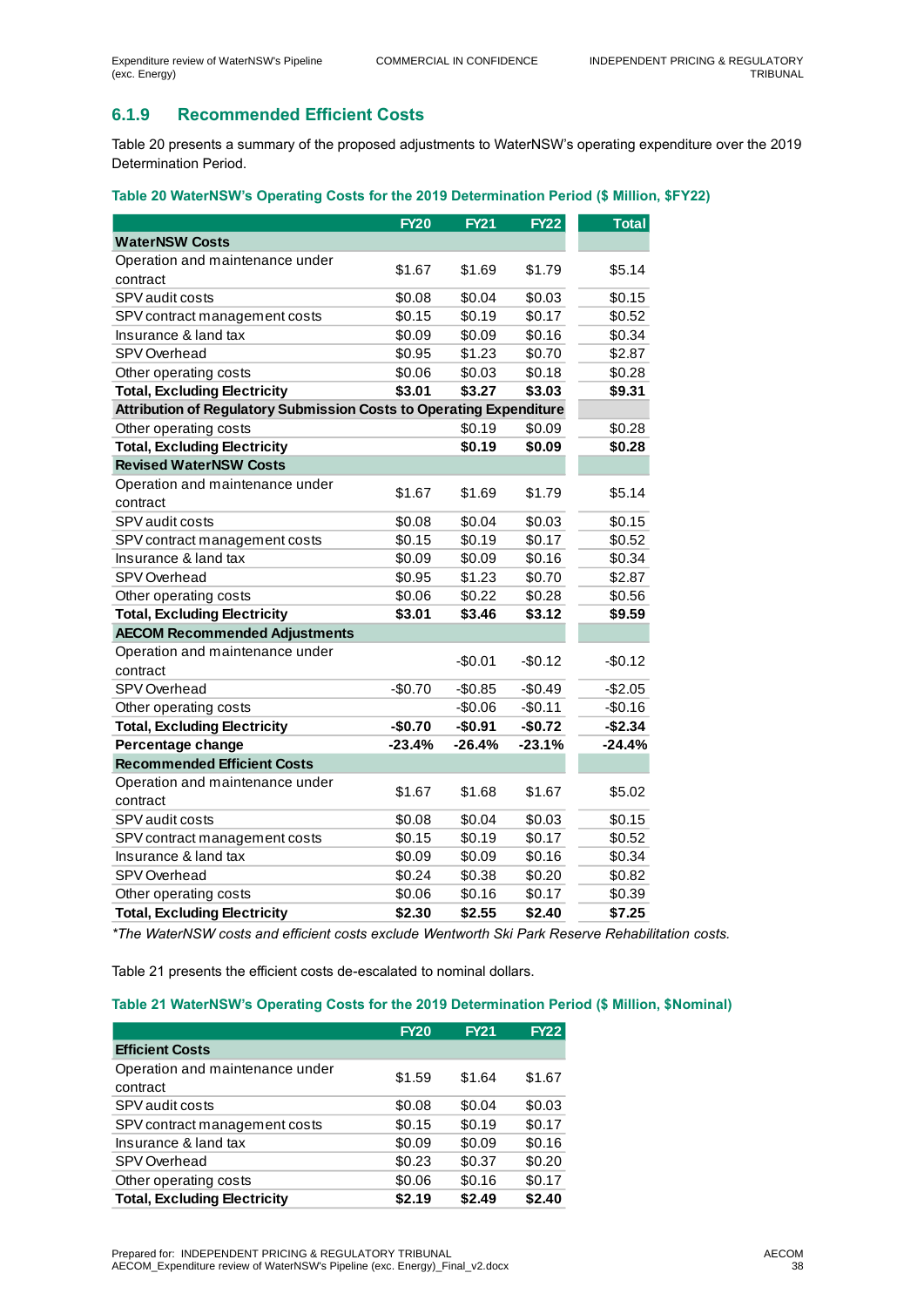### 6.1.9 Recommended Efficient Costs

Table 20 presents a summary of the proposed adjustments to WaterNSW's operating expenditure over the 2019 Determination Period.

**Table 20 WaterNSW's Operating Costs for the 2019 Determination Period ($ Million, $FY22)**

| | FY20 | FY21 | FY22 | Total |
|---|---|---|---|---|
| **WaterNSW Costs** | | | | |
| Operation and maintenance under contract | $1.67 | $1.69 | $1.79 | $5.14 |
| SPV audit costs | $0.08 | $0.04 | $0.03 | $0.15 |
| SPV contract management costs | $0.15 | $0.19 | $0.17 | $0.52 |
| Insurance & land tax | $0.09 | $0.09 | $0.16 | $0.34 |
| SPV Overhead | $0.95 | $1.23 | $0.70 | $2.87 |
| Other operating costs | $0.06 | $0.03 | $0.18 | $0.28 |
| **Total, Excluding Electricity** | **$3.01** | **$3.27** | **$3.03** | **$9.31** |
| **Attribution of Regulatory Submission Costs to Operating Expenditure** | | | | |
| Other operating costs | | $0.19 | $0.09 | $0.28 |
| **Total, Excluding Electricity** | | **$0.19** | **$0.09** | **$0.28** |
| **Revised WaterNSW Costs** | | | | |
| Operation and maintenance under contract | $1.67 | $1.69 | $1.79 | $5.14 |
| SPV audit costs | $0.08 | $0.04 | $0.03 | $0.15 |
| SPV contract management costs | $0.15 | $0.19 | $0.17 | $0.52 |
| Insurance & land tax | $0.09 | $0.09 | $0.16 | $0.34 |
| SPV Overhead | $0.95 | $1.23 | $0.70 | $2.87 |
| Other operating costs | $0.06 | $0.22 | $0.28 | $0.56 |
| **Total, Excluding Electricity** | **$3.01** | **$3.46** | **$3.12** | **$9.59** |
| **AECOM Recommended Adjustments** | | | | |
| Operation and maintenance under contract | | -$0.01 | -$0.12 | -$0.12 |
| SPV Overhead | -$0.70 | -$0.85 | -$0.49 | -$2.05 |
| Other operating costs | | -$0.06 | -$0.11 | -$0.16 |
| **Total, Excluding Electricity** | **-$0.70** | **-$0.91** | **-$0.72** | **-$2.34** |
| **Percentage change** | **-23.4%** | **-26.4%** | **-23.1%** | **-24.4%** |
| **Recommended Efficient Costs** | | | | |
| Operation and maintenance under contract | $1.67 | $1.68 | $1.67 | $5.02 |
| SPV audit costs | $0.08 | $0.04 | $0.03 | $0.15 |
| SPV contract management costs | $0.15 | $0.19 | $0.17 | $0.52 |
| Insurance & land tax | $0.09 | $0.09 | $0.16 | $0.34 |
| SPV Overhead | $0.24 | $0.38 | $0.20 | $0.82 |
| Other operating costs | $0.06 | $0.16 | $0.17 | $0.39 |
| **Total, Excluding Electricity** | **$2.30** | **$2.55** | **$2.40** | **$7.25** |

*\*The WaterNSW costs and efficient costs exclude Wentworth Ski Park Reserve Rehabilitation costs.*

Table 21 presents the efficient costs de-escalated to nominal dollars.

**Table 21 WaterNSW's Operating Costs for the 2019 Determination Period ($ Million, $Nominal)**

| | FY20 | FY21 | FY22 |
|---|---|---|---|
| **Efficient Costs** | | | |
| Operation and maintenance under contract | $1.59 | $1.64 | $1.67 |
| SPV audit costs | $0.08 | $0.04 | $0.03 |
| SPV contract management costs | $0.15 | $0.19 | $0.17 |
| Insurance & land tax | $0.09 | $0.09 | $0.16 |
| SPV Overhead | $0.23 | $0.37 | $0.20 |
| Other operating costs | $0.06 | $0.16 | $0.17 |
| **Total, Excluding Electricity** | **$2.19** | **$2.49** | **$2.40** |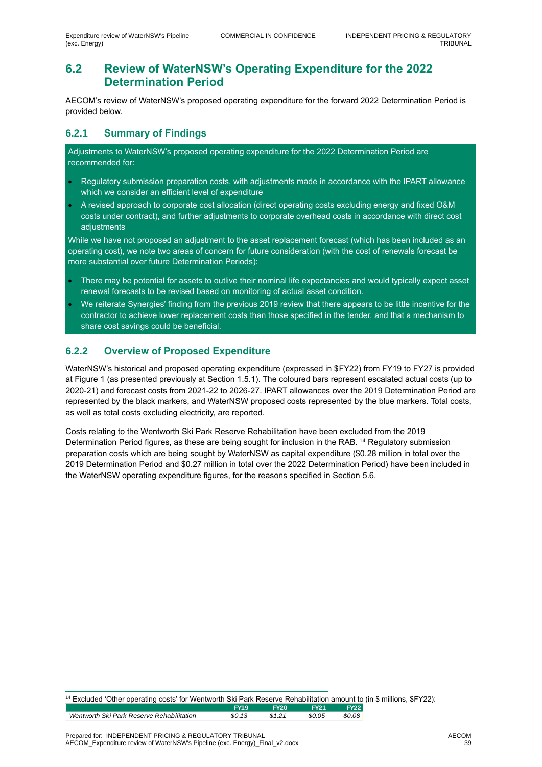## 6.2 Review of WaterNSW's Operating Expenditure for the 2022 Determination Period

AECOM's review of WaterNSW's proposed operating expenditure for the forward 2022 Determination Period is provided below.

### 6.2.1 Summary of Findings

Adjustments to WaterNSW's proposed operating expenditure for the 2022 Determination Period are recommended for:

- Regulatory submission preparation costs, with adjustments made in accordance with the IPART allowance which we consider an efficient level of expenditure
- A revised approach to corporate cost allocation (direct operating costs excluding energy and fixed O&M costs under contract), and further adjustments to corporate overhead costs in accordance with direct cost adjustments

While we have not proposed an adjustment to the asset replacement forecast (which has been included as an operating cost), we note two areas of concern for future consideration (with the cost of renewals forecast be more substantial over future Determination Periods):

- There may be potential for assets to outlive their nominal life expectancies and would typically expect asset renewal forecasts to be revised based on monitoring of actual asset condition.
- We reiterate Synergies' finding from the previous 2019 review that there appears to be little incentive for the contractor to achieve lower replacement costs than those specified in the tender, and that a mechanism to share cost savings could be beneficial.

### 6.2.2 Overview of Proposed Expenditure

WaterNSW's historical and proposed operating expenditure (expressed in $FY22) from FY19 to FY27 is provided at Figure 1 (as presented previously at Section 1.5.1). The coloured bars represent escalated actual costs (up to 2020-21) and forecast costs from 2021-22 to 2026-27. IPART allowances over the 2019 Determination Period are represented by the black markers, and WaterNSW proposed costs represented by the blue markers. Total costs, as well as total costs excluding electricity, are reported.

Costs relating to the Wentworth Ski Park Reserve Rehabilitation have been excluded from the 2019 Determination Period figures, as these are being sought for inclusion in the RAB. [14] Regulatory submission preparation costs which are being sought by WaterNSW as capital expenditure ($0.28 million in total over the 2019 Determination Period and $0.27 million in total over the 2022 Determination Period) have been included in the WaterNSW operating expenditure figures, for the reasons specified in Section 5.6.

---

[14] Excluded 'Other operating costs' for Wentworth Ski Park Reserve Rehabilitation amount to (in $ millions, $FY22):

| | FY19 | FY20 | FY21 | FY22 |
|---|---|---|---|---|
| *Wentworth Ski Park Reserve Rehabilitation* | *$0.13* | *$1.21* | *$0.05* | *$0.08* |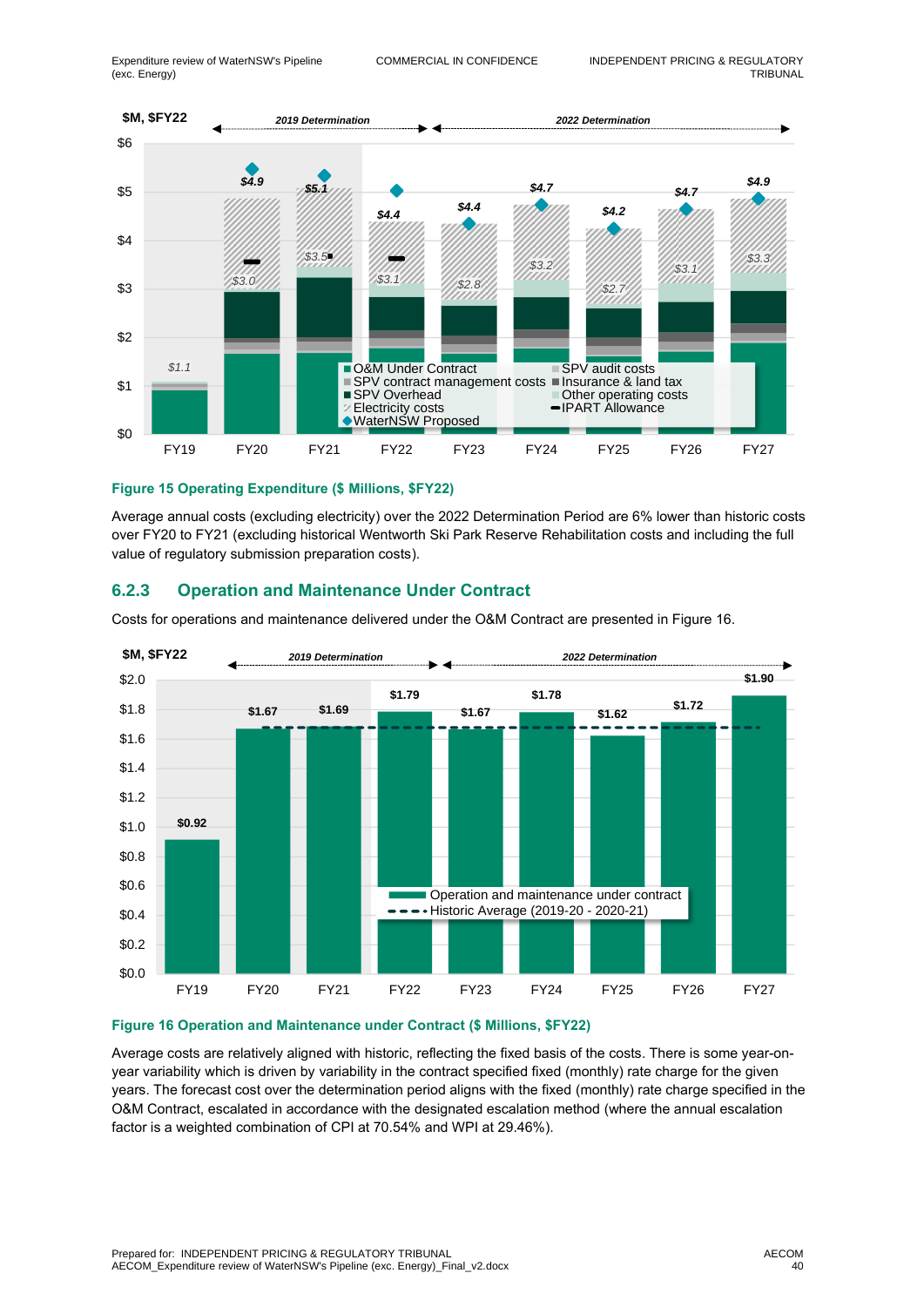Figure 15 Operating Expenditure ($ Millions, $FY22)

Average annual costs (excluding electricity) over the 2022 Determination Period are 6% lower than historic costs over FY20 to FY21 (excluding historical Wentworth Ski Park Reserve Rehabilitation costs and including the full value of regulatory submission preparation costs).

### 6.2.3 Operation and Maintenance Under Contract

Costs for operations and maintenance delivered under the O&M Contract are presented in Figure 16.

Figure 16 Operation and Maintenance under Contract ($ Millions, $FY22)

Average costs are relatively aligned with historic, reflecting the fixed basis of the costs. There is some year-on-year variability which is driven by variability in the contract specified fixed (monthly) rate charge for the given years. The forecast cost over the determination period aligns with the fixed (monthly) rate charge specified in the O&M Contract, escalated in accordance with the designated escalation method (where the annual escalation factor is a weighted combination of CPI at 70.54% and WPI at 29.46%).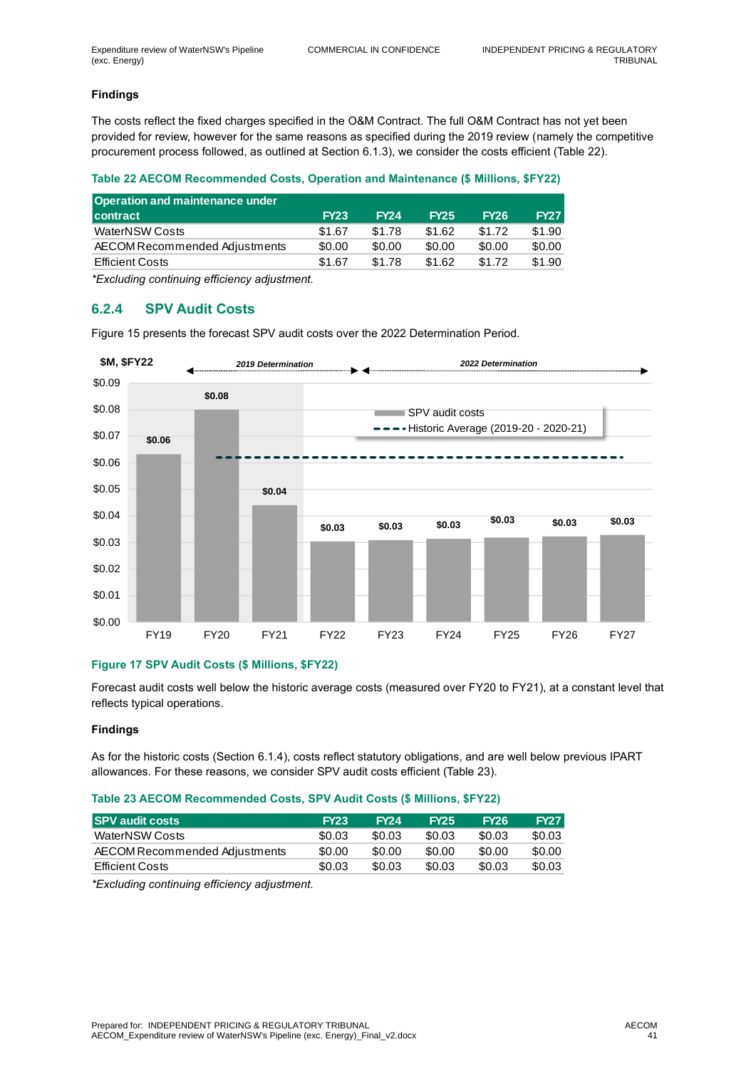**Findings**

The costs reflect the fixed charges specified in the O&M Contract. The full O&M Contract has not yet been provided for review, however for the same reasons as specified during the 2019 review (namely the competitive procurement process followed, as outlined at Section 6.1.3), we consider the costs efficient (Table 22).

**Table 22 AECOM Recommended Costs, Operation and Maintenance ($ Millions, $FY22)**

| Operation and maintenance under contract | FY23 | FY24 | FY25 | FY26 | FY27 |
|---|---|---|---|---|---|
| WaterNSW Costs | $1.67 | $1.78 | $1.62 | $1.72 | $1.90 |
| AECOM Recommended Adjustments | $0.00 | $0.00 | $0.00 | $0.00 | $0.00 |
| Efficient Costs | $1.67 | $1.78 | $1.62 | $1.72 | $1.90 |

*Excluding continuing efficiency adjustment.*

### 6.2.4 SPV Audit Costs

Figure 15 presents the forecast SPV audit costs over the 2022 Determination Period.

| $M, $FY22 | FY19 | FY20 | FY21 | FY22 | FY23 | FY24 | FY25 | FY26 | FY27 |
|---|---|---|---|---|---|---|---|---|---|
| SPV audit costs | $0.06 | $0.08 | $0.04 | $0.03 | $0.03 | $0.03 | $0.03 | $0.03 | $0.03 |

FY19–FY21: 2019 Determination; FY22–FY27: 2022 Determination. Historic Average (2019-20 - 2020-21) shown as dashed line.

**Figure 17 SPV Audit Costs ($ Millions, $FY22)**

Forecast audit costs well below the historic average costs (measured over FY20 to FY21), at a constant level that reflects typical operations.

**Findings**

As for the historic costs (Section 6.1.4), costs reflect statutory obligations, and are well below previous IPART allowances. For these reasons, we consider SPV audit costs efficient (Table 23).

**Table 23 AECOM Recommended Costs, SPV Audit Costs ($ Millions, $FY22)**

| SPV audit costs | FY23 | FY24 | FY25 | FY26 | FY27 |
|---|---|---|---|---|---|
| WaterNSW Costs | $0.03 | $0.03 | $0.03 | $0.03 | $0.03 |
| AECOM Recommended Adjustments | $0.00 | $0.00 | $0.00 | $0.00 | $0.00 |
| Efficient Costs | $0.03 | $0.03 | $0.03 | $0.03 | $0.03 |

*Excluding continuing efficiency adjustment.*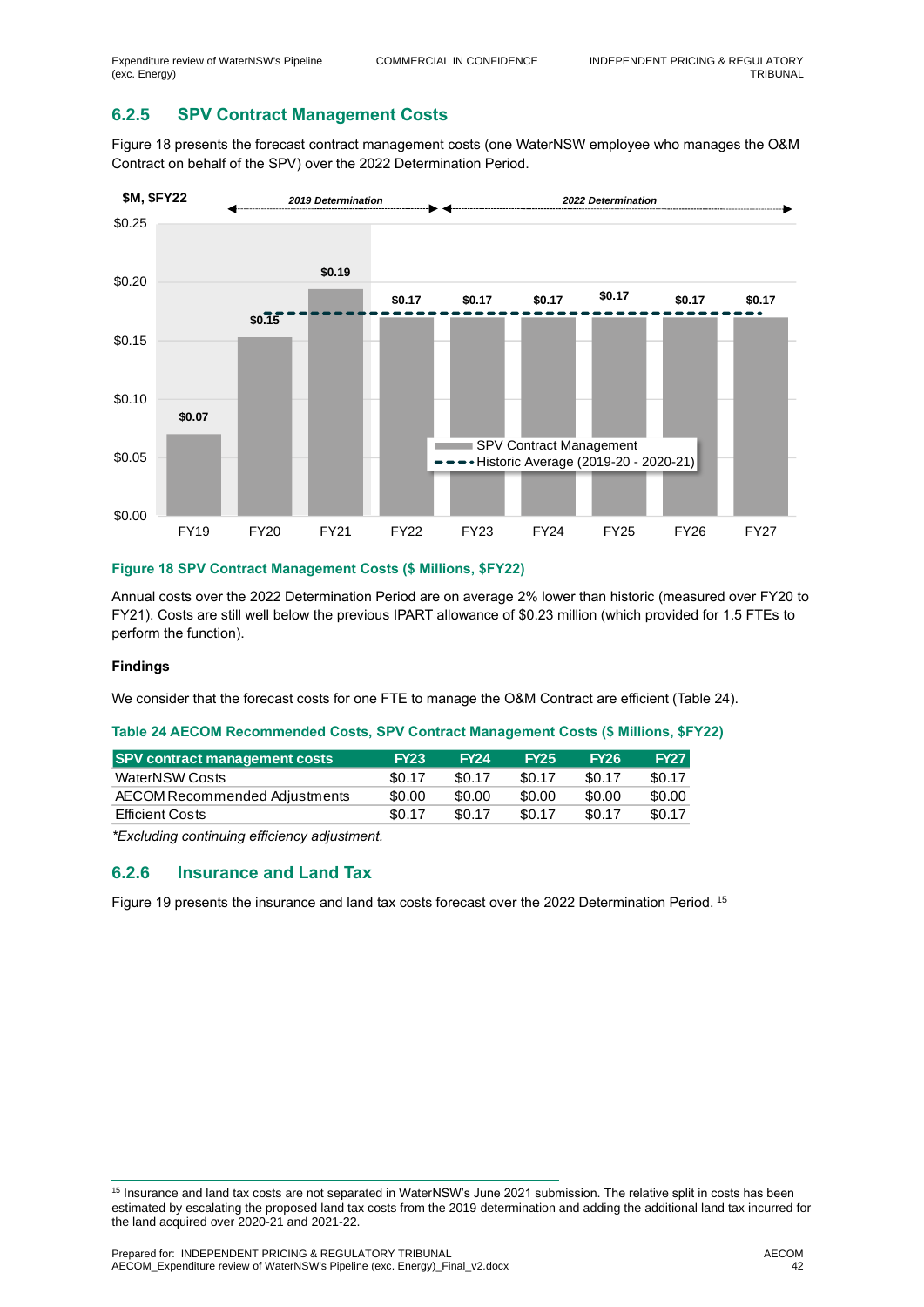### 6.2.5 SPV Contract Management Costs

Figure 18 presents the forecast contract management costs (one WaterNSW employee who manages the O&M Contract on behalf of the SPV) over the 2022 Determination Period.

**Figure 18 SPV Contract Management Costs ($ Millions, $FY22)**

Annual costs over the 2022 Determination Period are on average 2% lower than historic (measured over FY20 to FY21). Costs are still well below the previous IPART allowance of $0.23 million (which provided for 1.5 FTEs to perform the function).

**Findings**

We consider that the forecast costs for one FTE to manage the O&M Contract are efficient (Table 24).

**Table 24 AECOM Recommended Costs, SPV Contract Management Costs ($ Millions, $FY22)**

| SPV contract management costs | FY23 | FY24 | FY25 | FY26 | FY27 |
|---|---|---|---|---|---|
| WaterNSW Costs | $0.17 | $0.17 | $0.17 | $0.17 | $0.17 |
| AECOM Recommended Adjustments | $0.00 | $0.00 | $0.00 | $0.00 | $0.00 |
| Efficient Costs | $0.17 | $0.17 | $0.17 | $0.17 | $0.17 |

*Excluding continuing efficiency adjustment.*

### 6.2.6 Insurance and Land Tax

Figure 19 presents the insurance and land tax costs forecast over the 2022 Determination Period. [15]

[15] Insurance and land tax costs are not separated in WaterNSW's June 2021 submission. The relative split in costs has been estimated by escalating the proposed land tax costs from the 2019 determination and adding the additional land tax incurred for the land acquired over 2020-21 and 2021-22.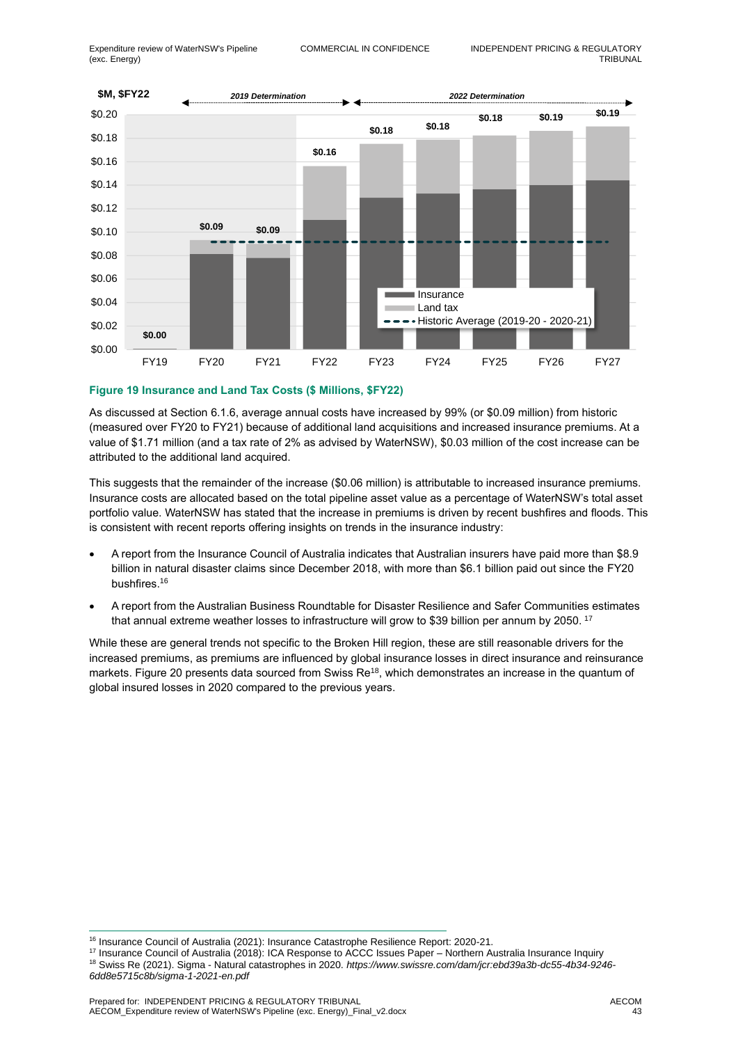**Figure 19 Insurance and Land Tax Costs ($ Millions, $FY22)**

As discussed at Section 6.1.6, average annual costs have increased by 99% (or $0.09 million) from historic (measured over FY20 to FY21) because of additional land acquisitions and increased insurance premiums. At a value of $1.71 million (and a tax rate of 2% as advised by WaterNSW), $0.03 million of the cost increase can be attributed to the additional land acquired.

This suggests that the remainder of the increase ($0.06 million) is attributable to increased insurance premiums. Insurance costs are allocated based on the total pipeline asset value as a percentage of WaterNSW's total asset portfolio value. WaterNSW has stated that the increase in premiums is driven by recent bushfires and floods. This is consistent with recent reports offering insights on trends in the insurance industry:

- A report from the Insurance Council of Australia indicates that Australian insurers have paid more than $8.9 billion in natural disaster claims since December 2018, with more than $6.1 billion paid out since the FY20 bushfires.[16]
- A report from the Australian Business Roundtable for Disaster Resilience and Safer Communities estimates that annual extreme weather losses to infrastructure will grow to $39 billion per annum by 2050.[17]

While these are general trends not specific to the Broken Hill region, these are still reasonable drivers for the increased premiums, as premiums are influenced by global insurance losses in direct insurance and reinsurance markets. Figure 20 presents data sourced from Swiss Re[18], which demonstrates an increase in the quantum of global insured losses in 2020 compared to the previous years.

---

[16] Insurance Council of Australia (2021): Insurance Catastrophe Resilience Report: 2020-21.

[17] Insurance Council of Australia (2018): ICA Response to ACCC Issues Paper – Northern Australia Insurance Inquiry

[18] Swiss Re (2021). Sigma - Natural catastrophes in 2020. *https://www.swissre.com/dam/jcr:ebd39a3b-dc55-4b34-9246-6dd8e5715c8b/sigma-1-2021-en.pdf*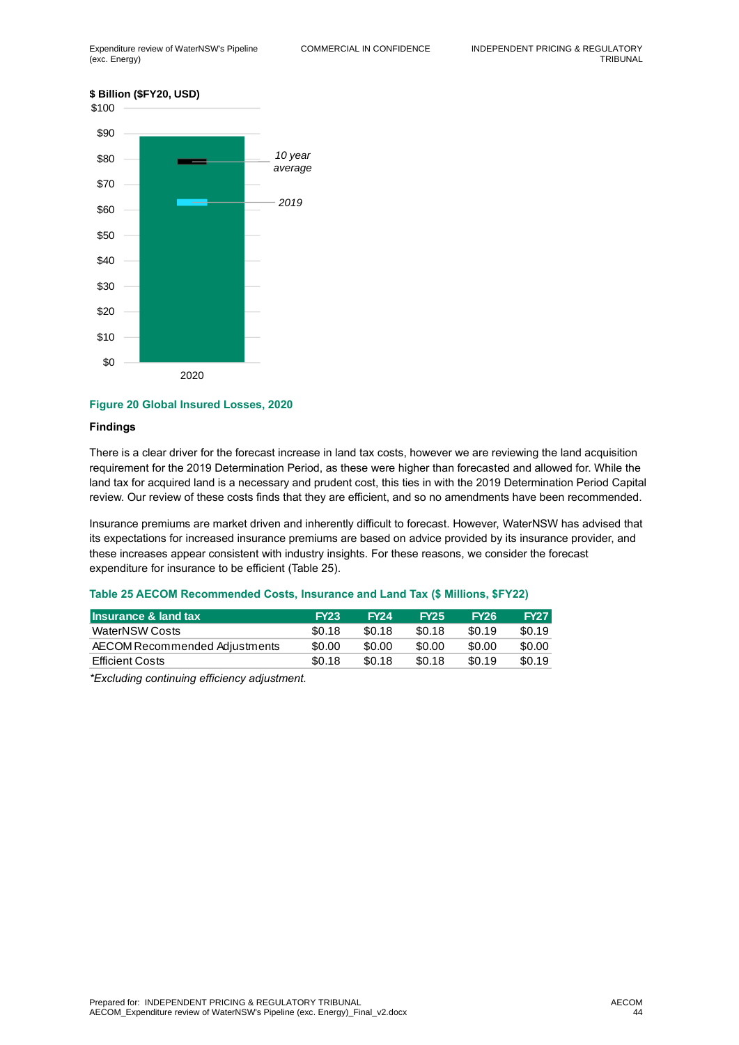**Figure 20 Global Insured Losses, 2020**

**Findings**

There is a clear driver for the forecast increase in land tax costs, however we are reviewing the land acquisition requirement for the 2019 Determination Period, as these were higher than forecasted and allowed for. While the land tax for acquired land is a necessary and prudent cost, this ties in with the 2019 Determination Period Capital review. Our review of these costs finds that they are efficient, and so no amendments have been recommended.

Insurance premiums are market driven and inherently difficult to forecast. However, WaterNSW has advised that its expectations for increased insurance premiums are based on advice provided by its insurance provider, and these increases appear consistent with industry insights. For these reasons, we consider the forecast expenditure for insurance to be efficient (Table 25).

**Table 25 AECOM Recommended Costs, Insurance and Land Tax ($ Millions, $FY22)**

| Insurance & land tax | FY23 | FY24 | FY25 | FY26 | FY27 |
|---|---|---|---|---|---|
| WaterNSW Costs | $0.18 | $0.18 | $0.18 | $0.19 | $0.19 |
| AECOM Recommended Adjustments | $0.00 | $0.00 | $0.00 | $0.00 | $0.00 |
| Efficient Costs | $0.18 | $0.18 | $0.18 | $0.19 | $0.19 |

*\*Excluding continuing efficiency adjustment.*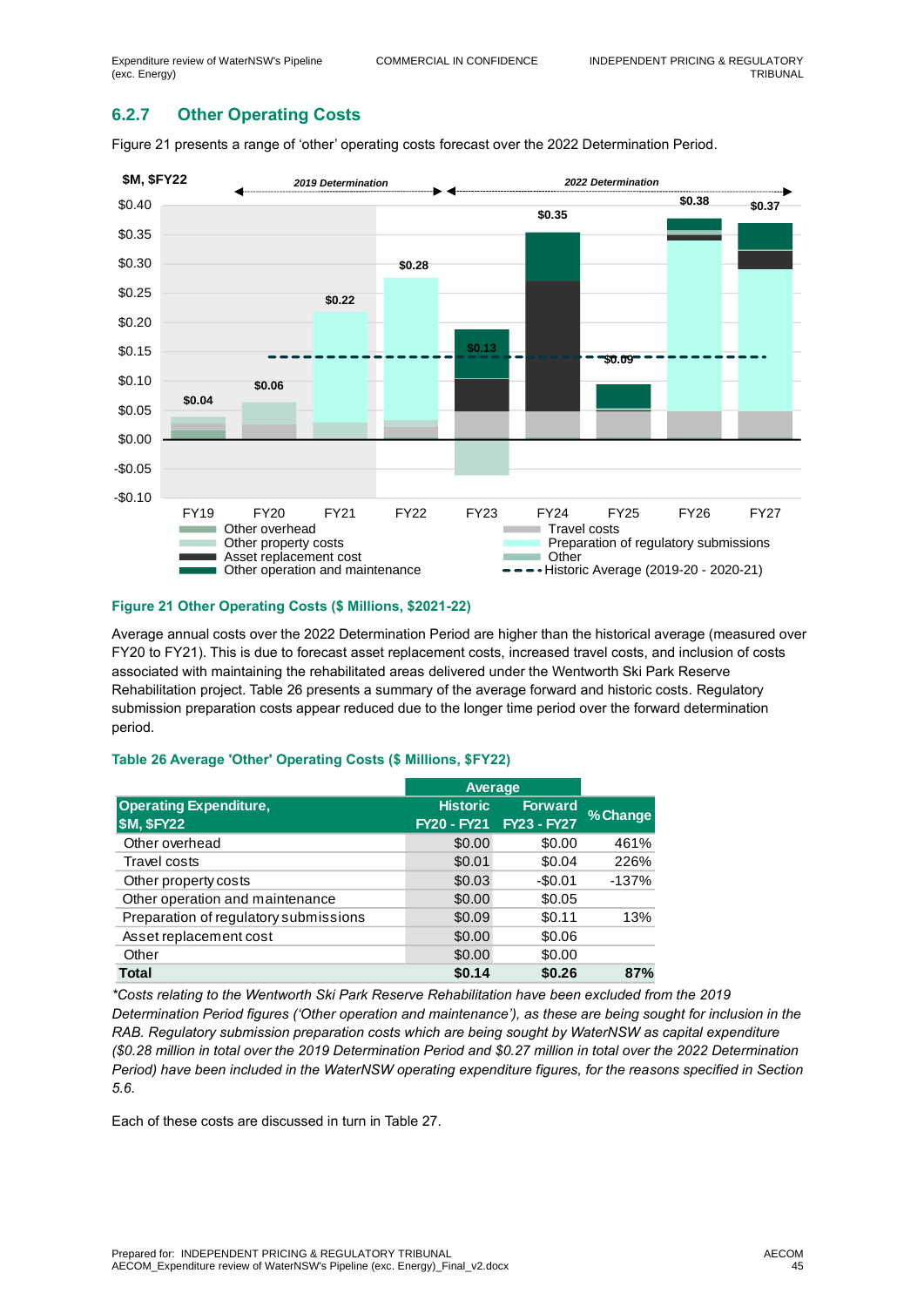### 6.2.7 Other Operating Costs

Figure 21 presents a range of 'other' operating costs forecast over the 2022 Determination Period.

**Figure 21 Other Operating Costs ($ Millions, $2021-22)**

Average annual costs over the 2022 Determination Period are higher than the historical average (measured over FY20 to FY21). This is due to forecast asset replacement costs, increased travel costs, and inclusion of costs associated with maintaining the rehabilitated areas delivered under the Wentworth Ski Park Reserve Rehabilitation project. Table 26 presents a summary of the average forward and historic costs. Regulatory submission preparation costs appear reduced due to the longer time period over the forward determination period.

**Table 26 Average 'Other' Operating Costs ($ Millions, $FY22)**

| Operating Expenditure, $M, $FY22 | Average | | % Change |
|---|---|---|---|
| | Historic FY20 - FY21 | Forward FY23 - FY27 | |
| Other overhead | $0.00 | $0.00 | 461% |
| Travel costs | $0.01 | $0.04 | 226% |
| Other property costs | $0.03 | -$0.01 | -137% |
| Other operation and maintenance | $0.00 | $0.05 | |
| Preparation of regulatory submissions | $0.09 | $0.11 | 13% |
| Asset replacement cost | $0.00 | $0.06 | |
| Other | $0.00 | $0.00 | |
| **Total** | **$0.14** | **$0.26** | **87%** |

*\*Costs relating to the Wentworth Ski Park Reserve Rehabilitation have been excluded from the 2019 Determination Period figures ('Other operation and maintenance'), as these are being sought for inclusion in the RAB. Regulatory submission preparation costs which are being sought by WaterNSW as capital expenditure ($0.28 million in total over the 2019 Determination Period and $0.27 million in total over the 2022 Determination Period) have been included in the WaterNSW operating expenditure figures, for the reasons specified in Section 5.6.*

Each of these costs are discussed in turn in Table 27.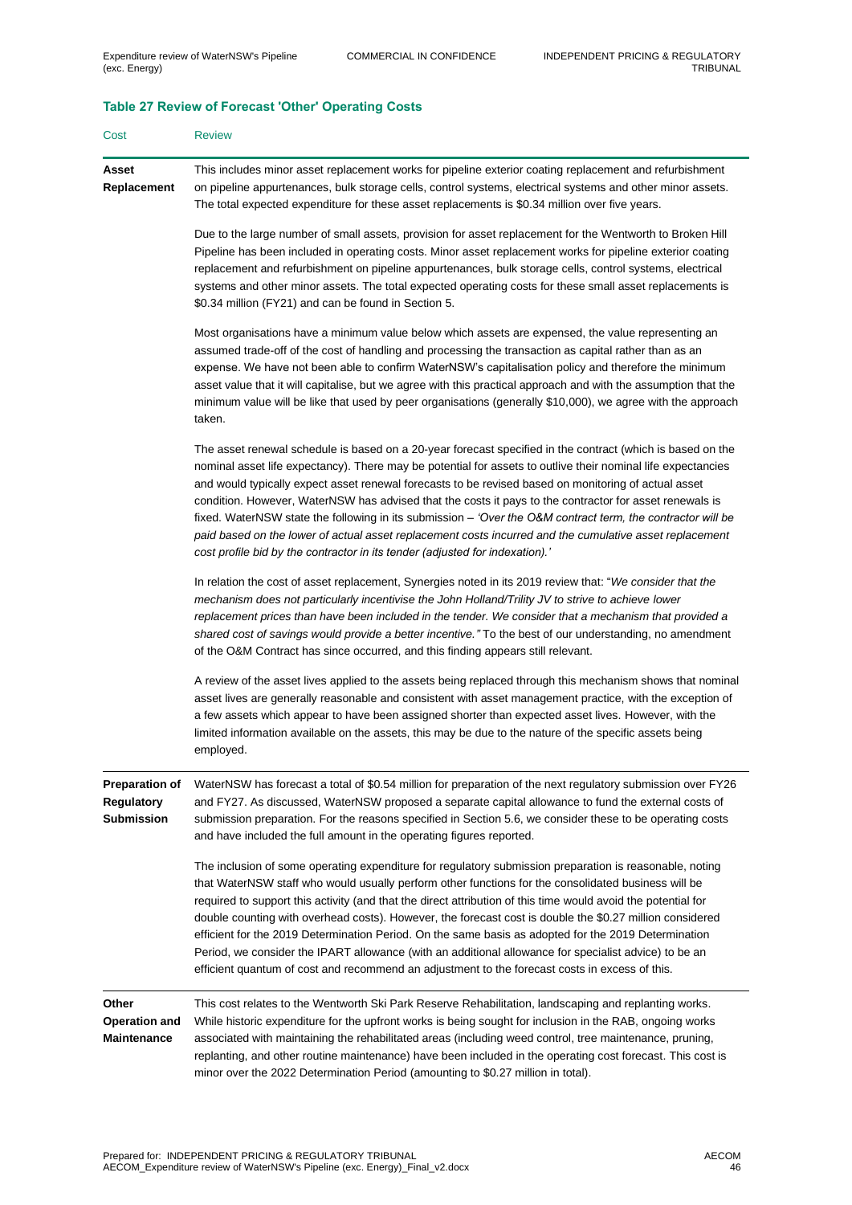**Table 27 Review of Forecast 'Other' Operating Costs**

| Cost | Review |
|---|---|
| **Asset Replacement** | This includes minor asset replacement works for pipeline exterior coating replacement and refurbishment on pipeline appurtenances, bulk storage cells, control systems, electrical systems and other minor assets. The total expected expenditure for these asset replacements is \$0.34 million over five years.<br><br>Due to the large number of small assets, provision for asset replacement for the Wentworth to Broken Hill Pipeline has been included in operating costs. Minor asset replacement works for pipeline exterior coating replacement and refurbishment on pipeline appurtenances, bulk storage cells, control systems, electrical systems and other minor assets. The total expected operating costs for these small asset replacements is \$0.34 million (FY21) and can be found in Section 5.<br><br>Most organisations have a minimum value below which assets are expensed, the value representing an assumed trade-off of the cost of handling and processing the transaction as capital rather than as an expense. We have not been able to confirm WaterNSW's capitalisation policy and therefore the minimum asset value that it will capitalise, but we agree with this practical approach and with the assumption that the minimum value will be like that used by peer organisations (generally \$10,000), we agree with the approach taken.<br><br>The asset renewal schedule is based on a 20-year forecast specified in the contract (which is based on the nominal asset life expectancy). There may be potential for assets to outlive their nominal life expectancies and would typically expect asset renewal forecasts to be revised based on monitoring of actual asset condition. However, WaterNSW has advised that the costs it pays to the contractor for asset renewals is fixed. WaterNSW state the following in its submission – *'Over the O&M contract term, the contractor will be paid based on the lower of actual asset replacement costs incurred and the cumulative asset replacement cost profile bid by the contractor in its tender (adjusted for indexation).'*<br><br>In relation the cost of asset replacement, Synergies noted in its 2019 review that: "*We consider that the mechanism does not particularly incentivise the John Holland/Trility JV to strive to achieve lower replacement prices than have been included in the tender. We consider that a mechanism that provided a shared cost of savings would provide a better incentive."* To the best of our understanding, no amendment of the O&M Contract has since occurred, and this finding appears still relevant.<br><br>A review of the asset lives applied to the assets being replaced through this mechanism shows that nominal asset lives are generally reasonable and consistent with asset management practice, with the exception of a few assets which appear to have been assigned shorter than expected asset lives. However, with the limited information available on the assets, this may be due to the nature of the specific assets being employed. |
| **Preparation of Regulatory Submission** | WaterNSW has forecast a total of \$0.54 million for preparation of the next regulatory submission over FY26 and FY27. As discussed, WaterNSW proposed a separate capital allowance to fund the external costs of submission preparation. For the reasons specified in Section 5.6, we consider these to be operating costs and have included the full amount in the operating figures reported.<br><br>The inclusion of some operating expenditure for regulatory submission preparation is reasonable, noting that WaterNSW staff who would usually perform other functions for the consolidated business will be required to support this activity (and that the direct attribution of this time would avoid the potential for double counting with overhead costs). However, the forecast cost is double the \$0.27 million considered efficient for the 2019 Determination Period. On the same basis as adopted for the 2019 Determination Period, we consider the IPART allowance (with an additional allowance for specialist advice) to be an efficient quantum of cost and recommend an adjustment to the forecast costs in excess of this. |
| **Other Operation and Maintenance** | This cost relates to the Wentworth Ski Park Reserve Rehabilitation, landscaping and replanting works. While historic expenditure for the upfront works is being sought for inclusion in the RAB, ongoing works associated with maintaining the rehabilitated areas (including weed control, tree maintenance, pruning, replanting, and other routine maintenance) have been included in the operating cost forecast. This cost is minor over the 2022 Determination Period (amounting to \$0.27 million in total). |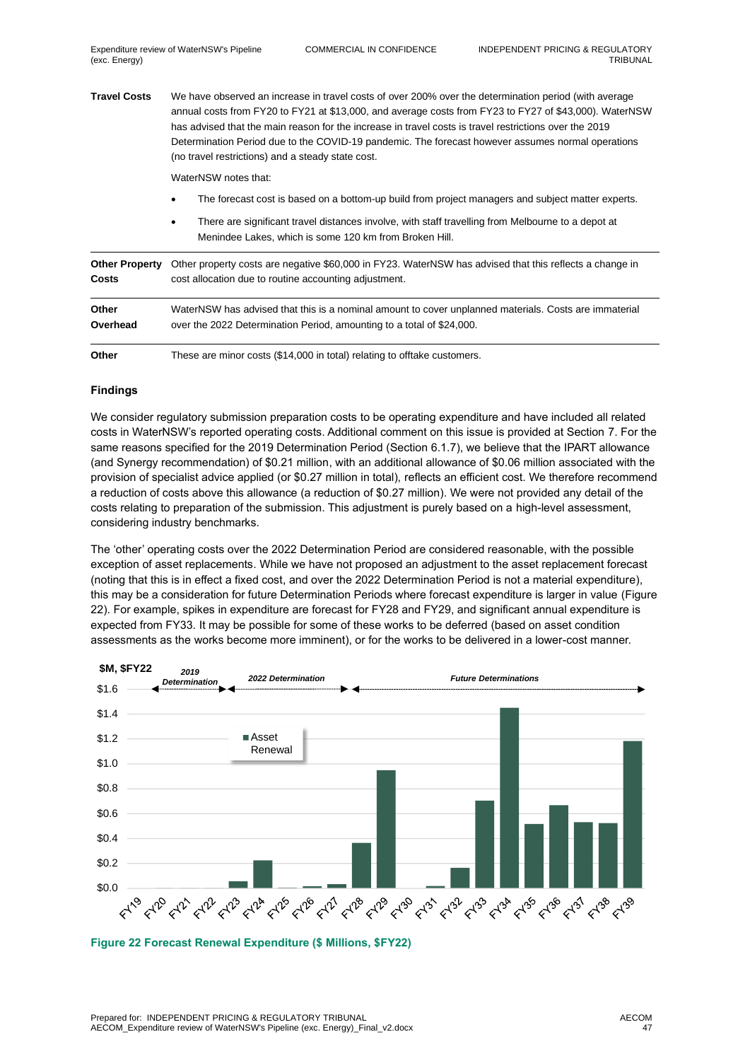| | |
|---|---|
| **Travel Costs** | We have observed an increase in travel costs of over 200% over the determination period (with average annual costs from FY20 to FY21 at $13,000, and average costs from FY23 to FY27 of $43,000). WaterNSW has advised that the main reason for the increase in travel costs is travel restrictions over the 2019 Determination Period due to the COVID-19 pandemic. The forecast however assumes normal operations (no travel restrictions) and a steady state cost.<br><br>WaterNSW notes that:<br><br>• The forecast cost is based on a bottom-up build from project managers and subject matter experts.<br>• There are significant travel distances involve, with staff travelling from Melbourne to a depot at Menindee Lakes, which is some 120 km from Broken Hill. |
| **Other Property Costs** | Other property costs are negative $60,000 in FY23. WaterNSW has advised that this reflects a change in cost allocation due to routine accounting adjustment. |
| **Other Overhead** | WaterNSW has advised that this is a nominal amount to cover unplanned materials. Costs are immaterial over the 2022 Determination Period, amounting to a total of $24,000. |
| **Other** | These are minor costs ($14,000 in total) relating to offtake customers. |

### Findings

We consider regulatory submission preparation costs to be operating expenditure and have included all related costs in WaterNSW's reported operating costs. Additional comment on this issue is provided at Section 7. For the same reasons specified for the 2019 Determination Period (Section 6.1.7), we believe that the IPART allowance (and Synergy recommendation) of $0.21 million, with an additional allowance of $0.06 million associated with the provision of specialist advice applied (or $0.27 million in total), reflects an efficient cost. We therefore recommend a reduction of costs above this allowance (a reduction of $0.27 million). We were not provided any detail of the costs relating to preparation of the submission. This adjustment is purely based on a high-level assessment, considering industry benchmarks.

The 'other' operating costs over the 2022 Determination Period are considered reasonable, with the possible exception of asset replacements. While we have not proposed an adjustment to the asset replacement forecast (noting that this is in effect a fixed cost, and over the 2022 Determination Period is not a material expenditure), this may be a consideration for future Determination Periods where forecast expenditure is larger in value (Figure 22). For example, spikes in expenditure are forecast for FY28 and FY29, and significant annual expenditure is expected from FY33. It may be possible for some of these works to be deferred (based on asset condition assessments as the works become more imminent), or for the works to be delivered in a lower-cost manner.

**Figure 22 Forecast Renewal Expenditure ($ Millions, $FY22)**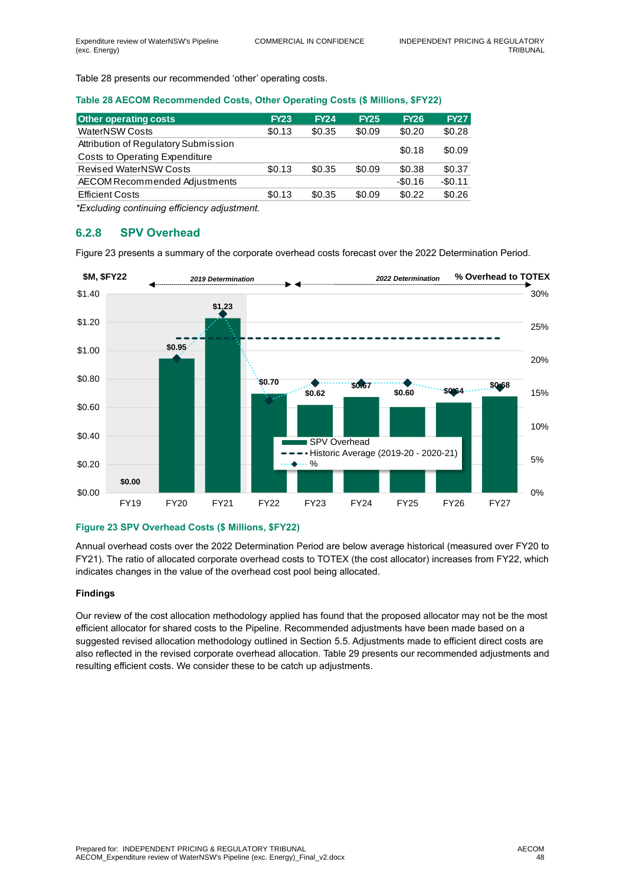Table 28 presents our recommended 'other' operating costs.

**Table 28 AECOM Recommended Costs, Other Operating Costs ($ Millions, $FY22)**

| Other operating costs | FY23 | FY24 | FY25 | FY26 | FY27 |
|---|---|---|---|---|---|
| WaterNSW Costs | $0.13 | $0.35 | $0.09 | $0.20 | $0.28 |
| Attribution of Regulatory Submission Costs to Operating Expenditure | | | | $0.18 | $0.09 |
| Revised WaterNSW Costs | $0.13 | $0.35 | $0.09 | $0.38 | $0.37 |
| AECOM Recommended Adjustments | | | | -$0.16 | -$0.11 |
| Efficient Costs | $0.13 | $0.35 | $0.09 | $0.22 | $0.26 |

*Excluding continuing efficiency adjustment.*

### 6.2.8 SPV Overhead

Figure 23 presents a summary of the corporate overhead costs forecast over the 2022 Determination Period.

**Figure 23 SPV Overhead Costs ($ Millions, $FY22)**

Annual overhead costs over the 2022 Determination Period are below average historical (measured over FY20 to FY21). The ratio of allocated corporate overhead costs to TOTEX (the cost allocator) increases from FY22, which indicates changes in the value of the overhead cost pool being allocated.

**Findings**

Our review of the cost allocation methodology applied has found that the proposed allocator may not be the most efficient allocator for shared costs to the Pipeline. Recommended adjustments have been made based on a suggested revised allocation methodology outlined in Section 5.5. Adjustments made to efficient direct costs are also reflected in the revised corporate overhead allocation. Table 29 presents our recommended adjustments and resulting efficient costs. We consider these to be catch up adjustments.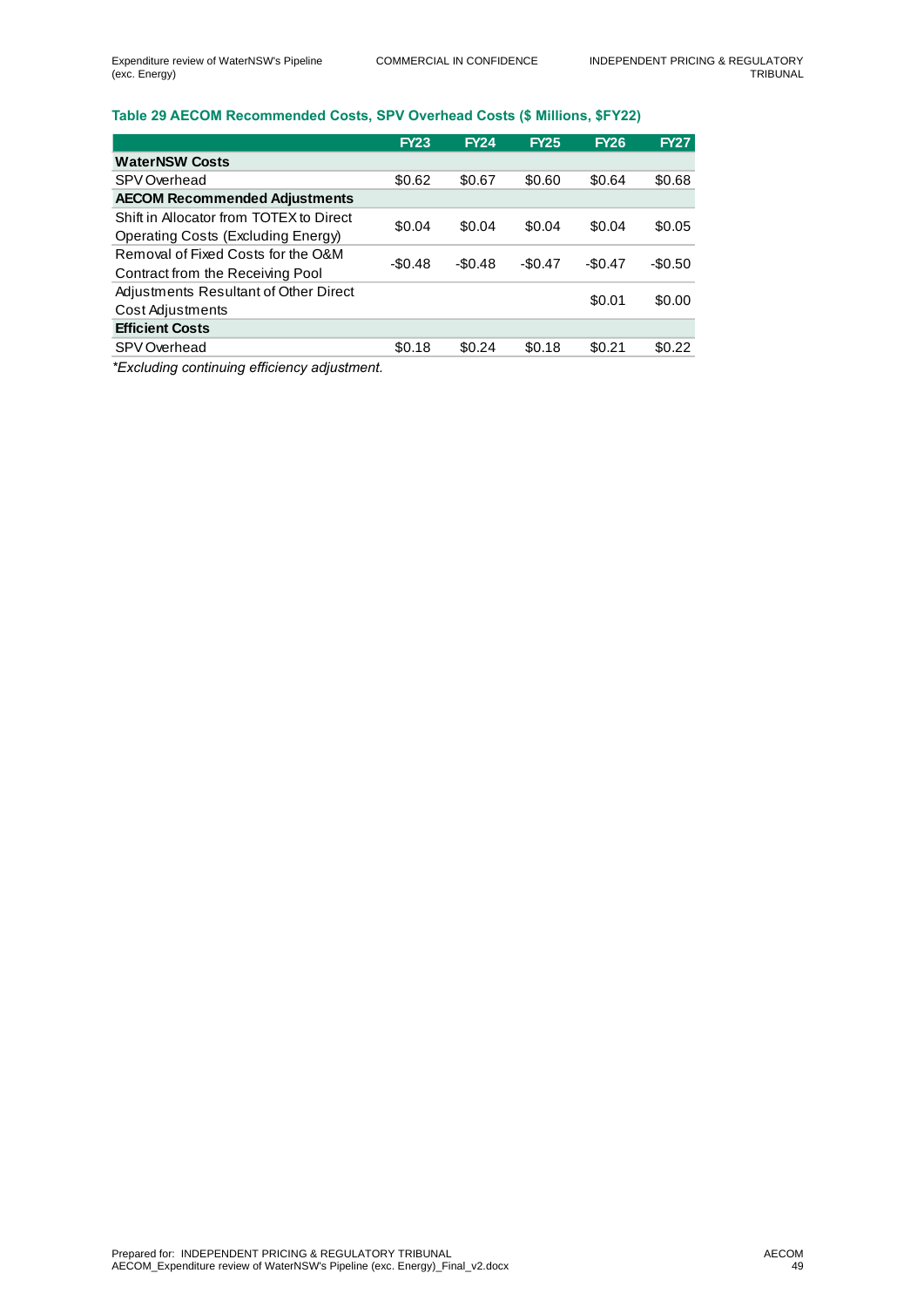**Table 29 AECOM Recommended Costs, SPV Overhead Costs ($ Millions, $FY22)**

| | FY23 | FY24 | FY25 | FY26 | FY27 |
|---|---|---|---|---|---|
| **WaterNSW Costs** | | | | | |
| SPV Overhead | $0.62 | $0.67 | $0.60 | $0.64 | $0.68 |
| **AECOM Recommended Adjustments** | | | | | |
| Shift in Allocator from TOTEX to Direct Operating Costs (Excluding Energy) | $0.04 | $0.04 | $0.04 | $0.04 | $0.05 |
| Removal of Fixed Costs for the O&M Contract from the Receiving Pool | -$0.48 | -$0.48 | -$0.47 | -$0.47 | -$0.50 |
| Adjustments Resultant of Other Direct Cost Adjustments | | | | $0.01 | $0.00 |
| **Efficient Costs** | | | | | |
| SPV Overhead | $0.18 | $0.24 | $0.18 | $0.21 | $0.22 |

**Excluding continuing efficiency adjustment.*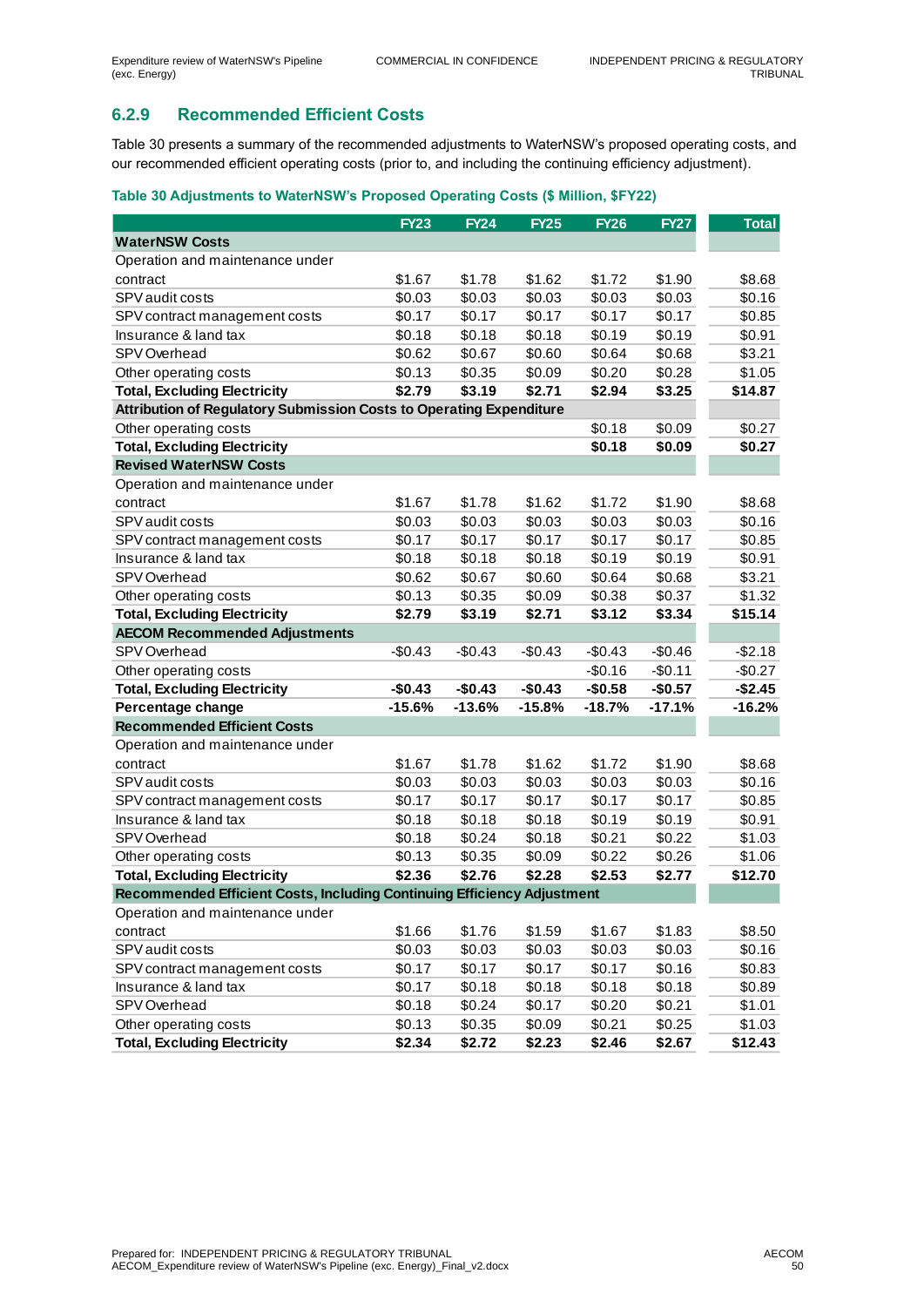### 6.2.9 Recommended Efficient Costs

Table 30 presents a summary of the recommended adjustments to WaterNSW's proposed operating costs, and our recommended efficient operating costs (prior to, and including the continuing efficiency adjustment).

**Table 30 Adjustments to WaterNSW's Proposed Operating Costs ($ Million, $FY22)**

| | FY23 | FY24 | FY25 | FY26 | FY27 | Total |
|---|---|---|---|---|---|---|
| **WaterNSW Costs** | | | | | | |
| Operation and maintenance under contract | $1.67 | $1.78 | $1.62 | $1.72 | $1.90 | $8.68 |
| SPV audit costs | $0.03 | $0.03 | $0.03 | $0.03 | $0.03 | $0.16 |
| SPV contract management costs | $0.17 | $0.17 | $0.17 | $0.17 | $0.17 | $0.85 |
| Insurance & land tax | $0.18 | $0.18 | $0.18 | $0.19 | $0.19 | $0.91 |
| SPV Overhead | $0.62 | $0.67 | $0.60 | $0.64 | $0.68 | $3.21 |
| Other operating costs | $0.13 | $0.35 | $0.09 | $0.20 | $0.28 | $1.05 |
| **Total, Excluding Electricity** | **$2.79** | **$3.19** | **$2.71** | **$2.94** | **$3.25** | **$14.87** |
| **Attribution of Regulatory Submission Costs to Operating Expenditure** | | | | | | |
| Other operating costs | | | | $0.18 | $0.09 | $0.27 |
| **Total, Excluding Electricity** | | | | **$0.18** | **$0.09** | **$0.27** |
| **Revised WaterNSW Costs** | | | | | | |
| Operation and maintenance under contract | $1.67 | $1.78 | $1.62 | $1.72 | $1.90 | $8.68 |
| SPV audit costs | $0.03 | $0.03 | $0.03 | $0.03 | $0.03 | $0.16 |
| SPV contract management costs | $0.17 | $0.17 | $0.17 | $0.17 | $0.17 | $0.85 |
| Insurance & land tax | $0.18 | $0.18 | $0.18 | $0.19 | $0.19 | $0.91 |
| SPV Overhead | $0.62 | $0.67 | $0.60 | $0.64 | $0.68 | $3.21 |
| Other operating costs | $0.13 | $0.35 | $0.09 | $0.38 | $0.37 | $1.32 |
| **Total, Excluding Electricity** | **$2.79** | **$3.19** | **$2.71** | **$3.12** | **$3.34** | **$15.14** |
| **AECOM Recommended Adjustments** | | | | | | |
| SPV Overhead | -$0.43 | -$0.43 | -$0.43 | -$0.43 | -$0.46 | -$2.18 |
| Other operating costs | | | | -$0.16 | -$0.11 | -$0.27 |
| **Total, Excluding Electricity** | **-$0.43** | **-$0.43** | **-$0.43** | **-$0.58** | **-$0.57** | **-$2.45** |
| **Percentage change** | **-15.6%** | **-13.6%** | **-15.8%** | **-18.7%** | **-17.1%** | **-16.2%** |
| **Recommended Efficient Costs** | | | | | | |
| Operation and maintenance under contract | $1.67 | $1.78 | $1.62 | $1.72 | $1.90 | $8.68 |
| SPV audit costs | $0.03 | $0.03 | $0.03 | $0.03 | $0.03 | $0.16 |
| SPV contract management costs | $0.17 | $0.17 | $0.17 | $0.17 | $0.17 | $0.85 |
| Insurance & land tax | $0.18 | $0.18 | $0.18 | $0.19 | $0.19 | $0.91 |
| SPV Overhead | $0.18 | $0.24 | $0.18 | $0.21 | $0.22 | $1.03 |
| Other operating costs | $0.13 | $0.35 | $0.09 | $0.22 | $0.26 | $1.06 |
| **Total, Excluding Electricity** | **$2.36** | **$2.76** | **$2.28** | **$2.53** | **$2.77** | **$12.70** |
| **Recommended Efficient Costs, Including Continuing Efficiency Adjustment** | | | | | | |
| Operation and maintenance under contract | $1.66 | $1.76 | $1.59 | $1.67 | $1.83 | $8.50 |
| SPV audit costs | $0.03 | $0.03 | $0.03 | $0.03 | $0.03 | $0.16 |
| SPV contract management costs | $0.17 | $0.17 | $0.17 | $0.17 | $0.16 | $0.83 |
| Insurance & land tax | $0.17 | $0.18 | $0.18 | $0.18 | $0.18 | $0.89 |
| SPV Overhead | $0.18 | $0.24 | $0.17 | $0.20 | $0.21 | $1.01 |
| Other operating costs | $0.13 | $0.35 | $0.09 | $0.21 | $0.25 | $1.03 |
| **Total, Excluding Electricity** | **$2.34** | **$2.72** | **$2.23** | **$2.46** | **$2.67** | **$12.43** |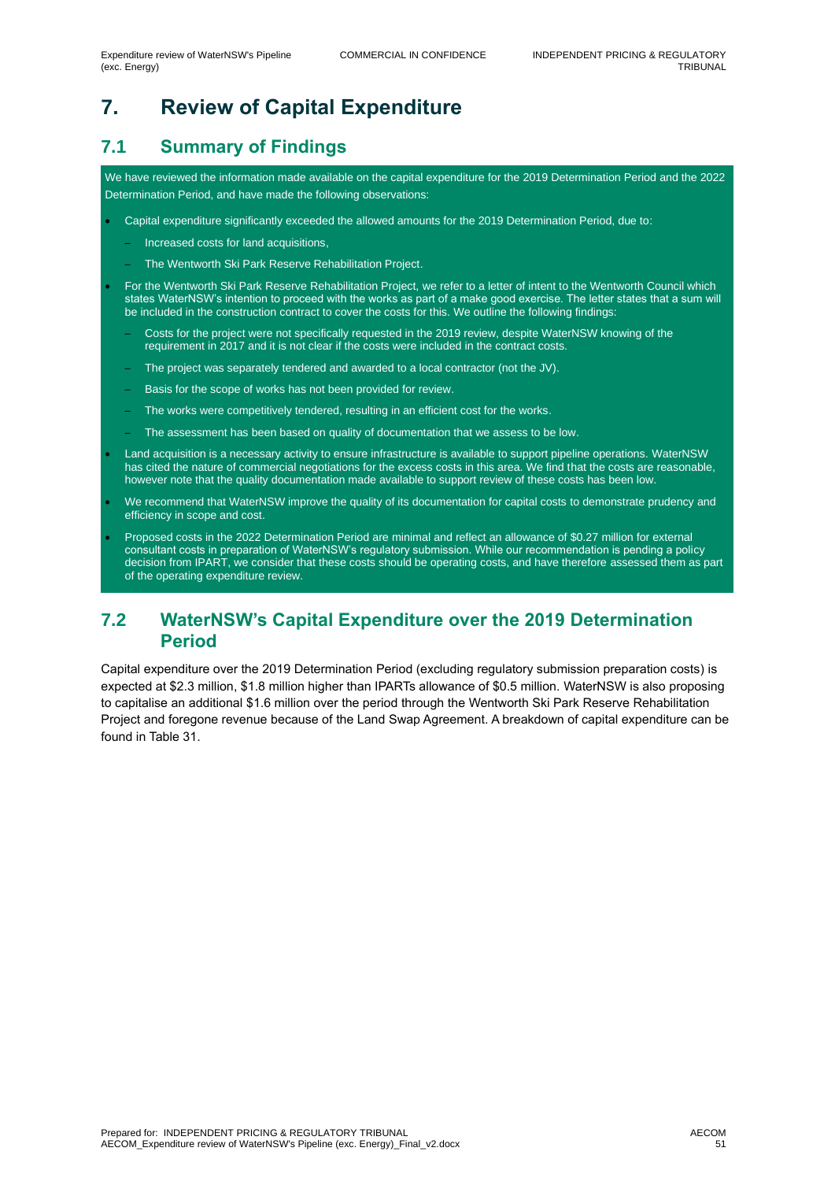# 7. Review of Capital Expenditure

## 7.1 Summary of Findings

We have reviewed the information made available on the capital expenditure for the 2019 Determination Period and the 2022 Determination Period, and have made the following observations:

- Capital expenditure significantly exceeded the allowed amounts for the 2019 Determination Period, due to:
  - Increased costs for land acquisitions,
  - The Wentworth Ski Park Reserve Rehabilitation Project.
- For the Wentworth Ski Park Reserve Rehabilitation Project, we refer to a letter of intent to the Wentworth Council which states WaterNSW's intention to proceed with the works as part of a make good exercise. The letter states that a sum will be included in the construction contract to cover the costs for this. We outline the following findings:
  - Costs for the project were not specifically requested in the 2019 review, despite WaterNSW knowing of the requirement in 2017 and it is not clear if the costs were included in the contract costs.
  - The project was separately tendered and awarded to a local contractor (not the JV).
  - Basis for the scope of works has not been provided for review.
  - The works were competitively tendered, resulting in an efficient cost for the works.
  - The assessment has been based on quality of documentation that we assess to be low.
- Land acquisition is a necessary activity to ensure infrastructure is available to support pipeline operations. WaterNSW has cited the nature of commercial negotiations for the excess costs in this area. We find that the costs are reasonable, however note that the quality documentation made available to support review of these costs has been low.
- We recommend that WaterNSW improve the quality of its documentation for capital costs to demonstrate prudency and efficiency in scope and cost.
- Proposed costs in the 2022 Determination Period are minimal and reflect an allowance of $0.27 million for external consultant costs in preparation of WaterNSW's regulatory submission. While our recommendation is pending a policy decision from IPART, we consider that these costs should be operating costs, and have therefore assessed them as part of the operating expenditure review.

## 7.2 WaterNSW's Capital Expenditure over the 2019 Determination Period

Capital expenditure over the 2019 Determination Period (excluding regulatory submission preparation costs) is expected at $2.3 million, $1.8 million higher than IPARTs allowance of $0.5 million. WaterNSW is also proposing to capitalise an additional $1.6 million over the period through the Wentworth Ski Park Reserve Rehabilitation Project and foregone revenue because of the Land Swap Agreement. A breakdown of capital expenditure can be found in Table 31.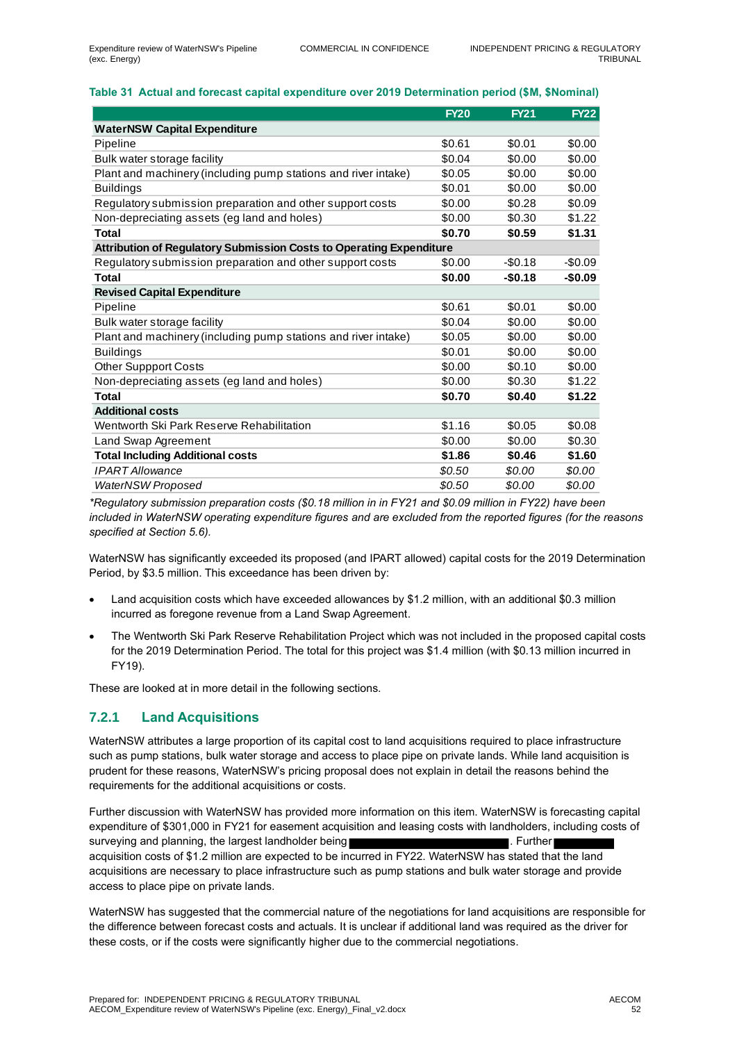**Table 31 Actual and forecast capital expenditure over 2019 Determination period ($M, $Nominal)**

| | FY20 | FY21 | FY22 |
|---|---|---|---|
| **WaterNSW Capital Expenditure** | | | |
| Pipeline | $0.61 | $0.01 | $0.00 |
| Bulk water storage facility | $0.04 | $0.00 | $0.00 |
| Plant and machinery (including pump stations and river intake) | $0.05 | $0.00 | $0.00 |
| Buildings | $0.01 | $0.00 | $0.00 |
| Regulatory submission preparation and other support costs | $0.00 | $0.28 | $0.09 |
| Non-depreciating assets (eg land and holes) | $0.00 | $0.30 | $1.22 |
| **Total** | **$0.70** | **$0.59** | **$1.31** |
| **Attribution of Regulatory Submission Costs to Operating Expenditure** | | | |
| Regulatory submission preparation and other support costs | $0.00 | -$0.18 | -$0.09 |
| **Total** | **$0.00** | **-$0.18** | **-$0.09** |
| **Revised Capital Expenditure** | | | |
| Pipeline | $0.61 | $0.01 | $0.00 |
| Bulk water storage facility | $0.04 | $0.00 | $0.00 |
| Plant and machinery (including pump stations and river intake) | $0.05 | $0.00 | $0.00 |
| Buildings | $0.01 | $0.00 | $0.00 |
| Other Suppport Costs | $0.00 | $0.10 | $0.00 |
| Non-depreciating assets (eg land and holes) | $0.00 | $0.30 | $1.22 |
| **Total** | **$0.70** | **$0.40** | **$1.22** |
| **Additional costs** | | | |
| Wentworth Ski Park Reserve Rehabilitation | $1.16 | $0.05 | $0.08 |
| Land Swap Agreement | $0.00 | $0.00 | $0.30 |
| **Total Including Additional costs** | **$1.86** | **$0.46** | **$1.60** |
| *IPART Allowance* | *$0.50* | *$0.00* | *$0.00* |
| *WaterNSW Proposed* | *$0.50* | *$0.00* | *$0.00* |

*\*Regulatory submission preparation costs ($0.18 million in in FY21 and $0.09 million in FY22) have been included in WaterNSW operating expenditure figures and are excluded from the reported figures (for the reasons specified at Section 5.6).*

WaterNSW has significantly exceeded its proposed (and IPART allowed) capital costs for the 2019 Determination Period, by $3.5 million. This exceedance has been driven by:

- Land acquisition costs which have exceeded allowances by $1.2 million, with an additional $0.3 million incurred as foregone revenue from a Land Swap Agreement.
- The Wentworth Ski Park Reserve Rehabilitation Project which was not included in the proposed capital costs for the 2019 Determination Period. The total for this project was $1.4 million (with $0.13 million incurred in FY19).

These are looked at in more detail in the following sections.

### 7.2.1 Land Acquisitions

WaterNSW attributes a large proportion of its capital cost to land acquisitions required to place infrastructure such as pump stations, bulk water storage and access to place pipe on private lands. While land acquisition is prudent for these reasons, WaterNSW's pricing proposal does not explain in detail the reasons behind the requirements for the additional acquisitions or costs.

Further discussion with WaterNSW has provided more information on this item. WaterNSW is forecasting capital expenditure of $301,000 in FY21 for easement acquisition and leasing costs with landholders, including costs of surveying and planning, the largest landholder being ████████████████. Further ██████ acquisition costs of $1.2 million are expected to be incurred in FY22. WaterNSW has stated that the land acquisitions are necessary to place infrastructure such as pump stations and bulk water storage and provide access to place pipe on private lands.

WaterNSW has suggested that the commercial nature of the negotiations for land acquisitions are responsible for the difference between forecast costs and actuals. It is unclear if additional land was required as the driver for these costs, or if the costs were significantly higher due to the commercial negotiations.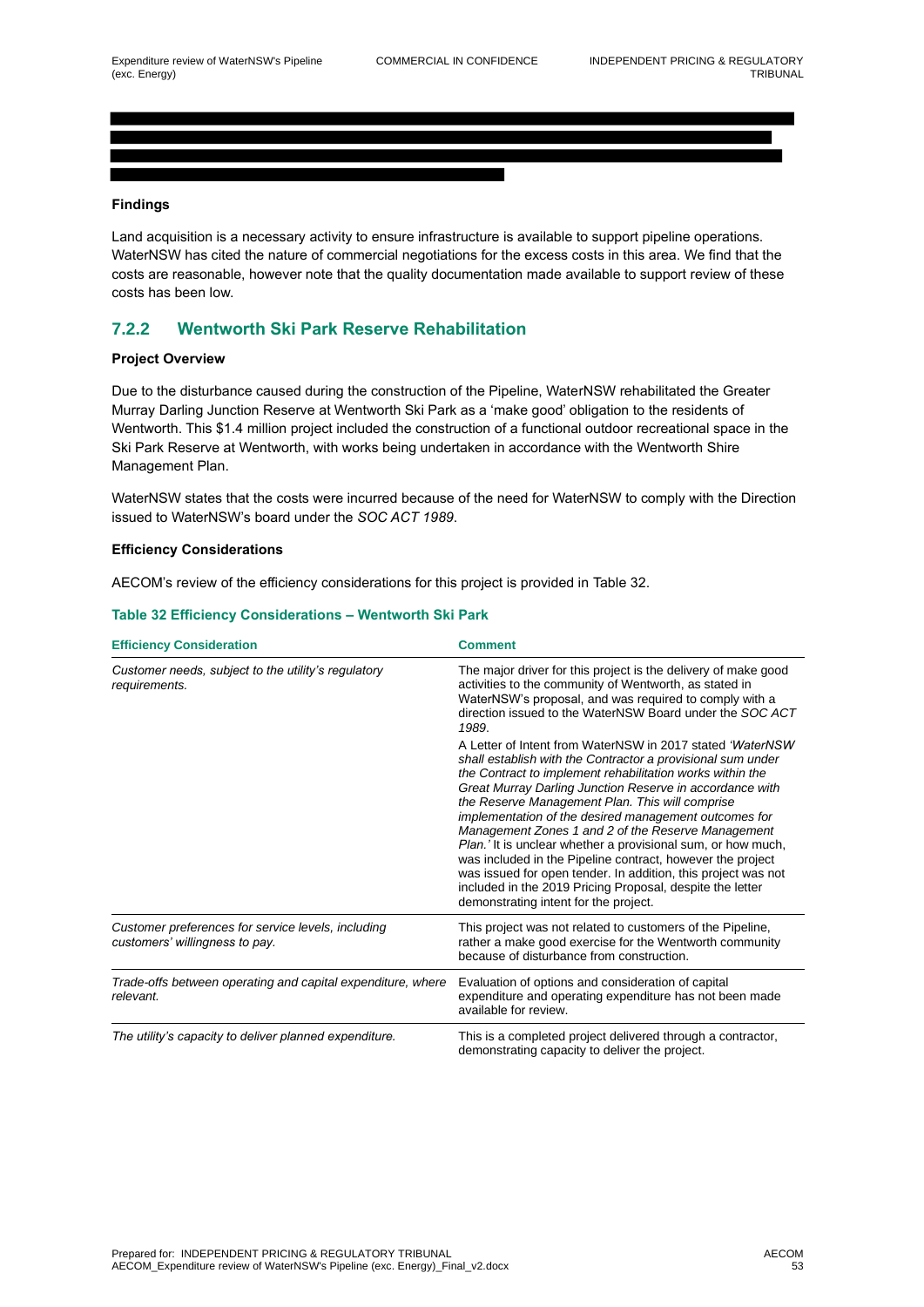**Findings**

Land acquisition is a necessary activity to ensure infrastructure is available to support pipeline operations. WaterNSW has cited the nature of commercial negotiations for the excess costs in this area. We find that the costs are reasonable, however note that the quality documentation made available to support review of these costs has been low.

### 7.2.2 Wentworth Ski Park Reserve Rehabilitation

**Project Overview**

Due to the disturbance caused during the construction of the Pipeline, WaterNSW rehabilitated the Greater Murray Darling Junction Reserve at Wentworth Ski Park as a 'make good' obligation to the residents of Wentworth. This $1.4 million project included the construction of a functional outdoor recreational space in the Ski Park Reserve at Wentworth, with works being undertaken in accordance with the Wentworth Shire Management Plan.

WaterNSW states that the costs were incurred because of the need for WaterNSW to comply with the Direction issued to WaterNSW's board under the *SOC ACT 1989*.

**Efficiency Considerations**

AECOM's review of the efficiency considerations for this project is provided in Table 32.

**Table 32 Efficiency Considerations – Wentworth Ski Park**

| Efficiency Consideration | Comment |
|---|---|
| *Customer needs, subject to the utility's regulatory requirements.* | The major driver for this project is the delivery of make good activities to the community of Wentworth, as stated in WaterNSW's proposal, and was required to comply with a direction issued to the WaterNSW Board under the *SOC ACT 1989*.<br><br>A Letter of Intent from WaterNSW in 2017 stated *'WaterNSW shall establish with the Contractor a provisional sum under the Contract to implement rehabilitation works within the Great Murray Darling Junction Reserve in accordance with the Reserve Management Plan. This will comprise implementation of the desired management outcomes for Management Zones 1 and 2 of the Reserve Management Plan.'* It is unclear whether a provisional sum, or how much, was included in the Pipeline contract, however the project was issued for open tender. In addition, this project was not included in the 2019 Pricing Proposal, despite the letter demonstrating intent for the project. |
| *Customer preferences for service levels, including customers' willingness to pay.* | This project was not related to customers of the Pipeline, rather a make good exercise for the Wentworth community because of disturbance from construction. |
| *Trade-offs between operating and capital expenditure, where relevant.* | Evaluation of options and consideration of capital expenditure and operating expenditure has not been made available for review. |
| *The utility's capacity to deliver planned expenditure.* | This is a completed project delivered through a contractor, demonstrating capacity to deliver the project. |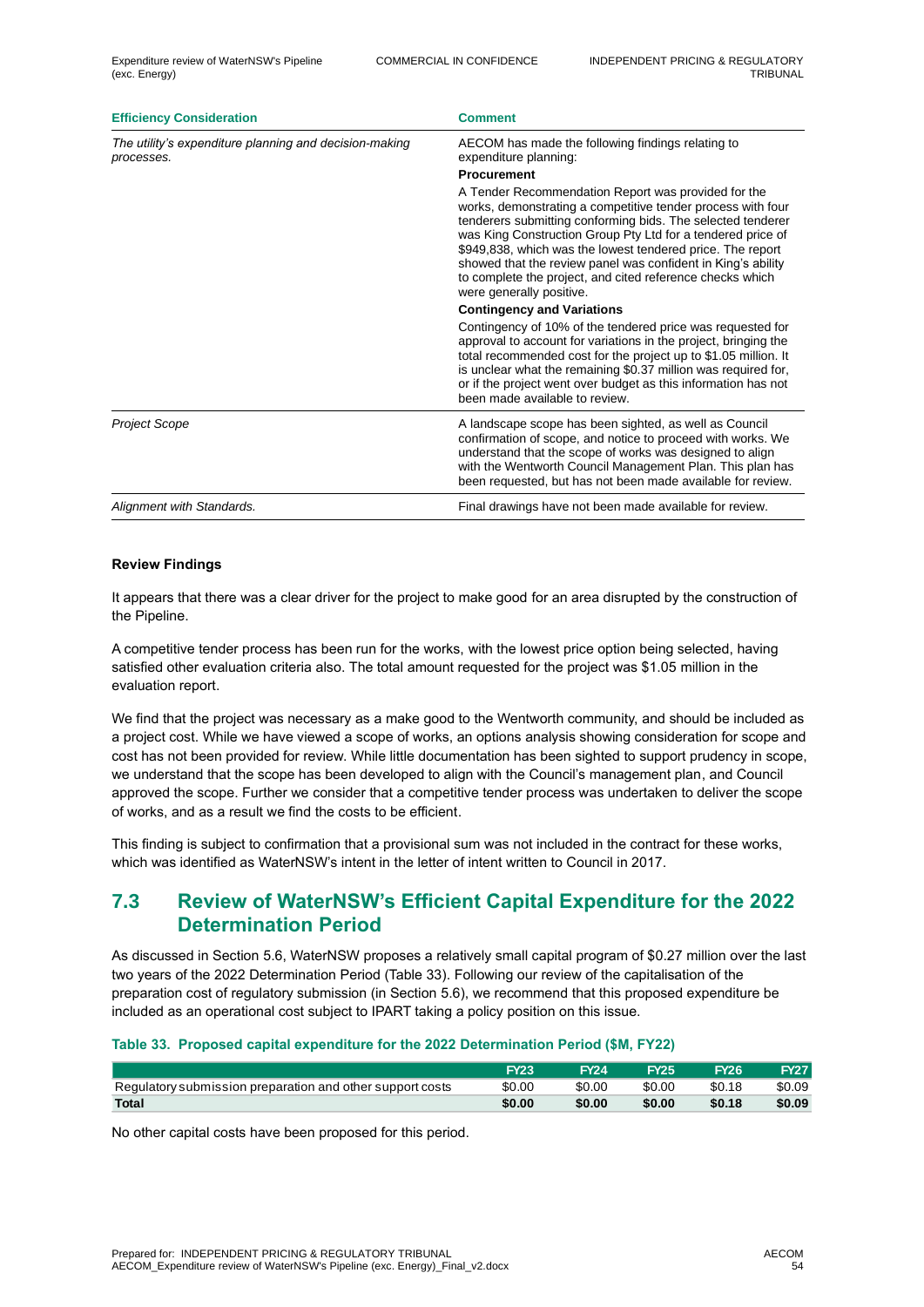| Efficiency Consideration | Comment |
|---|---|
| *The utility's expenditure planning and decision-making processes.* | AECOM has made the following findings relating to expenditure planning:<br>**Procurement**<br>A Tender Recommendation Report was provided for the works, demonstrating a competitive tender process with four tenderers submitting conforming bids. The selected tenderer was King Construction Group Pty Ltd for a tendered price of $949,838, which was the lowest tendered price. The report showed that the review panel was confident in King's ability to complete the project, and cited reference checks which were generally positive.<br>**Contingency and Variations**<br>Contingency of 10% of the tendered price was requested for approval to account for variations in the project, bringing the total recommended cost for the project up to $1.05 million. It is unclear what the remaining $0.37 million was required for, or if the project went over budget as this information has not been made available to review. |
| *Project Scope* | A landscape scope has been sighted, as well as Council confirmation of scope, and notice to proceed with works. We understand that the scope of works was designed to align with the Wentworth Council Management Plan. This plan has been requested, but has not been made available for review. |
| *Alignment with Standards.* | Final drawings have not been made available for review. |

**Review Findings**

It appears that there was a clear driver for the project to make good for an area disrupted by the construction of the Pipeline.

A competitive tender process has been run for the works, with the lowest price option being selected, having satisfied other evaluation criteria also. The total amount requested for the project was $1.05 million in the evaluation report.

We find that the project was necessary as a make good to the Wentworth community, and should be included as a project cost. While we have viewed a scope of works, an options analysis showing consideration for scope and cost has not been provided for review. While little documentation has been sighted to support prudency in scope, we understand that the scope has been developed to align with the Council's management plan, and Council approved the scope. Further we consider that a competitive tender process was undertaken to deliver the scope of works, and as a result we find the costs to be efficient.

This finding is subject to confirmation that a provisional sum was not included in the contract for these works, which was identified as WaterNSW's intent in the letter of intent written to Council in 2017.

## 7.3 Review of WaterNSW's Efficient Capital Expenditure for the 2022 Determination Period

As discussed in Section 5.6, WaterNSW proposes a relatively small capital program of $0.27 million over the last two years of the 2022 Determination Period (Table 33). Following our review of the capitalisation of the preparation cost of regulatory submission (in Section 5.6), we recommend that this proposed expenditure be included as an operational cost subject to IPART taking a policy position on this issue.

**Table 33. Proposed capital expenditure for the 2022 Determination Period ($M, FY22)**

| | FY23 | FY24 | FY25 | FY26 | FY27 |
|---|---|---|---|---|---|
| Regulatory submission preparation and other support costs | $0.00 | $0.00 | $0.00 | $0.18 | $0.09 |
| **Total** | **$0.00** | **$0.00** | **$0.00** | **$0.18** | **$0.09** |

No other capital costs have been proposed for this period.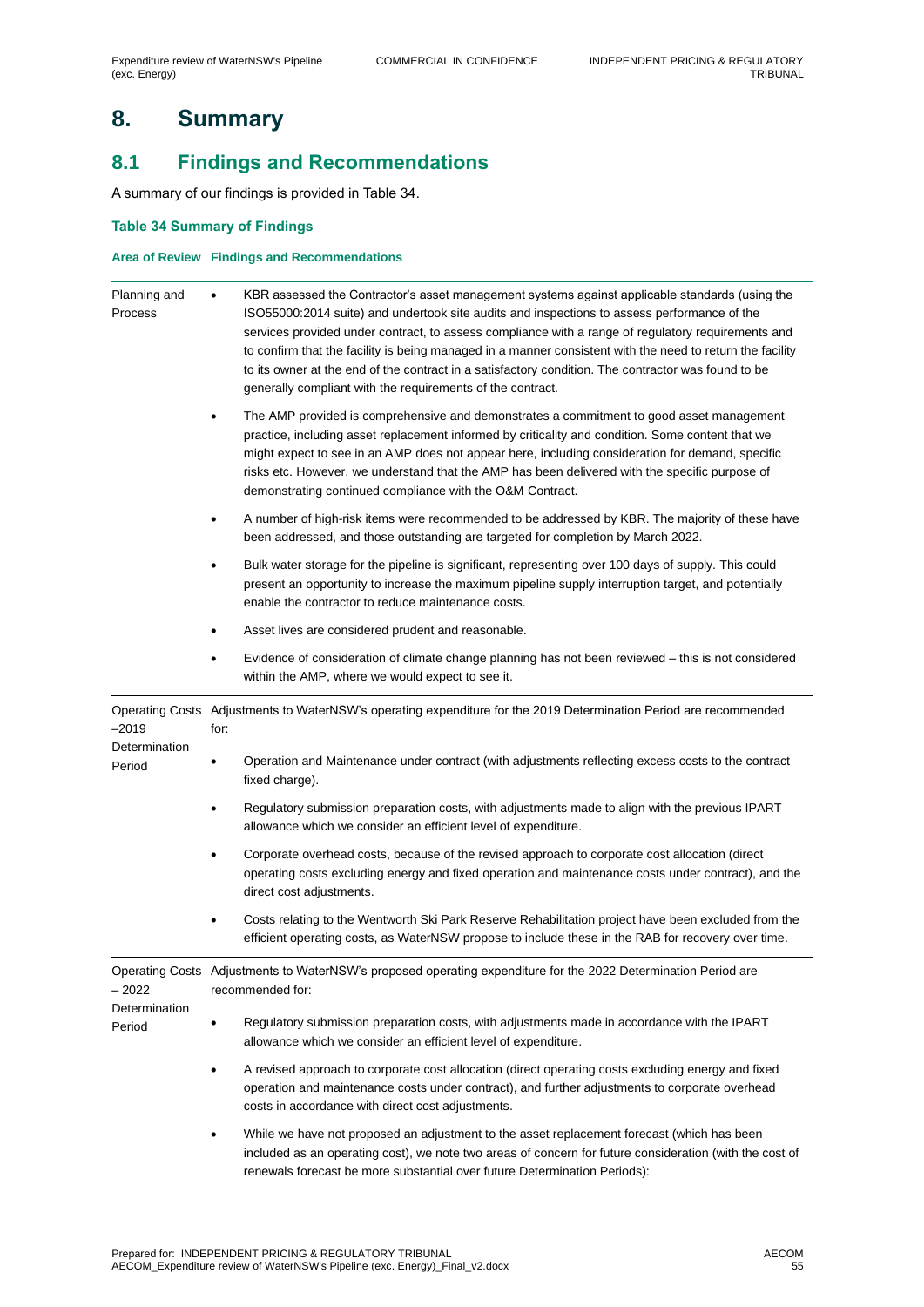# 8. Summary

## 8.1 Findings and Recommendations

A summary of our findings is provided in Table 34.

**Table 34 Summary of Findings**

| Area of Review | Findings and Recommendations |
|---|---|
| Planning and Process | • KBR assessed the Contractor's asset management systems against applicable standards (using the ISO55000:2014 suite) and undertook site audits and inspections to assess performance of the services provided under contract, to assess compliance with a range of regulatory requirements and to confirm that the facility is being managed in a manner consistent with the need to return the facility to its owner at the end of the contract in a satisfactory condition. The contractor was found to be generally compliant with the requirements of the contract.<br>• The AMP provided is comprehensive and demonstrates a commitment to good asset management practice, including asset replacement informed by criticality and condition. Some content that we might expect to see in an AMP does not appear here, including consideration for demand, specific risks etc. However, we understand that the AMP has been delivered with the specific purpose of demonstrating continued compliance with the O&M Contract.<br>• A number of high-risk items were recommended to be addressed by KBR. The majority of these have been addressed, and those outstanding are targeted for completion by March 2022.<br>• Bulk water storage for the pipeline is significant, representing over 100 days of supply. This could present an opportunity to increase the maximum pipeline supply interruption target, and potentially enable the contractor to reduce maintenance costs.<br>• Asset lives are considered prudent and reasonable.<br>• Evidence of consideration of climate change planning has not been reviewed – this is not considered within the AMP, where we would expect to see it. |
| Operating Costs –2019 Determination Period | Adjustments to WaterNSW's operating expenditure for the 2019 Determination Period are recommended for:<br>• Operation and Maintenance under contract (with adjustments reflecting excess costs to the contract fixed charge).<br>• Regulatory submission preparation costs, with adjustments made to align with the previous IPART allowance which we consider an efficient level of expenditure.<br>• Corporate overhead costs, because of the revised approach to corporate cost allocation (direct operating costs excluding energy and fixed operation and maintenance costs under contract), and the direct cost adjustments.<br>• Costs relating to the Wentworth Ski Park Reserve Rehabilitation project have been excluded from the efficient operating costs, as WaterNSW propose to include these in the RAB for recovery over time. |
| Operating Costs – 2022 Determination Period | Adjustments to WaterNSW's proposed operating expenditure for the 2022 Determination Period are recommended for:<br>• Regulatory submission preparation costs, with adjustments made in accordance with the IPART allowance which we consider an efficient level of expenditure.<br>• A revised approach to corporate cost allocation (direct operating costs excluding energy and fixed operation and maintenance costs under contract), and further adjustments to corporate overhead costs in accordance with direct cost adjustments.<br>• While we have not proposed an adjustment to the asset replacement forecast (which has been included as an operating cost), we note two areas of concern for future consideration (with the cost of renewals forecast be more substantial over future Determination Periods): |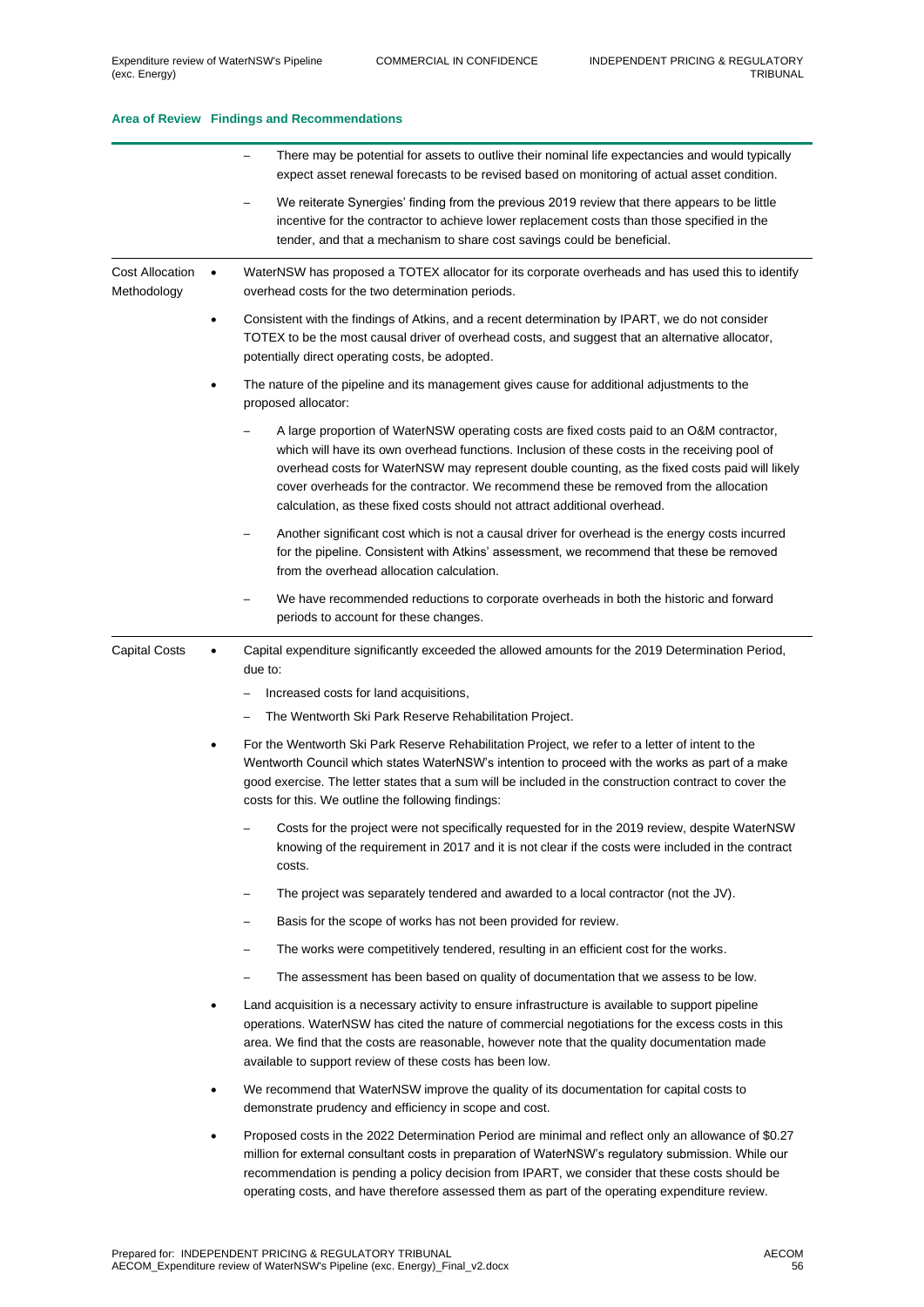| Area of Review | Findings and Recommendations |
|---|---|
| | – There may be potential for assets to outlive their nominal life expectancies and would typically expect asset renewal forecasts to be revised based on monitoring of actual asset condition.<br>– We reiterate Synergies' finding from the previous 2019 review that there appears to be little incentive for the contractor to achieve lower replacement costs than those specified in the tender, and that a mechanism to share cost savings could be beneficial. |
| Cost Allocation Methodology | • WaterNSW has proposed a TOTEX allocator for its corporate overheads and has used this to identify overhead costs for the two determination periods.<br>• Consistent with the findings of Atkins, and a recent determination by IPART, we do not consider TOTEX to be the most causal driver of overhead costs, and suggest that an alternative allocator, potentially direct operating costs, be adopted.<br>• The nature of the pipeline and its management gives cause for additional adjustments to the proposed allocator:<br>– A large proportion of WaterNSW operating costs are fixed costs paid to an O&M contractor, which will have its own overhead functions. Inclusion of these costs in the receiving pool of overhead costs for WaterNSW may represent double counting, as the fixed costs paid will likely cover overheads for the contractor. We recommend these be removed from the allocation calculation, as these fixed costs should not attract additional overhead.<br>– Another significant cost which is not a causal driver for overhead is the energy costs incurred for the pipeline. Consistent with Atkins' assessment, we recommend that these be removed from the overhead allocation calculation.<br>– We have recommended reductions to corporate overheads in both the historic and forward periods to account for these changes. |
| Capital Costs | • Capital expenditure significantly exceeded the allowed amounts for the 2019 Determination Period, due to:<br>– Increased costs for land acquisitions,<br>– The Wentworth Ski Park Reserve Rehabilitation Project.<br>• For the Wentworth Ski Park Reserve Rehabilitation Project, we refer to a letter of intent to the Wentworth Council which states WaterNSW's intention to proceed with the works as part of a make good exercise. The letter states that a sum will be included in the construction contract to cover the costs for this. We outline the following findings:<br>– Costs for the project were not specifically requested for in the 2019 review, despite WaterNSW knowing of the requirement in 2017 and it is not clear if the costs were included in the contract costs.<br>– The project was separately tendered and awarded to a local contractor (not the JV).<br>– Basis for the scope of works has not been provided for review.<br>– The works were competitively tendered, resulting in an efficient cost for the works.<br>– The assessment has been based on quality of documentation that we assess to be low.<br>• Land acquisition is a necessary activity to ensure infrastructure is available to support pipeline operations. WaterNSW has cited the nature of commercial negotiations for the excess costs in this area. We find that the costs are reasonable, however note that the quality documentation made available to support review of these costs has been low.<br>• We recommend that WaterNSW improve the quality of its documentation for capital costs to demonstrate prudency and efficiency in scope and cost.<br>• Proposed costs in the 2022 Determination Period are minimal and reflect only an allowance of $0.27 million for external consultant costs in preparation of WaterNSW's regulatory submission. While our recommendation is pending a policy decision from IPART, we consider that these costs should be operating costs, and have therefore assessed them as part of the operating expenditure review. |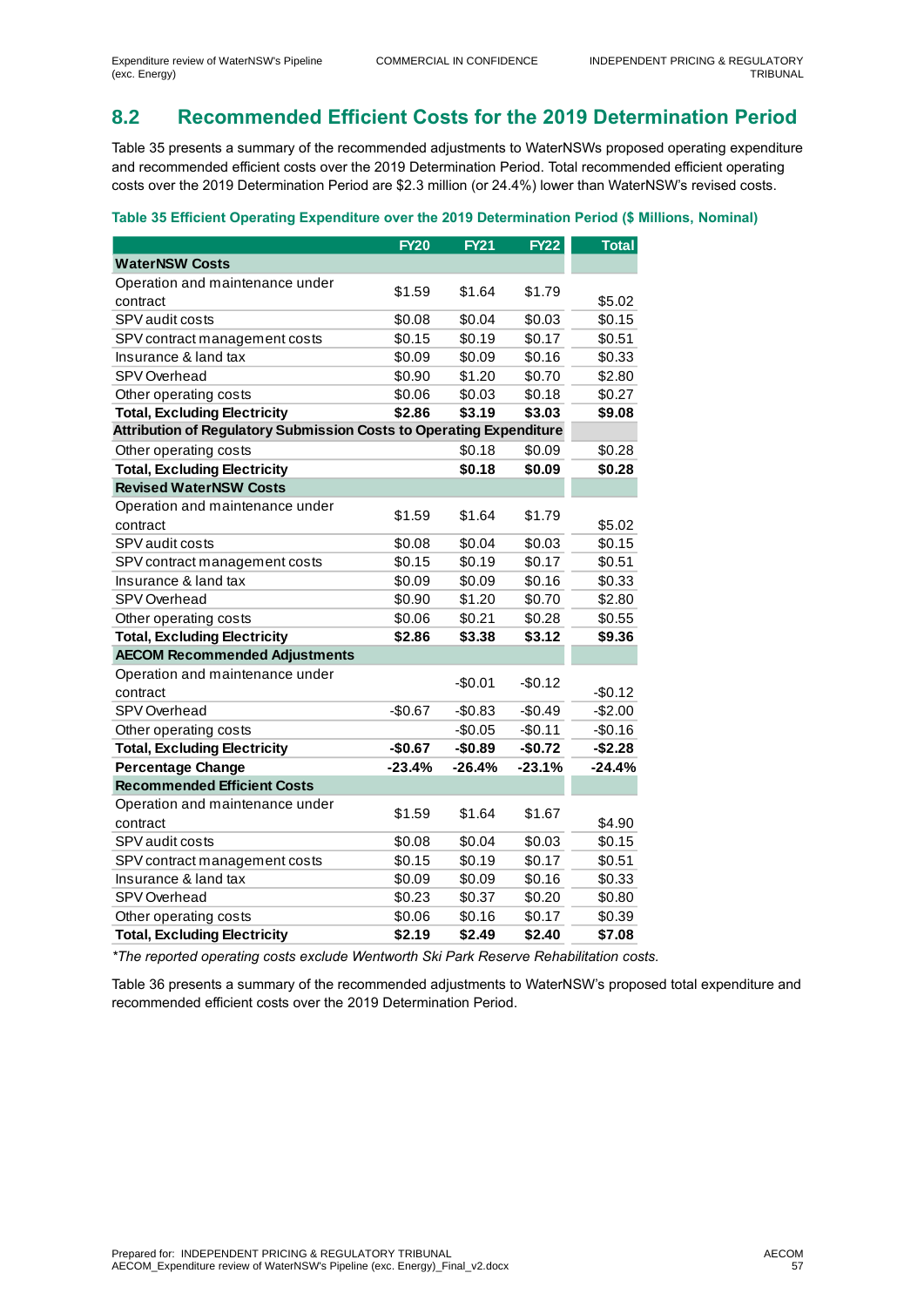## 8.2 Recommended Efficient Costs for the 2019 Determination Period

Table 35 presents a summary of the recommended adjustments to WaterNSWs proposed operating expenditure and recommended efficient costs over the 2019 Determination Period. Total recommended efficient operating costs over the 2019 Determination Period are $2.3 million (or 24.4%) lower than WaterNSW's revised costs.

**Table 35 Efficient Operating Expenditure over the 2019 Determination Period ($ Millions, Nominal)**

| | FY20 | FY21 | FY22 | Total |
|---|---|---|---|---|
| **WaterNSW Costs** | | | | |
| Operation and maintenance under contract | $1.59 | $1.64 | $1.79 | $5.02 |
| SPV audit costs | $0.08 | $0.04 | $0.03 | $0.15 |
| SPV contract management costs | $0.15 | $0.19 | $0.17 | $0.51 |
| Insurance & land tax | $0.09 | $0.09 | $0.16 | $0.33 |
| SPV Overhead | $0.90 | $1.20 | $0.70 | $2.80 |
| Other operating costs | $0.06 | $0.03 | $0.18 | $0.27 |
| **Total, Excluding Electricity** | **$2.86** | **$3.19** | **$3.03** | **$9.08** |
| **Attribution of Regulatory Submission Costs to Operating Expenditure** | | | | |
| Other operating costs | | $0.18 | $0.09 | $0.28 |
| **Total, Excluding Electricity** | | **$0.18** | **$0.09** | **$0.28** |
| **Revised WaterNSW Costs** | | | | |
| Operation and maintenance under contract | $1.59 | $1.64 | $1.79 | $5.02 |
| SPV audit costs | $0.08 | $0.04 | $0.03 | $0.15 |
| SPV contract management costs | $0.15 | $0.19 | $0.17 | $0.51 |
| Insurance & land tax | $0.09 | $0.09 | $0.16 | $0.33 |
| SPV Overhead | $0.90 | $1.20 | $0.70 | $2.80 |
| Other operating costs | $0.06 | $0.21 | $0.28 | $0.55 |
| **Total, Excluding Electricity** | **$2.86** | **$3.38** | **$3.12** | **$9.36** |
| **AECOM Recommended Adjustments** | | | | |
| Operation and maintenance under contract | | -$0.01 | -$0.12 | -$0.12 |
| SPV Overhead | -$0.67 | -$0.83 | -$0.49 | -$2.00 |
| Other operating costs | | -$0.05 | -$0.11 | -$0.16 |
| **Total, Excluding Electricity** | **-$0.67** | **-$0.89** | **-$0.72** | **-$2.28** |
| **Percentage Change** | **-23.4%** | **-26.4%** | **-23.1%** | **-24.4%** |
| **Recommended Efficient Costs** | | | | |
| Operation and maintenance under contract | $1.59 | $1.64 | $1.67 | $4.90 |
| SPV audit costs | $0.08 | $0.04 | $0.03 | $0.15 |
| SPV contract management costs | $0.15 | $0.19 | $0.17 | $0.51 |
| Insurance & land tax | $0.09 | $0.09 | $0.16 | $0.33 |
| SPV Overhead | $0.23 | $0.37 | $0.20 | $0.80 |
| Other operating costs | $0.06 | $0.16 | $0.17 | $0.39 |
| **Total, Excluding Electricity** | **$2.19** | **$2.49** | **$2.40** | **$7.08** |

*\*The reported operating costs exclude Wentworth Ski Park Reserve Rehabilitation costs.*

Table 36 presents a summary of the recommended adjustments to WaterNSW's proposed total expenditure and recommended efficient costs over the 2019 Determination Period.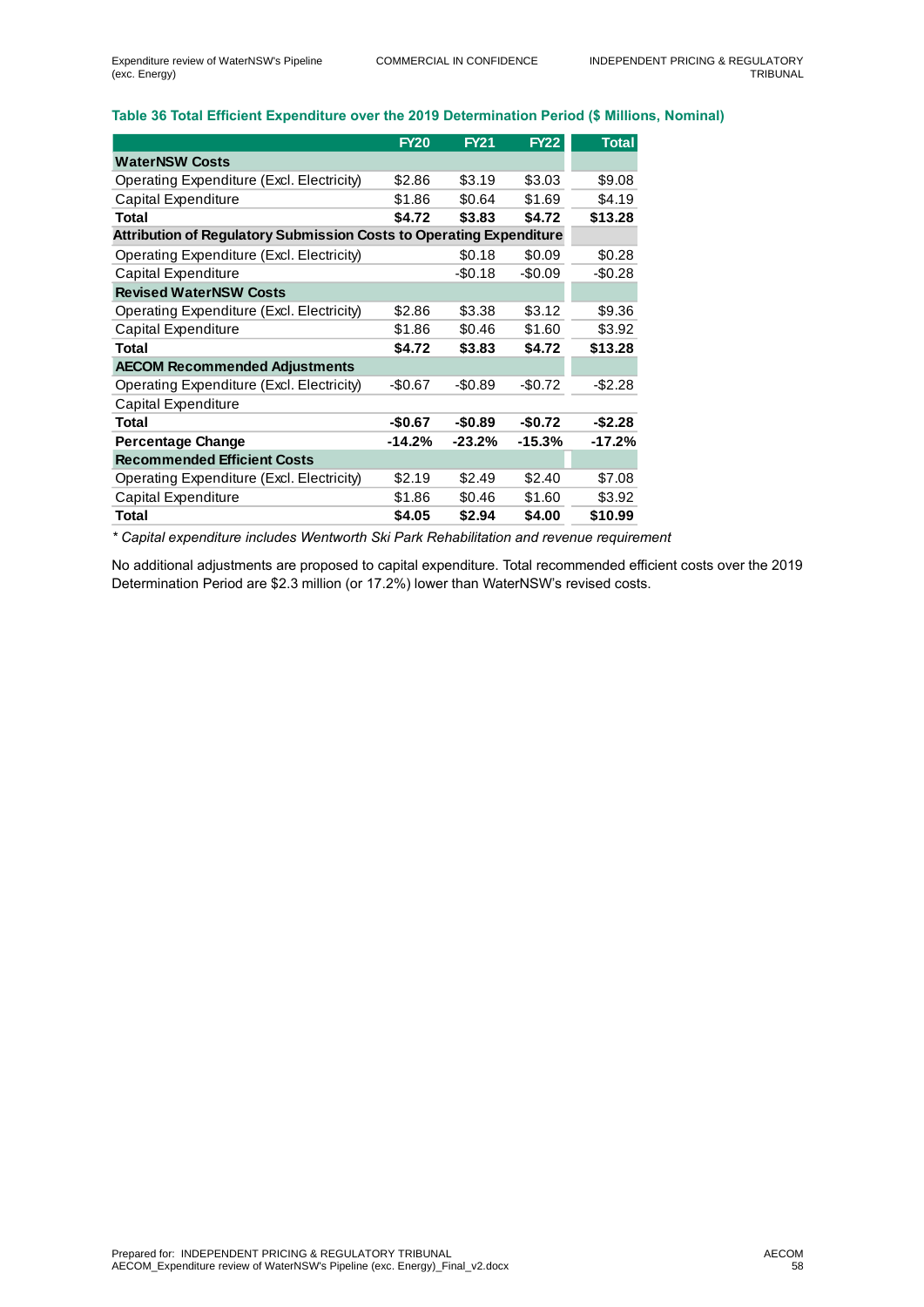**Table 36 Total Efficient Expenditure over the 2019 Determination Period ($ Millions, Nominal)**

| | FY20 | FY21 | FY22 | Total |
|---|---|---|---|---|
| **WaterNSW Costs** | | | | |
| Operating Expenditure (Excl. Electricity) | $2.86 | $3.19 | $3.03 | $9.08 |
| Capital Expenditure | $1.86 | $0.64 | $1.69 | $4.19 |
| **Total** | **$4.72** | **$3.83** | **$4.72** | **$13.28** |
| **Attribution of Regulatory Submission Costs to Operating Expenditure** | | | | |
| Operating Expenditure (Excl. Electricity) | | $0.18 | $0.09 | $0.28 |
| Capital Expenditure | | -$0.18 | -$0.09 | -$0.28 |
| **Revised WaterNSW Costs** | | | | |
| Operating Expenditure (Excl. Electricity) | $2.86 | $3.38 | $3.12 | $9.36 |
| Capital Expenditure | $1.86 | $0.46 | $1.60 | $3.92 |
| **Total** | **$4.72** | **$3.83** | **$4.72** | **$13.28** |
| **AECOM Recommended Adjustments** | | | | |
| Operating Expenditure (Excl. Electricity) | -$0.67 | -$0.89 | -$0.72 | -$2.28 |
| Capital Expenditure | | | | |
| **Total** | **-$0.67** | **-$0.89** | **-$0.72** | **-$2.28** |
| **Percentage Change** | **-14.2%** | **-23.2%** | **-15.3%** | **-17.2%** |
| **Recommended Efficient Costs** | | | | |
| Operating Expenditure (Excl. Electricity) | $2.19 | $2.49 | $2.40 | $7.08 |
| Capital Expenditure | $1.86 | $0.46 | $1.60 | $3.92 |
| **Total** | **$4.05** | **$2.94** | **$4.00** | **$10.99** |

*\* Capital expenditure includes Wentworth Ski Park Rehabilitation and revenue requirement*

No additional adjustments are proposed to capital expenditure. Total recommended efficient costs over the 2019 Determination Period are $2.3 million (or 17.2%) lower than WaterNSW's revised costs.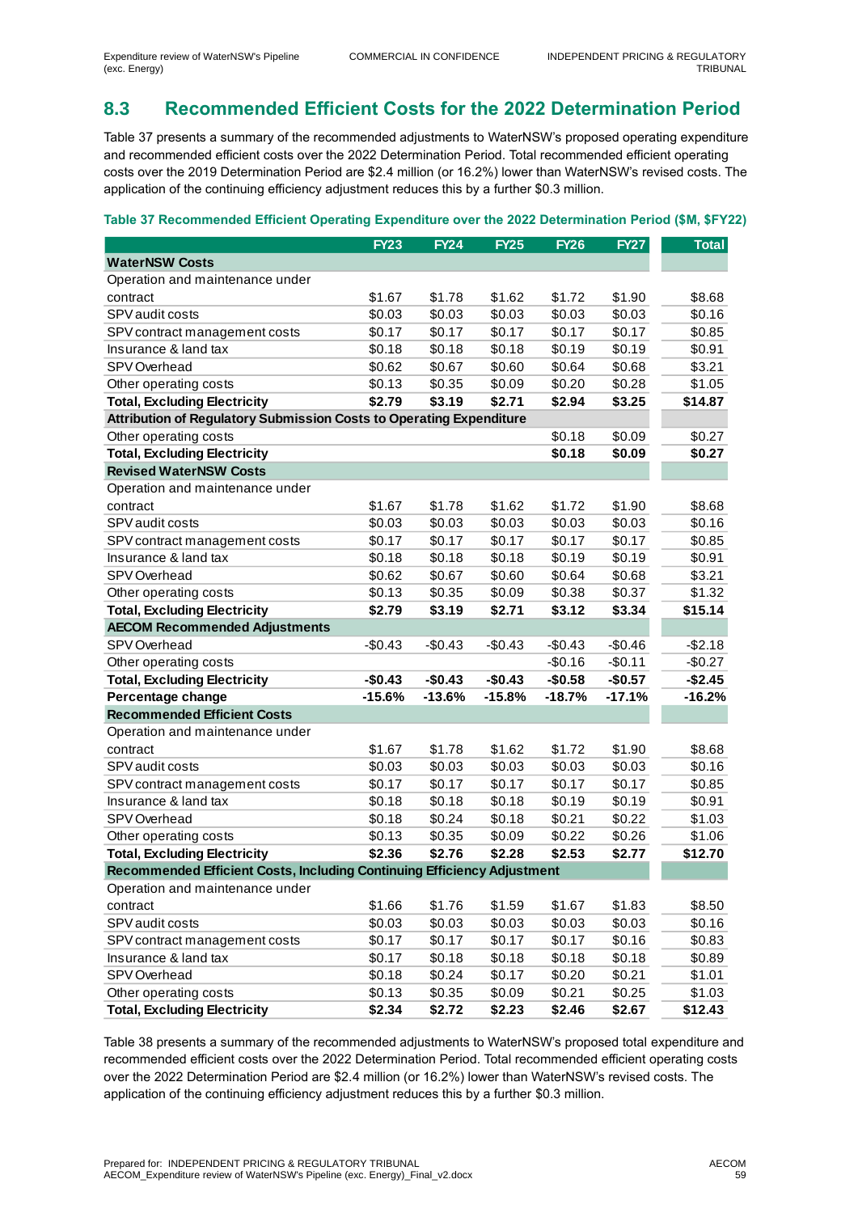## 8.3 Recommended Efficient Costs for the 2022 Determination Period

Table 37 presents a summary of the recommended adjustments to WaterNSW's proposed operating expenditure and recommended efficient costs over the 2022 Determination Period. Total recommended efficient operating costs over the 2019 Determination Period are $2.4 million (or 16.2%) lower than WaterNSW's revised costs. The application of the continuing efficiency adjustment reduces this by a further $0.3 million.

**Table 37 Recommended Efficient Operating Expenditure over the 2022 Determination Period ($M, $FY22)**

| | FY23 | FY24 | FY25 | FY26 | FY27 | Total |
|---|---|---|---|---|---|---|
| **WaterNSW Costs** | | | | | | |
| Operation and maintenance under contract | $1.67 | $1.78 | $1.62 | $1.72 | $1.90 | $8.68 |
| SPV audit costs | $0.03 | $0.03 | $0.03 | $0.03 | $0.03 | $0.16 |
| SPV contract management costs | $0.17 | $0.17 | $0.17 | $0.17 | $0.17 | $0.85 |
| Insurance & land tax | $0.18 | $0.18 | $0.18 | $0.19 | $0.19 | $0.91 |
| SPV Overhead | $0.62 | $0.67 | $0.60 | $0.64 | $0.68 | $3.21 |
| Other operating costs | $0.13 | $0.35 | $0.09 | $0.20 | $0.28 | $1.05 |
| **Total, Excluding Electricity** | **$2.79** | **$3.19** | **$2.71** | **$2.94** | **$3.25** | **$14.87** |
| **Attribution of Regulatory Submission Costs to Operating Expenditure** | | | | | | |
| Other operating costs | | | | $0.18 | $0.09 | $0.27 |
| **Total, Excluding Electricity** | | | | **$0.18** | **$0.09** | **$0.27** |
| **Revised WaterNSW Costs** | | | | | | |
| Operation and maintenance under contract | $1.67 | $1.78 | $1.62 | $1.72 | $1.90 | $8.68 |
| SPV audit costs | $0.03 | $0.03 | $0.03 | $0.03 | $0.03 | $0.16 |
| SPV contract management costs | $0.17 | $0.17 | $0.17 | $0.17 | $0.17 | $0.85 |
| Insurance & land tax | $0.18 | $0.18 | $0.18 | $0.19 | $0.19 | $0.91 |
| SPV Overhead | $0.62 | $0.67 | $0.60 | $0.64 | $0.68 | $3.21 |
| Other operating costs | $0.13 | $0.35 | $0.09 | $0.38 | $0.37 | $1.32 |
| **Total, Excluding Electricity** | **$2.79** | **$3.19** | **$2.71** | **$3.12** | **$3.34** | **$15.14** |
| **AECOM Recommended Adjustments** | | | | | | |
| SPV Overhead | -$0.43 | -$0.43 | -$0.43 | -$0.43 | -$0.46 | -$2.18 |
| Other operating costs | | | | -$0.16 | -$0.11 | -$0.27 |
| **Total, Excluding Electricity** | **-$0.43** | **-$0.43** | **-$0.43** | **-$0.58** | **-$0.57** | **-$2.45** |
| **Percentage change** | **-15.6%** | **-13.6%** | **-15.8%** | **-18.7%** | **-17.1%** | **-16.2%** |
| **Recommended Efficient Costs** | | | | | | |
| Operation and maintenance under contract | $1.67 | $1.78 | $1.62 | $1.72 | $1.90 | $8.68 |
| SPV audit costs | $0.03 | $0.03 | $0.03 | $0.03 | $0.03 | $0.16 |
| SPV contract management costs | $0.17 | $0.17 | $0.17 | $0.17 | $0.17 | $0.85 |
| Insurance & land tax | $0.18 | $0.18 | $0.18 | $0.19 | $0.19 | $0.91 |
| SPV Overhead | $0.18 | $0.24 | $0.18 | $0.21 | $0.22 | $1.03 |
| Other operating costs | $0.13 | $0.35 | $0.09 | $0.22 | $0.26 | $1.06 |
| **Total, Excluding Electricity** | **$2.36** | **$2.76** | **$2.28** | **$2.53** | **$2.77** | **$12.70** |
| **Recommended Efficient Costs, Including Continuing Efficiency Adjustment** | | | | | | |
| Operation and maintenance under contract | $1.66 | $1.76 | $1.59 | $1.67 | $1.83 | $8.50 |
| SPV audit costs | $0.03 | $0.03 | $0.03 | $0.03 | $0.03 | $0.16 |
| SPV contract management costs | $0.17 | $0.17 | $0.17 | $0.17 | $0.16 | $0.83 |
| Insurance & land tax | $0.17 | $0.18 | $0.18 | $0.18 | $0.18 | $0.89 |
| SPV Overhead | $0.18 | $0.24 | $0.17 | $0.20 | $0.21 | $1.01 |
| Other operating costs | $0.13 | $0.35 | $0.09 | $0.21 | $0.25 | $1.03 |
| **Total, Excluding Electricity** | **$2.34** | **$2.72** | **$2.23** | **$2.46** | **$2.67** | **$12.43** |

Table 38 presents a summary of the recommended adjustments to WaterNSW's proposed total expenditure and recommended efficient costs over the 2022 Determination Period. Total recommended efficient operating costs over the 2022 Determination Period are $2.4 million (or 16.2%) lower than WaterNSW's revised costs. The application of the continuing efficiency adjustment reduces this by a further $0.3 million.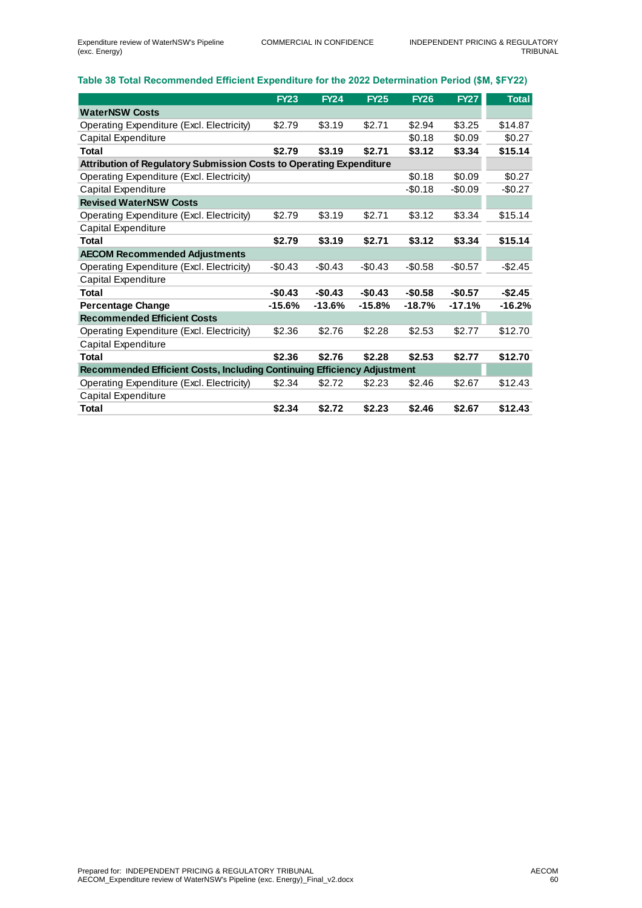**Table 38 Total Recommended Efficient Expenditure for the 2022 Determination Period ($M, $FY22)**

| | FY23 | FY24 | FY25 | FY26 | FY27 | Total |
|---|---|---|---|---|---|---|
| **WaterNSW Costs** | | | | | | |
| Operating Expenditure (Excl. Electricity) | $2.79 | $3.19 | $2.71 | $2.94 | $3.25 | $14.87 |
| Capital Expenditure | | | | $0.18 | $0.09 | $0.27 |
| **Total** | **$2.79** | **$3.19** | **$2.71** | **$3.12** | **$3.34** | **$15.14** |
| **Attribution of Regulatory Submission Costs to Operating Expenditure** | | | | | | |
| Operating Expenditure (Excl. Electricity) | | | | $0.18 | $0.09 | $0.27 |
| Capital Expenditure | | | | -$0.18 | -$0.09 | -$0.27 |
| **Revised WaterNSW Costs** | | | | | | |
| Operating Expenditure (Excl. Electricity) | $2.79 | $3.19 | $2.71 | $3.12 | $3.34 | $15.14 |
| Capital Expenditure | | | | | | |
| **Total** | **$2.79** | **$3.19** | **$2.71** | **$3.12** | **$3.34** | **$15.14** |
| **AECOM Recommended Adjustments** | | | | | | |
| Operating Expenditure (Excl. Electricity) | -$0.43 | -$0.43 | -$0.43 | -$0.58 | -$0.57 | -$2.45 |
| Capital Expenditure | | | | | | |
| **Total** | **-$0.43** | **-$0.43** | **-$0.43** | **-$0.58** | **-$0.57** | **-$2.45** |
| **Percentage Change** | **-15.6%** | **-13.6%** | **-15.8%** | **-18.7%** | **-17.1%** | **-16.2%** |
| **Recommended Efficient Costs** | | | | | | |
| Operating Expenditure (Excl. Electricity) | $2.36 | $2.76 | $2.28 | $2.53 | $2.77 | $12.70 |
| Capital Expenditure | | | | | | |
| **Total** | **$2.36** | **$2.76** | **$2.28** | **$2.53** | **$2.77** | **$12.70** |
| **Recommended Efficient Costs, Including Continuing Efficiency Adjustment** | | | | | | |
| Operating Expenditure (Excl. Electricity) | $2.34 | $2.72 | $2.23 | $2.46 | $2.67 | $12.43 |
| Capital Expenditure | | | | | | |
| **Total** | **$2.34** | **$2.72** | **$2.23** | **$2.46** | **$2.67** | **$12.43** |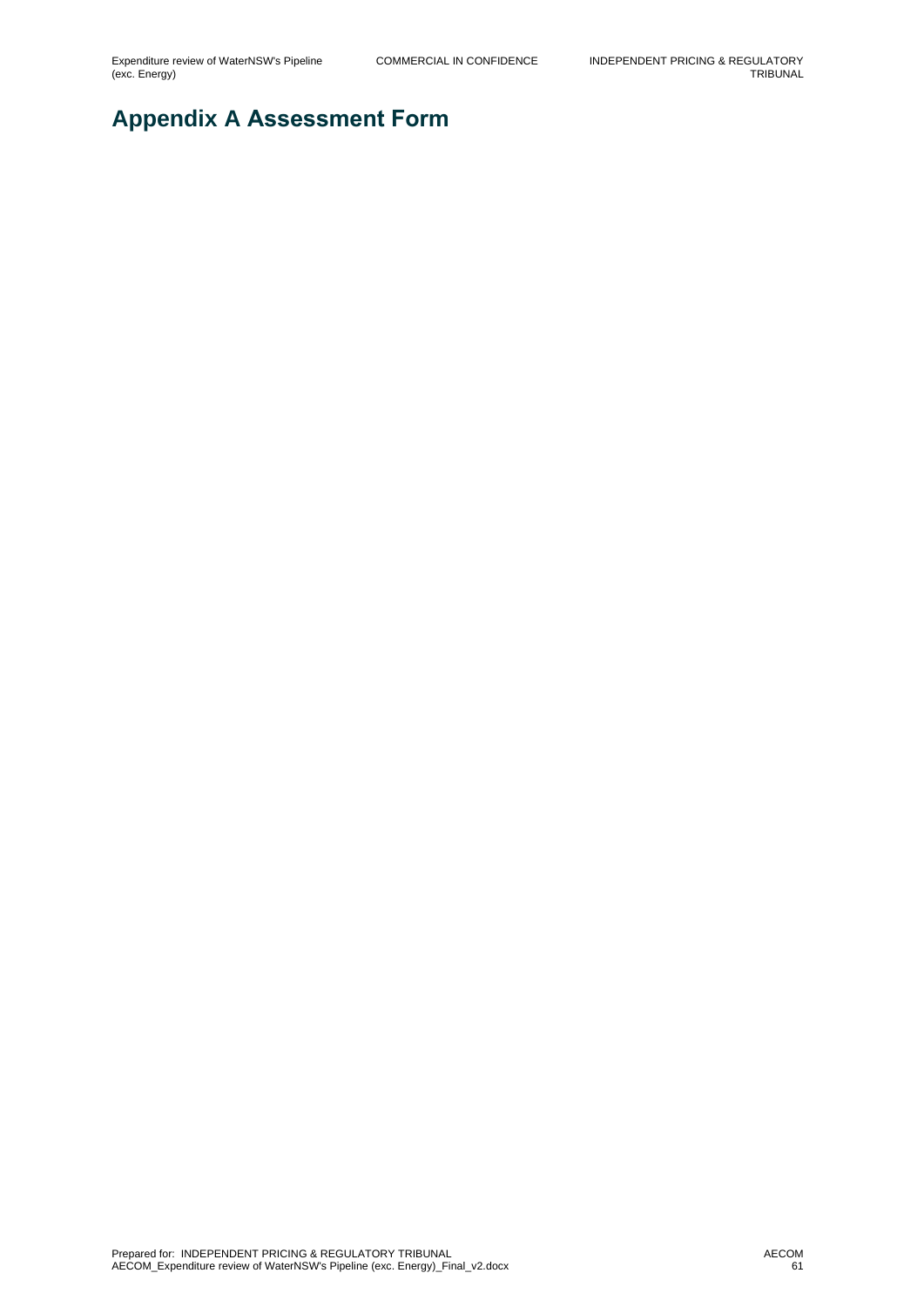# Appendix A Assessment Form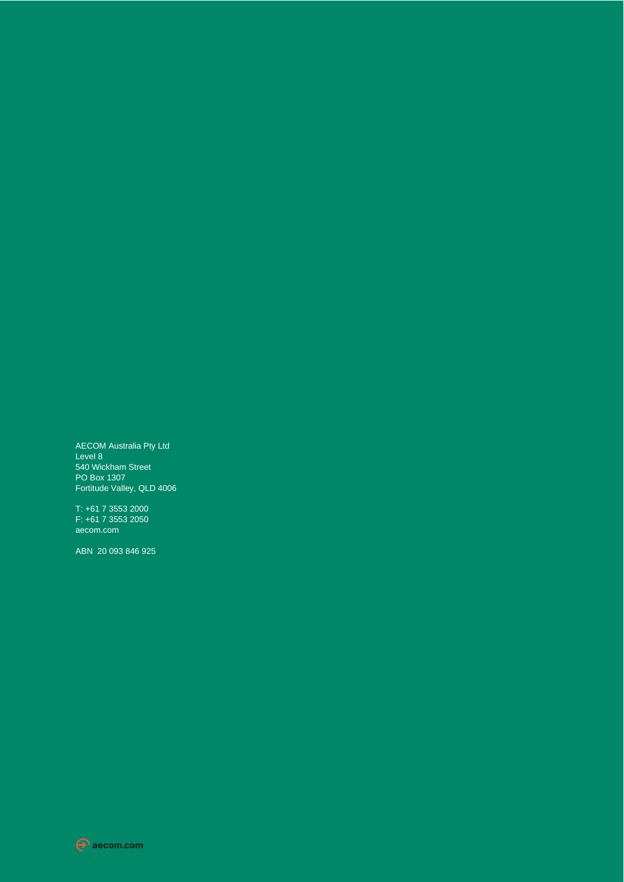AECOM Australia Pty Ltd
Level 8
540 Wickham Street
PO Box 1307
Fortitude Valley, QLD 4006

T: +61 7 3553 2000
F: +61 7 3553 2050
aecom.com

ABN 20 093 846 925

aecom.com